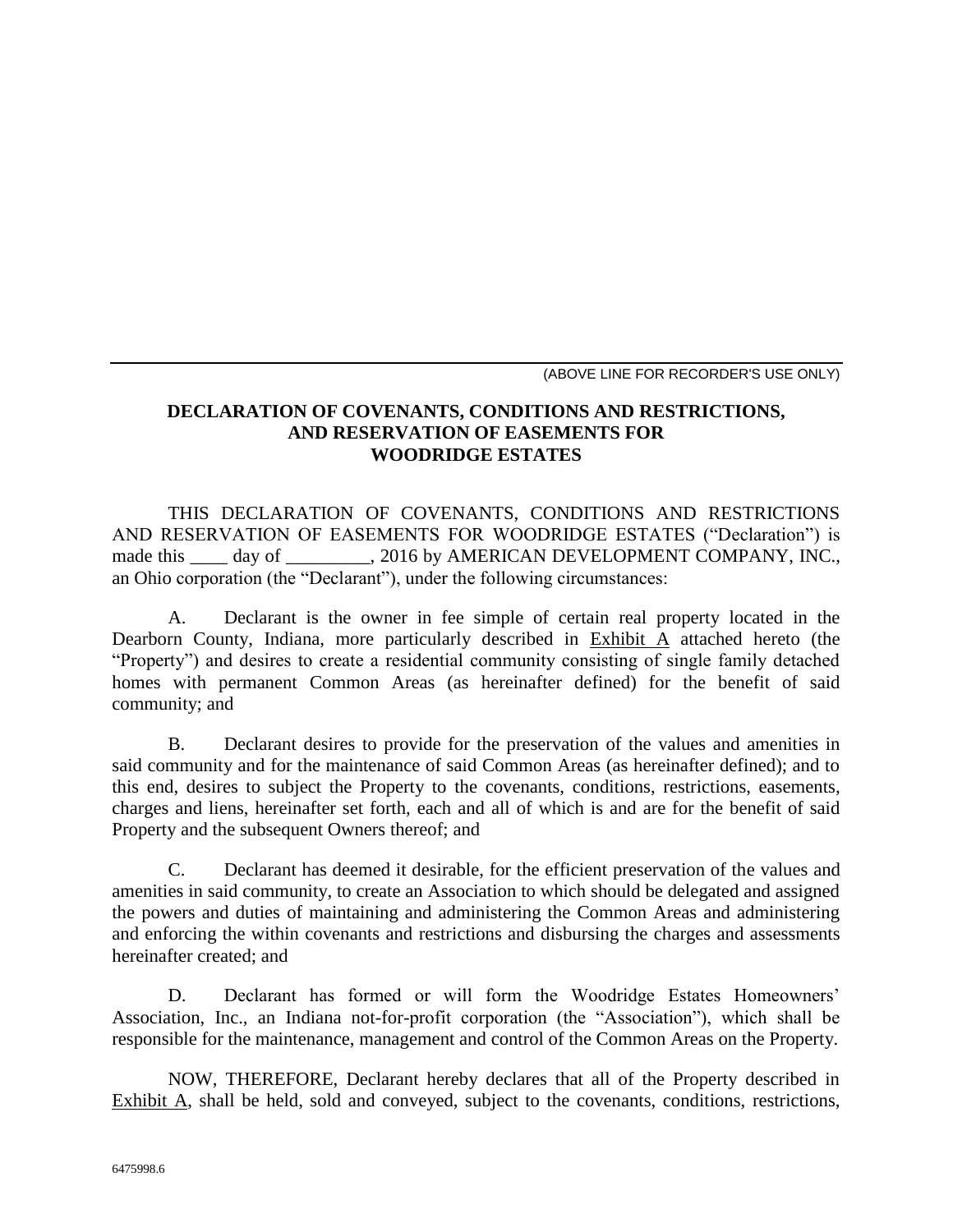(ABOVE LINE FOR RECORDER'S USE ONLY)

**DECLARATION OF COVENANTS, CONDITIONS AND RESTRICTIONS, AND RESERVATION OF EASEMENTS FOR WOODRIDGE ESTATES**

THIS DECLARATION OF COVENANTS, CONDITIONS AND RESTRICTIONS AND RESERVATION OF EASEMENTS FOR WOODRIDGE ESTATES ("Declaration") is made this ____ day of _________, 2016 by AMERICAN DEVELOPMENT COMPANY, INC., an Ohio corporation (the "Declarant"), under the following circumstances:

A. Declarant is the owner in fee simple of certain real property located in the Dearborn County, Indiana, more particularly described in Exhibit A attached hereto (the "Property") and desires to create a residential community consisting of single family detached homes with permanent Common Areas (as hereinafter defined) for the benefit of said community; and

B. Declarant desires to provide for the preservation of the values and amenities in said community and for the maintenance of said Common Areas (as hereinafter defined); and to this end, desires to subject the Property to the covenants, conditions, restrictions, easements, charges and liens, hereinafter set forth, each and all of which is and are for the benefit of said Property and the subsequent Owners thereof; and

C. Declarant has deemed it desirable, for the efficient preservation of the values and amenities in said community, to create an Association to which should be delegated and assigned the powers and duties of maintaining and administering the Common Areas and administering and enforcing the within covenants and restrictions and disbursing the charges and assessments hereinafter created; and

D. Declarant has formed or will form the Woodridge Estates Homeowners' Association, Inc., an Indiana not-for-profit corporation (the "Association"), which shall be responsible for the maintenance, management and control of the Common Areas on the Property.

NOW, THEREFORE, Declarant hereby declares that all of the Property described in Exhibit A, shall be held, sold and conveyed, subject to the covenants, conditions, restrictions,

6475998.6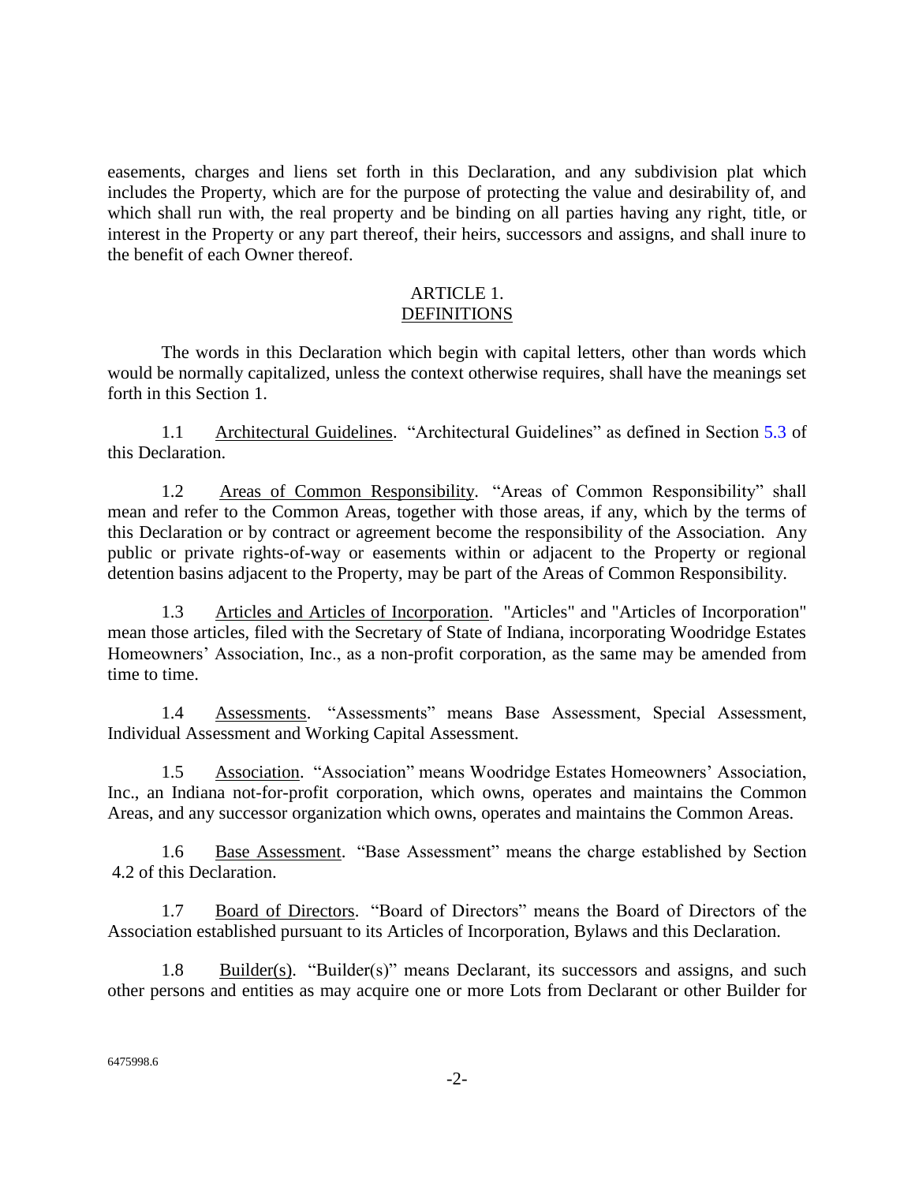easements, charges and liens set forth in this Declaration, and any subdivision plat which includes the Property, which are for the purpose of protecting the value and desirability of, and which shall run with, the real property and be binding on all parties having any right, title, or interest in the Property or any part thereof, their heirs, successors and assigns, and shall inure to the benefit of each Owner thereof.

## ARTICLE 1.
## DEFINITIONS

The words in this Declaration which begin with capital letters, other than words which would be normally capitalized, unless the context otherwise requires, shall have the meanings set forth in this Section 1.

1.1 Architectural Guidelines. "Architectural Guidelines" as defined in Section 5.3 of this Declaration.

1.2 Areas of Common Responsibility. "Areas of Common Responsibility" shall mean and refer to the Common Areas, together with those areas, if any, which by the terms of this Declaration or by contract or agreement become the responsibility of the Association. Any public or private rights-of-way or easements within or adjacent to the Property or regional detention basins adjacent to the Property, may be part of the Areas of Common Responsibility.

1.3 Articles and Articles of Incorporation. "Articles" and "Articles of Incorporation" mean those articles, filed with the Secretary of State of Indiana, incorporating Woodridge Estates Homeowners' Association, Inc., as a non-profit corporation, as the same may be amended from time to time.

1.4 Assessments. "Assessments" means Base Assessment, Special Assessment, Individual Assessment and Working Capital Assessment.

1.5 Association. "Association" means Woodridge Estates Homeowners' Association, Inc., an Indiana not-for-profit corporation, which owns, operates and maintains the Common Areas, and any successor organization which owns, operates and maintains the Common Areas.

1.6 Base Assessment. "Base Assessment" means the charge established by Section 4.2 of this Declaration.

1.7 Board of Directors. "Board of Directors" means the Board of Directors of the Association established pursuant to its Articles of Incorporation, Bylaws and this Declaration.

1.8 Builder(s). "Builder(s)" means Declarant, its successors and assigns, and such other persons and entities as may acquire one or more Lots from Declarant or other Builder for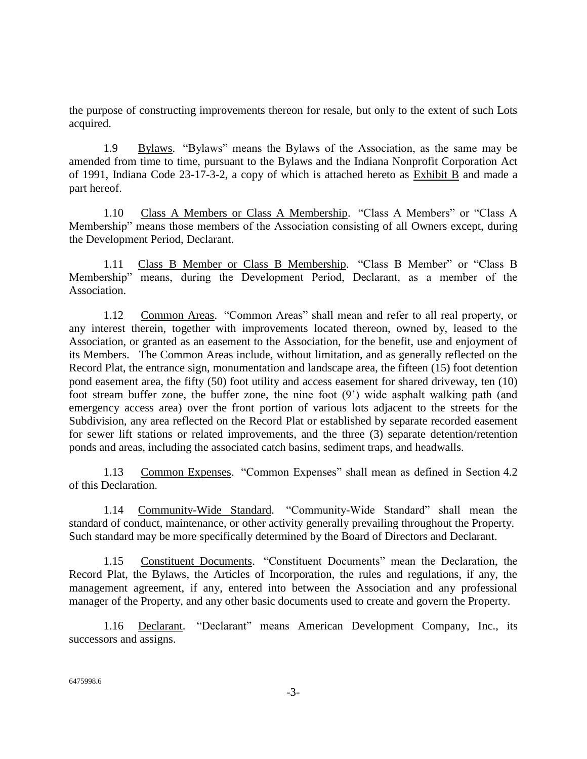the purpose of constructing improvements thereon for resale, but only to the extent of such Lots acquired.

1.9 Bylaws. "Bylaws" means the Bylaws of the Association, as the same may be amended from time to time, pursuant to the Bylaws and the Indiana Nonprofit Corporation Act of 1991, Indiana Code 23-17-3-2, a copy of which is attached hereto as Exhibit B and made a part hereof.

1.10 Class A Members or Class A Membership. "Class A Members" or "Class A Membership" means those members of the Association consisting of all Owners except, during the Development Period, Declarant.

1.11 Class B Member or Class B Membership. "Class B Member" or "Class B Membership" means, during the Development Period, Declarant, as a member of the Association.

1.12 Common Areas. "Common Areas" shall mean and refer to all real property, or any interest therein, together with improvements located thereon, owned by, leased to the Association, or granted as an easement to the Association, for the benefit, use and enjoyment of its Members. The Common Areas include, without limitation, and as generally reflected on the Record Plat, the entrance sign, monumentation and landscape area, the fifteen (15) foot detention pond easement area, the fifty (50) foot utility and access easement for shared driveway, ten (10) foot stream buffer zone, the buffer zone, the nine foot (9') wide asphalt walking path (and emergency access area) over the front portion of various lots adjacent to the streets for the Subdivision, any area reflected on the Record Plat or established by separate recorded easement for sewer lift stations or related improvements, and the three (3) separate detention/retention ponds and areas, including the associated catch basins, sediment traps, and headwalls.

1.13 Common Expenses. "Common Expenses" shall mean as defined in Section 4.2 of this Declaration.

1.14 Community-Wide Standard. "Community-Wide Standard" shall mean the standard of conduct, maintenance, or other activity generally prevailing throughout the Property. Such standard may be more specifically determined by the Board of Directors and Declarant.

1.15 Constituent Documents. "Constituent Documents" mean the Declaration, the Record Plat, the Bylaws, the Articles of Incorporation, the rules and regulations, if any, the management agreement, if any, entered into between the Association and any professional manager of the Property, and any other basic documents used to create and govern the Property.

1.16 Declarant. "Declarant" means American Development Company, Inc., its successors and assigns.

6475998.6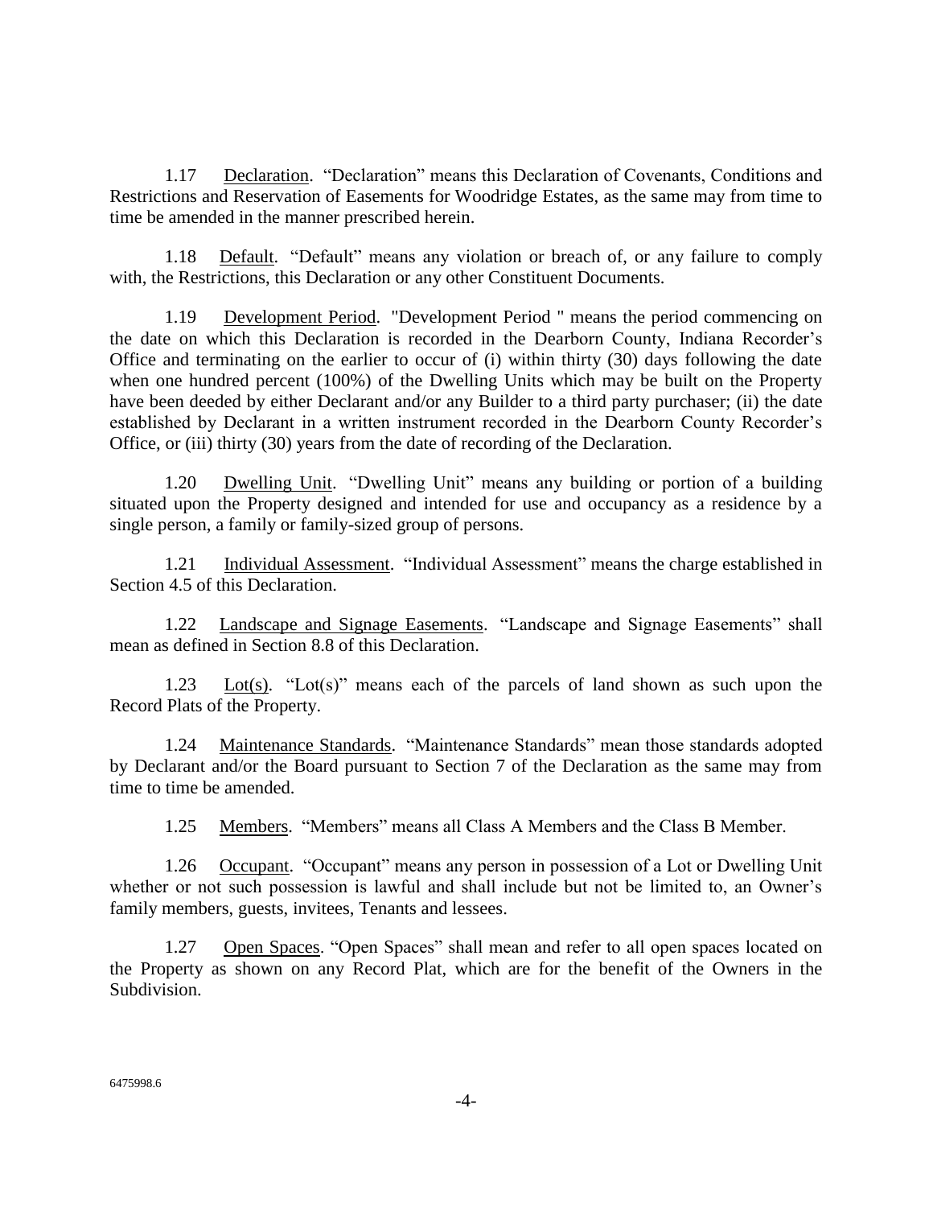1.17 Declaration. "Declaration" means this Declaration of Covenants, Conditions and Restrictions and Reservation of Easements for Woodridge Estates, as the same may from time to time be amended in the manner prescribed herein.

1.18 Default. "Default" means any violation or breach of, or any failure to comply with, the Restrictions, this Declaration or any other Constituent Documents.

1.19 Development Period. "Development Period " means the period commencing on the date on which this Declaration is recorded in the Dearborn County, Indiana Recorder's Office and terminating on the earlier to occur of (i) within thirty (30) days following the date when one hundred percent (100%) of the Dwelling Units which may be built on the Property have been deeded by either Declarant and/or any Builder to a third party purchaser; (ii) the date established by Declarant in a written instrument recorded in the Dearborn County Recorder's Office, or (iii) thirty (30) years from the date of recording of the Declaration.

1.20 Dwelling Unit. "Dwelling Unit" means any building or portion of a building situated upon the Property designed and intended for use and occupancy as a residence by a single person, a family or family-sized group of persons.

1.21 Individual Assessment. "Individual Assessment" means the charge established in Section 4.5 of this Declaration.

1.22 Landscape and Signage Easements. "Landscape and Signage Easements" shall mean as defined in Section 8.8 of this Declaration.

1.23 Lot(s). "Lot(s)" means each of the parcels of land shown as such upon the Record Plats of the Property.

1.24 Maintenance Standards. "Maintenance Standards" mean those standards adopted by Declarant and/or the Board pursuant to Section 7 of the Declaration as the same may from time to time be amended.

1.25 Members. "Members" means all Class A Members and the Class B Member.

1.26 Occupant. "Occupant" means any person in possession of a Lot or Dwelling Unit whether or not such possession is lawful and shall include but not be limited to, an Owner's family members, guests, invitees, Tenants and lessees.

1.27 Open Spaces. "Open Spaces" shall mean and refer to all open spaces located on the Property as shown on any Record Plat, which are for the benefit of the Owners in the Subdivision.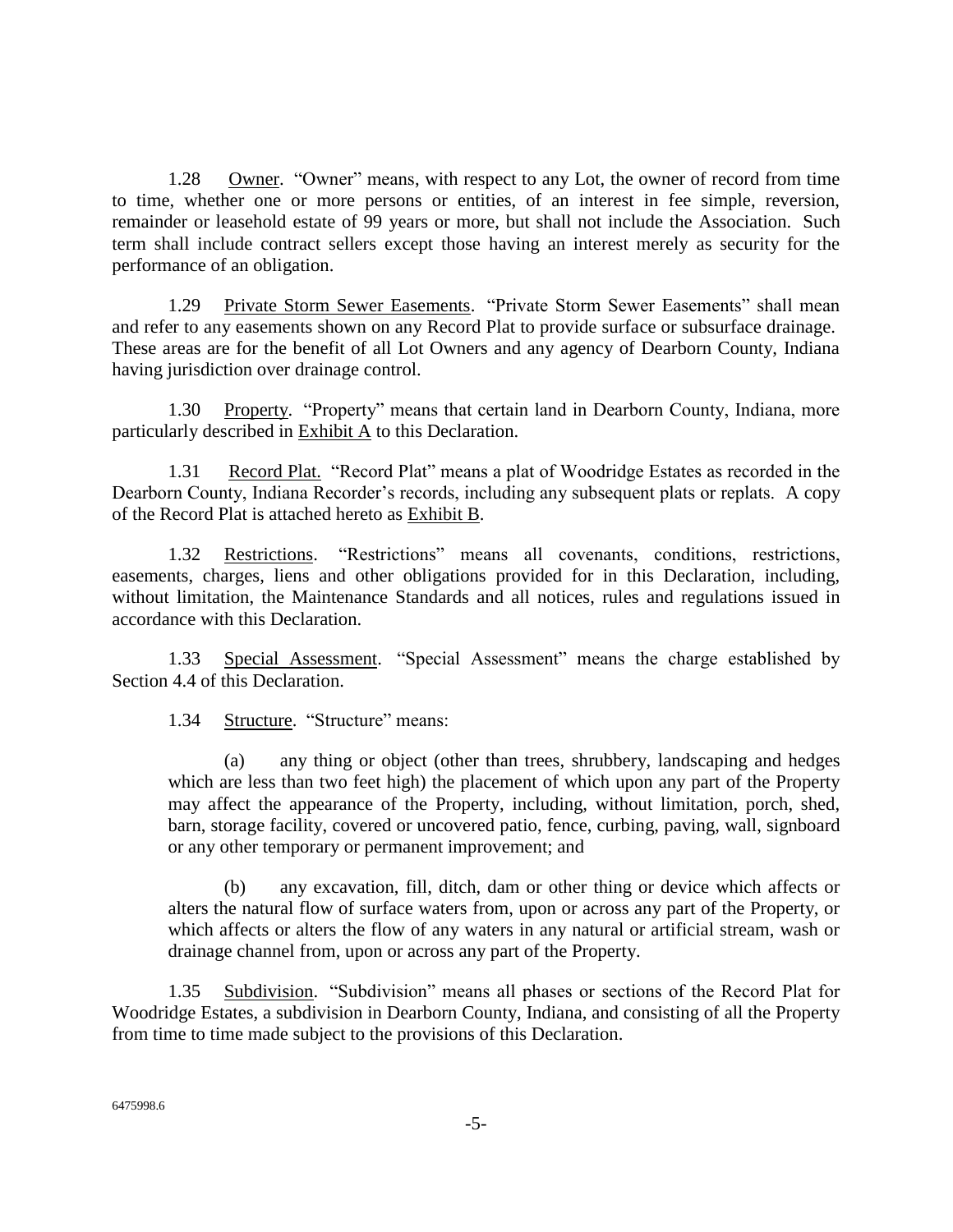1.28 Owner. "Owner" means, with respect to any Lot, the owner of record from time to time, whether one or more persons or entities, of an interest in fee simple, reversion, remainder or leasehold estate of 99 years or more, but shall not include the Association. Such term shall include contract sellers except those having an interest merely as security for the performance of an obligation.

1.29 Private Storm Sewer Easements. "Private Storm Sewer Easements" shall mean and refer to any easements shown on any Record Plat to provide surface or subsurface drainage. These areas are for the benefit of all Lot Owners and any agency of Dearborn County, Indiana having jurisdiction over drainage control.

1.30 Property. "Property" means that certain land in Dearborn County, Indiana, more particularly described in Exhibit A to this Declaration.

1.31 Record Plat. "Record Plat" means a plat of Woodridge Estates as recorded in the Dearborn County, Indiana Recorder's records, including any subsequent plats or replats. A copy of the Record Plat is attached hereto as Exhibit B.

1.32 Restrictions. "Restrictions" means all covenants, conditions, restrictions, easements, charges, liens and other obligations provided for in this Declaration, including, without limitation, the Maintenance Standards and all notices, rules and regulations issued in accordance with this Declaration.

1.33 Special Assessment. "Special Assessment" means the charge established by Section 4.4 of this Declaration.

1.34 Structure. "Structure" means:

(a) any thing or object (other than trees, shrubbery, landscaping and hedges which are less than two feet high) the placement of which upon any part of the Property may affect the appearance of the Property, including, without limitation, porch, shed, barn, storage facility, covered or uncovered patio, fence, curbing, paving, wall, signboard or any other temporary or permanent improvement; and

(b) any excavation, fill, ditch, dam or other thing or device which affects or alters the natural flow of surface waters from, upon or across any part of the Property, or which affects or alters the flow of any waters in any natural or artificial stream, wash or drainage channel from, upon or across any part of the Property.

1.35 Subdivision. "Subdivision" means all phases or sections of the Record Plat for Woodridge Estates, a subdivision in Dearborn County, Indiana, and consisting of all the Property from time to time made subject to the provisions of this Declaration.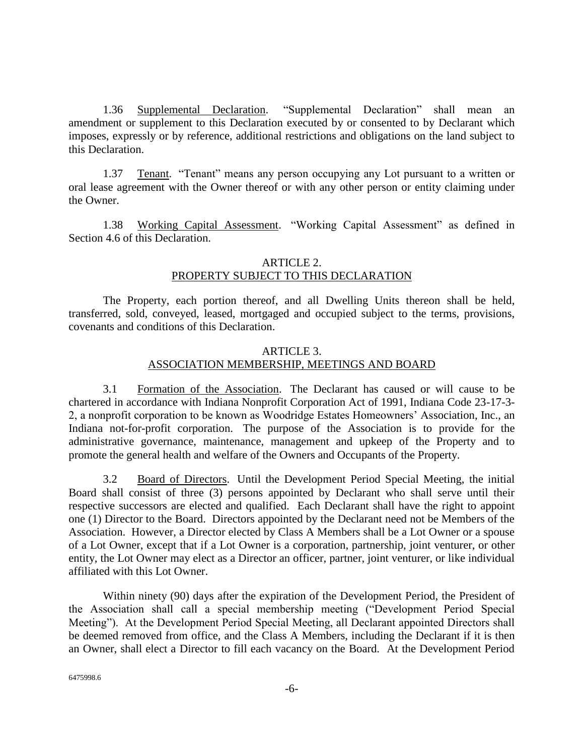1.36 Supplemental Declaration. "Supplemental Declaration" shall mean an amendment or supplement to this Declaration executed by or consented to by Declarant which imposes, expressly or by reference, additional restrictions and obligations on the land subject to this Declaration.

1.37 Tenant. "Tenant" means any person occupying any Lot pursuant to a written or oral lease agreement with the Owner thereof or with any other person or entity claiming under the Owner.

1.38 Working Capital Assessment. "Working Capital Assessment" as defined in Section 4.6 of this Declaration.

## ARTICLE 2.
## PROPERTY SUBJECT TO THIS DECLARATION

The Property, each portion thereof, and all Dwelling Units thereon shall be held, transferred, sold, conveyed, leased, mortgaged and occupied subject to the terms, provisions, covenants and conditions of this Declaration.

## ARTICLE 3.
## ASSOCIATION MEMBERSHIP, MEETINGS AND BOARD

3.1 Formation of the Association. The Declarant has caused or will cause to be chartered in accordance with Indiana Nonprofit Corporation Act of 1991, Indiana Code 23-17-3-2, a nonprofit corporation to be known as Woodridge Estates Homeowners' Association, Inc., an Indiana not-for-profit corporation. The purpose of the Association is to provide for the administrative governance, maintenance, management and upkeep of the Property and to promote the general health and welfare of the Owners and Occupants of the Property.

3.2 Board of Directors. Until the Development Period Special Meeting, the initial Board shall consist of three (3) persons appointed by Declarant who shall serve until their respective successors are elected and qualified. Each Declarant shall have the right to appoint one (1) Director to the Board. Directors appointed by the Declarant need not be Members of the Association. However, a Director elected by Class A Members shall be a Lot Owner or a spouse of a Lot Owner, except that if a Lot Owner is a corporation, partnership, joint venturer, or other entity, the Lot Owner may elect as a Director an officer, partner, joint venturer, or like individual affiliated with this Lot Owner.

Within ninety (90) days after the expiration of the Development Period, the President of the Association shall call a special membership meeting ("Development Period Special Meeting"). At the Development Period Special Meeting, all Declarant appointed Directors shall be deemed removed from office, and the Class A Members, including the Declarant if it is then an Owner, shall elect a Director to fill each vacancy on the Board. At the Development Period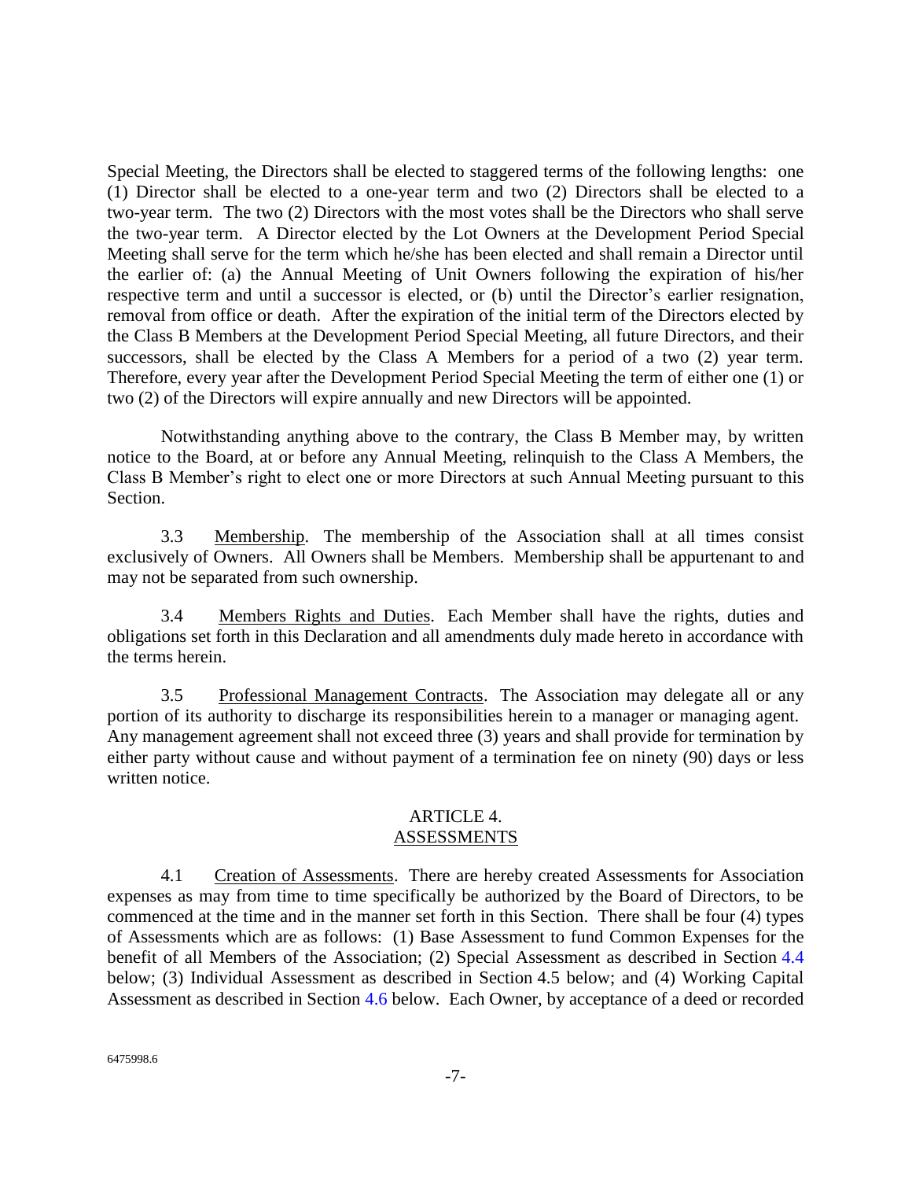Special Meeting, the Directors shall be elected to staggered terms of the following lengths: one (1) Director shall be elected to a one-year term and two (2) Directors shall be elected to a two-year term. The two (2) Directors with the most votes shall be the Directors who shall serve the two-year term. A Director elected by the Lot Owners at the Development Period Special Meeting shall serve for the term which he/she has been elected and shall remain a Director until the earlier of: (a) the Annual Meeting of Unit Owners following the expiration of his/her respective term and until a successor is elected, or (b) until the Director's earlier resignation, removal from office or death. After the expiration of the initial term of the Directors elected by the Class B Members at the Development Period Special Meeting, all future Directors, and their successors, shall be elected by the Class A Members for a period of a two (2) year term. Therefore, every year after the Development Period Special Meeting the term of either one (1) or two (2) of the Directors will expire annually and new Directors will be appointed.

Notwithstanding anything above to the contrary, the Class B Member may, by written notice to the Board, at or before any Annual Meeting, relinquish to the Class A Members, the Class B Member's right to elect one or more Directors at such Annual Meeting pursuant to this Section.

3.3 Membership. The membership of the Association shall at all times consist exclusively of Owners. All Owners shall be Members. Membership shall be appurtenant to and may not be separated from such ownership.

3.4 Members Rights and Duties. Each Member shall have the rights, duties and obligations set forth in this Declaration and all amendments duly made hereto in accordance with the terms herein.

3.5 Professional Management Contracts. The Association may delegate all or any portion of its authority to discharge its responsibilities herein to a manager or managing agent. Any management agreement shall not exceed three (3) years and shall provide for termination by either party without cause and without payment of a termination fee on ninety (90) days or less written notice.

## ARTICLE 4.
## ASSESSMENTS

4.1 Creation of Assessments. There are hereby created Assessments for Association expenses as may from time to time specifically be authorized by the Board of Directors, to be commenced at the time and in the manner set forth in this Section. There shall be four (4) types of Assessments which are as follows: (1) Base Assessment to fund Common Expenses for the benefit of all Members of the Association; (2) Special Assessment as described in Section 4.4 below; (3) Individual Assessment as described in Section 4.5 below; and (4) Working Capital Assessment as described in Section 4.6 below. Each Owner, by acceptance of a deed or recorded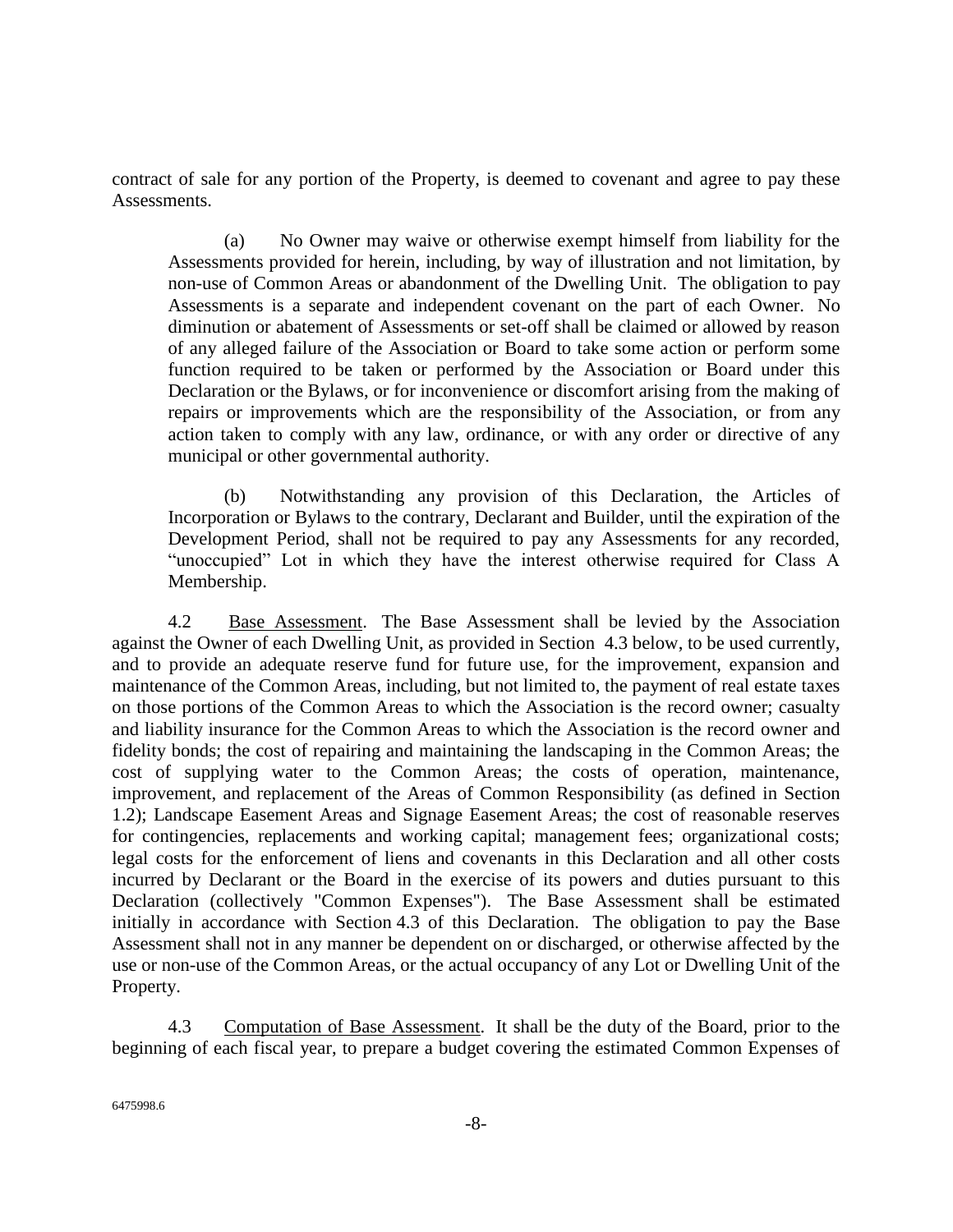contract of sale for any portion of the Property, is deemed to covenant and agree to pay these Assessments.

(a) No Owner may waive or otherwise exempt himself from liability for the Assessments provided for herein, including, by way of illustration and not limitation, by non-use of Common Areas or abandonment of the Dwelling Unit. The obligation to pay Assessments is a separate and independent covenant on the part of each Owner. No diminution or abatement of Assessments or set-off shall be claimed or allowed by reason of any alleged failure of the Association or Board to take some action or perform some function required to be taken or performed by the Association or Board under this Declaration or the Bylaws, or for inconvenience or discomfort arising from the making of repairs or improvements which are the responsibility of the Association, or from any action taken to comply with any law, ordinance, or with any order or directive of any municipal or other governmental authority.

(b) Notwithstanding any provision of this Declaration, the Articles of Incorporation or Bylaws to the contrary, Declarant and Builder, until the expiration of the Development Period, shall not be required to pay any Assessments for any recorded, "unoccupied" Lot in which they have the interest otherwise required for Class A Membership.

4.2 Base Assessment. The Base Assessment shall be levied by the Association against the Owner of each Dwelling Unit, as provided in Section 4.3 below, to be used currently, and to provide an adequate reserve fund for future use, for the improvement, expansion and maintenance of the Common Areas, including, but not limited to, the payment of real estate taxes on those portions of the Common Areas to which the Association is the record owner; casualty and liability insurance for the Common Areas to which the Association is the record owner and fidelity bonds; the cost of repairing and maintaining the landscaping in the Common Areas; the cost of supplying water to the Common Areas; the costs of operation, maintenance, improvement, and replacement of the Areas of Common Responsibility (as defined in Section 1.2); Landscape Easement Areas and Signage Easement Areas; the cost of reasonable reserves for contingencies, replacements and working capital; management fees; organizational costs; legal costs for the enforcement of liens and covenants in this Declaration and all other costs incurred by Declarant or the Board in the exercise of its powers and duties pursuant to this Declaration (collectively "Common Expenses"). The Base Assessment shall be estimated initially in accordance with Section 4.3 of this Declaration. The obligation to pay the Base Assessment shall not in any manner be dependent on or discharged, or otherwise affected by the use or non-use of the Common Areas, or the actual occupancy of any Lot or Dwelling Unit of the Property.

4.3 Computation of Base Assessment. It shall be the duty of the Board, prior to the beginning of each fiscal year, to prepare a budget covering the estimated Common Expenses of

6475998.6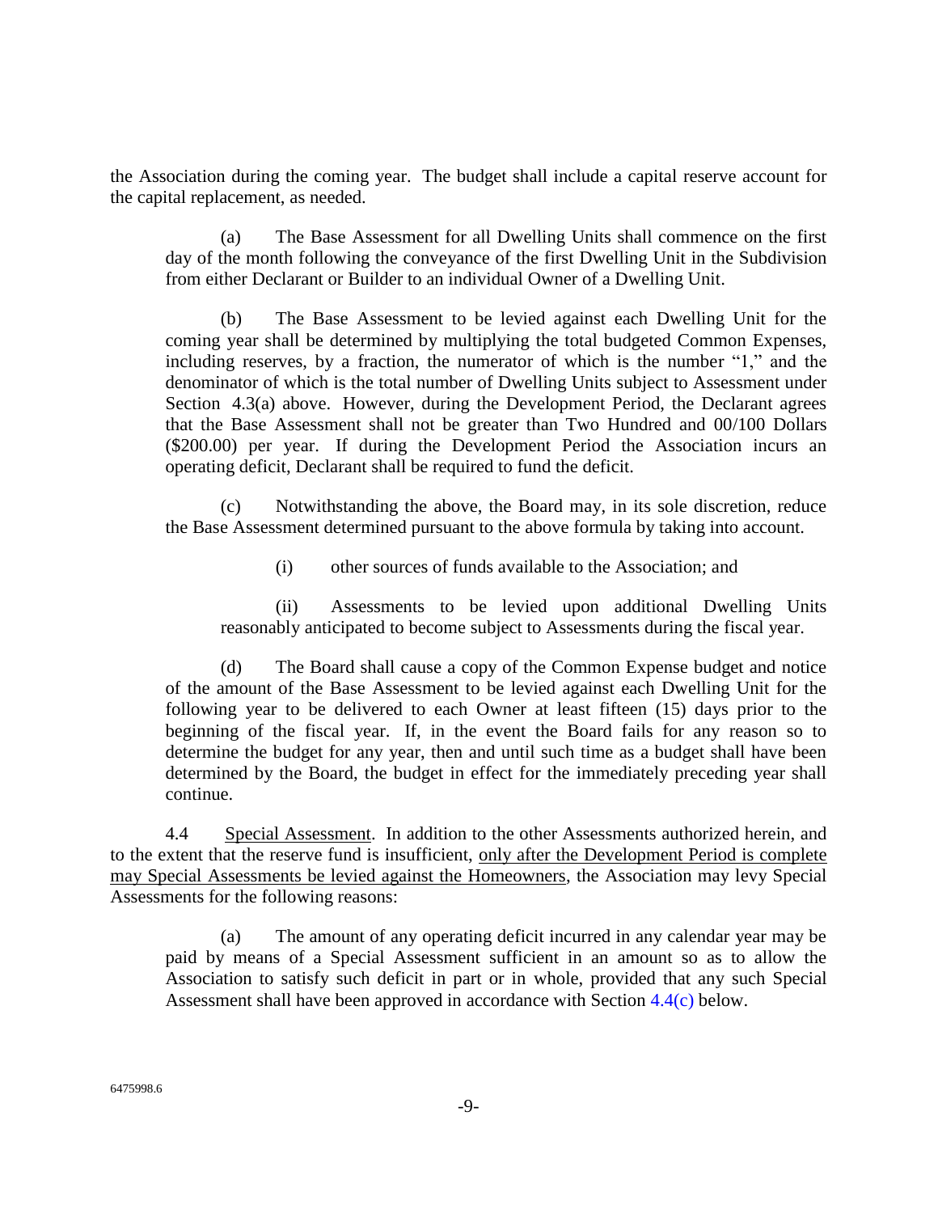the Association during the coming year. The budget shall include a capital reserve account for the capital replacement, as needed.

(a) The Base Assessment for all Dwelling Units shall commence on the first day of the month following the conveyance of the first Dwelling Unit in the Subdivision from either Declarant or Builder to an individual Owner of a Dwelling Unit.

(b) The Base Assessment to be levied against each Dwelling Unit for the coming year shall be determined by multiplying the total budgeted Common Expenses, including reserves, by a fraction, the numerator of which is the number "1," and the denominator of which is the total number of Dwelling Units subject to Assessment under Section 4.3(a) above. However, during the Development Period, the Declarant agrees that the Base Assessment shall not be greater than Two Hundred and 00/100 Dollars ($200.00) per year. If during the Development Period the Association incurs an operating deficit, Declarant shall be required to fund the deficit.

(c) Notwithstanding the above, the Board may, in its sole discretion, reduce the Base Assessment determined pursuant to the above formula by taking into account.

(i) other sources of funds available to the Association; and

(ii) Assessments to be levied upon additional Dwelling Units reasonably anticipated to become subject to Assessments during the fiscal year.

(d) The Board shall cause a copy of the Common Expense budget and notice of the amount of the Base Assessment to be levied against each Dwelling Unit for the following year to be delivered to each Owner at least fifteen (15) days prior to the beginning of the fiscal year. If, in the event the Board fails for any reason so to determine the budget for any year, then and until such time as a budget shall have been determined by the Board, the budget in effect for the immediately preceding year shall continue.

4.4 Special Assessment. In addition to the other Assessments authorized herein, and to the extent that the reserve fund is insufficient, only after the Development Period is complete may Special Assessments be levied against the Homeowners, the Association may levy Special Assessments for the following reasons:

(a) The amount of any operating deficit incurred in any calendar year may be paid by means of a Special Assessment sufficient in an amount so as to allow the Association to satisfy such deficit in part or in whole, provided that any such Special Assessment shall have been approved in accordance with Section 4.4(c) below.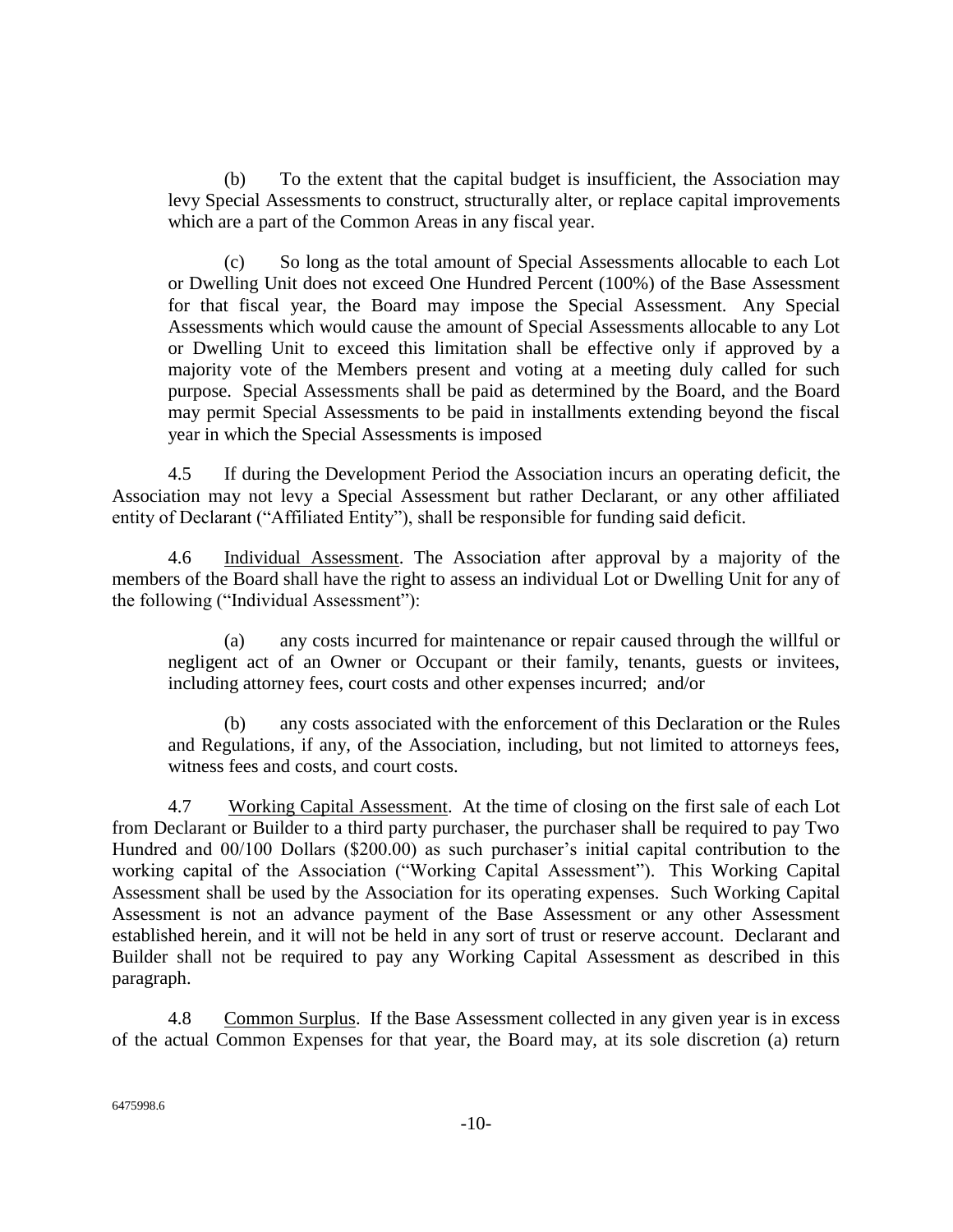(b) To the extent that the capital budget is insufficient, the Association may levy Special Assessments to construct, structurally alter, or replace capital improvements which are a part of the Common Areas in any fiscal year.

(c) So long as the total amount of Special Assessments allocable to each Lot or Dwelling Unit does not exceed One Hundred Percent (100%) of the Base Assessment for that fiscal year, the Board may impose the Special Assessment. Any Special Assessments which would cause the amount of Special Assessments allocable to any Lot or Dwelling Unit to exceed this limitation shall be effective only if approved by a majority vote of the Members present and voting at a meeting duly called for such purpose. Special Assessments shall be paid as determined by the Board, and the Board may permit Special Assessments to be paid in installments extending beyond the fiscal year in which the Special Assessments is imposed

4.5 If during the Development Period the Association incurs an operating deficit, the Association may not levy a Special Assessment but rather Declarant, or any other affiliated entity of Declarant ("Affiliated Entity"), shall be responsible for funding said deficit.

4.6 Individual Assessment. The Association after approval by a majority of the members of the Board shall have the right to assess an individual Lot or Dwelling Unit for any of the following ("Individual Assessment"):

(a) any costs incurred for maintenance or repair caused through the willful or negligent act of an Owner or Occupant or their family, tenants, guests or invitees, including attorney fees, court costs and other expenses incurred; and/or

(b) any costs associated with the enforcement of this Declaration or the Rules and Regulations, if any, of the Association, including, but not limited to attorneys fees, witness fees and costs, and court costs.

4.7 Working Capital Assessment. At the time of closing on the first sale of each Lot from Declarant or Builder to a third party purchaser, the purchaser shall be required to pay Two Hundred and 00/100 Dollars ($200.00) as such purchaser's initial capital contribution to the working capital of the Association ("Working Capital Assessment"). This Working Capital Assessment shall be used by the Association for its operating expenses. Such Working Capital Assessment is not an advance payment of the Base Assessment or any other Assessment established herein, and it will not be held in any sort of trust or reserve account. Declarant and Builder shall not be required to pay any Working Capital Assessment as described in this paragraph.

4.8 Common Surplus. If the Base Assessment collected in any given year is in excess of the actual Common Expenses for that year, the Board may, at its sole discretion (a) return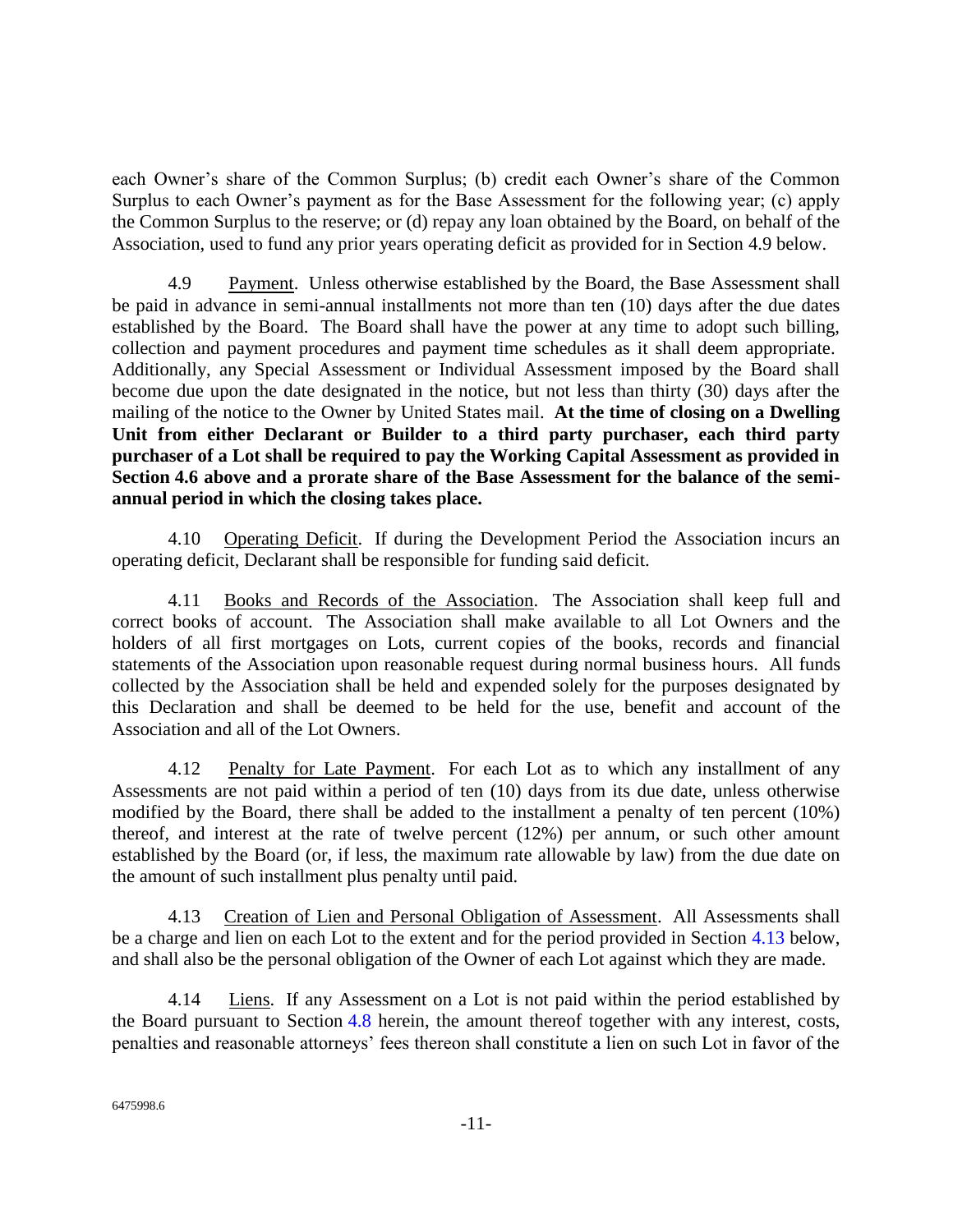each Owner's share of the Common Surplus; (b) credit each Owner's share of the Common Surplus to each Owner's payment as for the Base Assessment for the following year; (c) apply the Common Surplus to the reserve; or (d) repay any loan obtained by the Board, on behalf of the Association, used to fund any prior years operating deficit as provided for in Section 4.9 below.

4.9 Payment. Unless otherwise established by the Board, the Base Assessment shall be paid in advance in semi-annual installments not more than ten (10) days after the due dates established by the Board. The Board shall have the power at any time to adopt such billing, collection and payment procedures and payment time schedules as it shall deem appropriate. Additionally, any Special Assessment or Individual Assessment imposed by the Board shall become due upon the date designated in the notice, but not less than thirty (30) days after the mailing of the notice to the Owner by United States mail. **At the time of closing on a Dwelling Unit from either Declarant or Builder to a third party purchaser, each third party purchaser of a Lot shall be required to pay the Working Capital Assessment as provided in Section 4.6 above and a prorate share of the Base Assessment for the balance of the semi-annual period in which the closing takes place.**

4.10 Operating Deficit. If during the Development Period the Association incurs an operating deficit, Declarant shall be responsible for funding said deficit.

4.11 Books and Records of the Association. The Association shall keep full and correct books of account. The Association shall make available to all Lot Owners and the holders of all first mortgages on Lots, current copies of the books, records and financial statements of the Association upon reasonable request during normal business hours. All funds collected by the Association shall be held and expended solely for the purposes designated by this Declaration and shall be deemed to be held for the use, benefit and account of the Association and all of the Lot Owners.

4.12 Penalty for Late Payment. For each Lot as to which any installment of any Assessments are not paid within a period of ten (10) days from its due date, unless otherwise modified by the Board, there shall be added to the installment a penalty of ten percent (10%) thereof, and interest at the rate of twelve percent (12%) per annum, or such other amount established by the Board (or, if less, the maximum rate allowable by law) from the due date on the amount of such installment plus penalty until paid.

4.13 Creation of Lien and Personal Obligation of Assessment. All Assessments shall be a charge and lien on each Lot to the extent and for the period provided in Section 4.13 below, and shall also be the personal obligation of the Owner of each Lot against which they are made.

4.14 Liens. If any Assessment on a Lot is not paid within the period established by the Board pursuant to Section 4.8 herein, the amount thereof together with any interest, costs, penalties and reasonable attorneys' fees thereon shall constitute a lien on such Lot in favor of the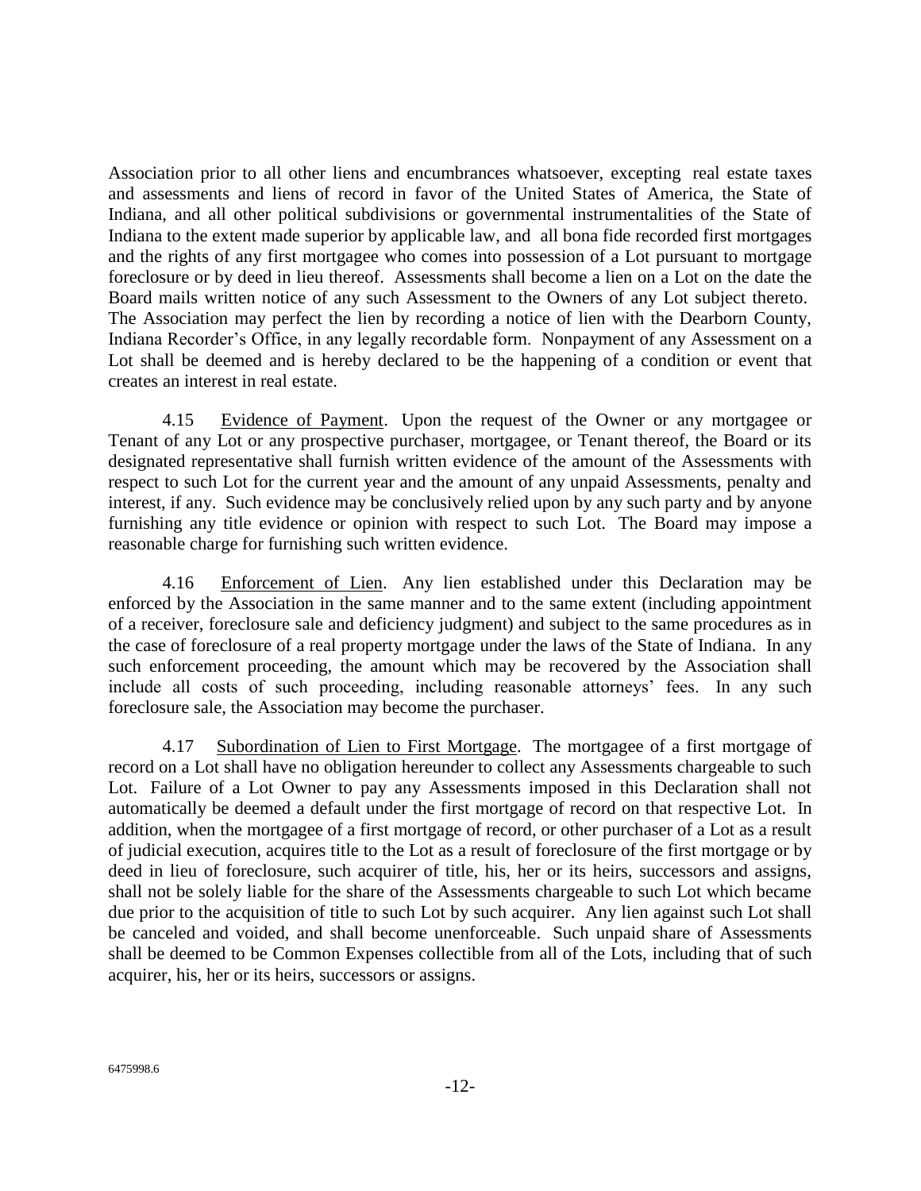Association prior to all other liens and encumbrances whatsoever, excepting real estate taxes and assessments and liens of record in favor of the United States of America, the State of Indiana, and all other political subdivisions or governmental instrumentalities of the State of Indiana to the extent made superior by applicable law, and all bona fide recorded first mortgages and the rights of any first mortgagee who comes into possession of a Lot pursuant to mortgage foreclosure or by deed in lieu thereof. Assessments shall become a lien on a Lot on the date the Board mails written notice of any such Assessment to the Owners of any Lot subject thereto. The Association may perfect the lien by recording a notice of lien with the Dearborn County, Indiana Recorder's Office, in any legally recordable form. Nonpayment of any Assessment on a Lot shall be deemed and is hereby declared to be the happening of a condition or event that creates an interest in real estate.

4.15 Evidence of Payment. Upon the request of the Owner or any mortgagee or Tenant of any Lot or any prospective purchaser, mortgagee, or Tenant thereof, the Board or its designated representative shall furnish written evidence of the amount of the Assessments with respect to such Lot for the current year and the amount of any unpaid Assessments, penalty and interest, if any. Such evidence may be conclusively relied upon by any such party and by anyone furnishing any title evidence or opinion with respect to such Lot. The Board may impose a reasonable charge for furnishing such written evidence.

4.16 Enforcement of Lien. Any lien established under this Declaration may be enforced by the Association in the same manner and to the same extent (including appointment of a receiver, foreclosure sale and deficiency judgment) and subject to the same procedures as in the case of foreclosure of a real property mortgage under the laws of the State of Indiana. In any such enforcement proceeding, the amount which may be recovered by the Association shall include all costs of such proceeding, including reasonable attorneys' fees. In any such foreclosure sale, the Association may become the purchaser.

4.17 Subordination of Lien to First Mortgage. The mortgagee of a first mortgage of record on a Lot shall have no obligation hereunder to collect any Assessments chargeable to such Lot. Failure of a Lot Owner to pay any Assessments imposed in this Declaration shall not automatically be deemed a default under the first mortgage of record on that respective Lot. In addition, when the mortgagee of a first mortgage of record, or other purchaser of a Lot as a result of judicial execution, acquires title to the Lot as a result of foreclosure of the first mortgage or by deed in lieu of foreclosure, such acquirer of title, his, her or its heirs, successors and assigns, shall not be solely liable for the share of the Assessments chargeable to such Lot which became due prior to the acquisition of title to such Lot by such acquirer. Any lien against such Lot shall be canceled and voided, and shall become unenforceable. Such unpaid share of Assessments shall be deemed to be Common Expenses collectible from all of the Lots, including that of such acquirer, his, her or its heirs, successors or assigns.

6475998.6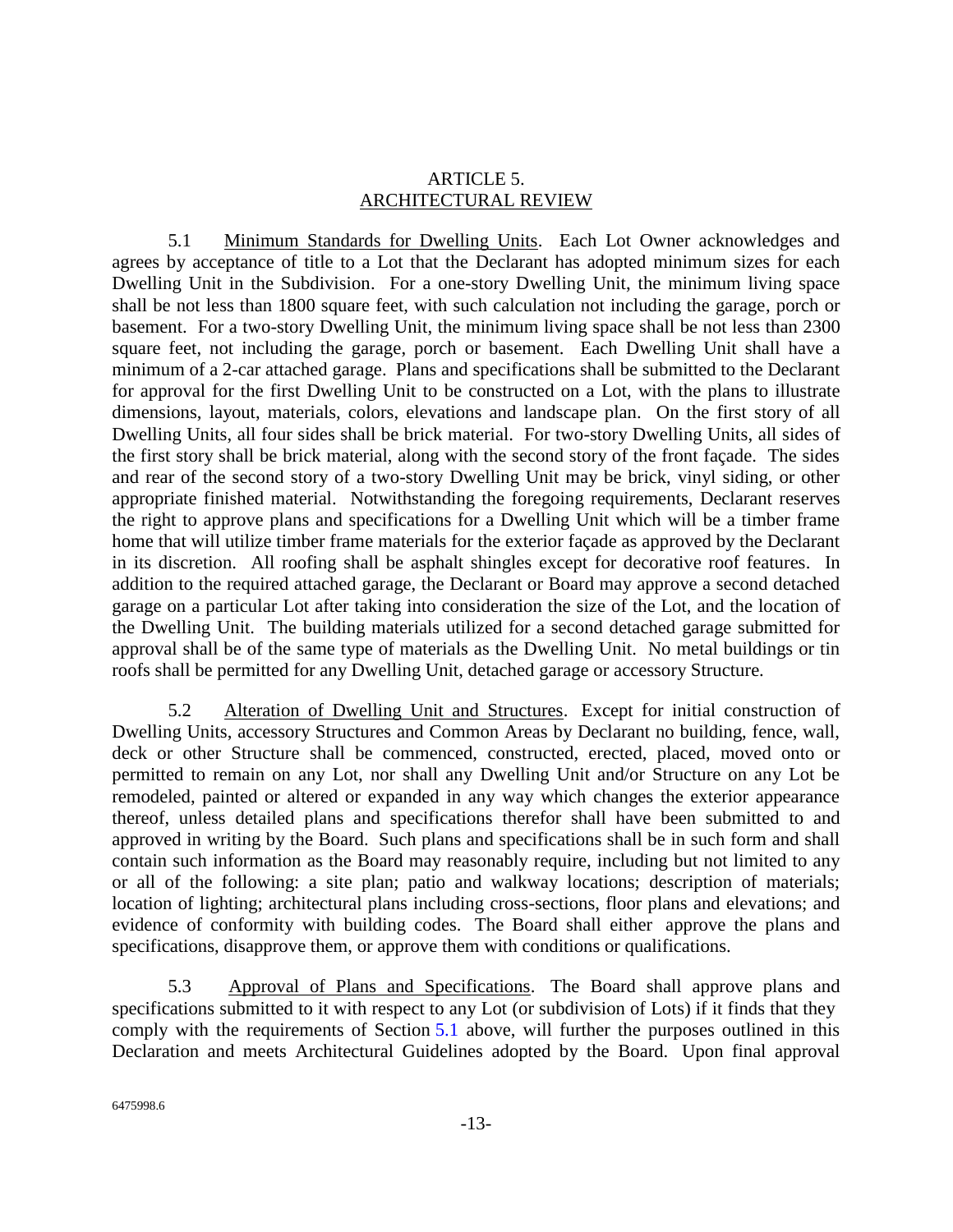## ARTICLE 5.
## ARCHITECTURAL REVIEW

5.1 Minimum Standards for Dwelling Units. Each Lot Owner acknowledges and agrees by acceptance of title to a Lot that the Declarant has adopted minimum sizes for each Dwelling Unit in the Subdivision. For a one-story Dwelling Unit, the minimum living space shall be not less than 1800 square feet, with such calculation not including the garage, porch or basement. For a two-story Dwelling Unit, the minimum living space shall be not less than 2300 square feet, not including the garage, porch or basement. Each Dwelling Unit shall have a minimum of a 2-car attached garage. Plans and specifications shall be submitted to the Declarant for approval for the first Dwelling Unit to be constructed on a Lot, with the plans to illustrate dimensions, layout, materials, colors, elevations and landscape plan. On the first story of all Dwelling Units, all four sides shall be brick material. For two-story Dwelling Units, all sides of the first story shall be brick material, along with the second story of the front façade. The sides and rear of the second story of a two-story Dwelling Unit may be brick, vinyl siding, or other appropriate finished material. Notwithstanding the foregoing requirements, Declarant reserves the right to approve plans and specifications for a Dwelling Unit which will be a timber frame home that will utilize timber frame materials for the exterior façade as approved by the Declarant in its discretion. All roofing shall be asphalt shingles except for decorative roof features. In addition to the required attached garage, the Declarant or Board may approve a second detached garage on a particular Lot after taking into consideration the size of the Lot, and the location of the Dwelling Unit. The building materials utilized for a second detached garage submitted for approval shall be of the same type of materials as the Dwelling Unit. No metal buildings or tin roofs shall be permitted for any Dwelling Unit, detached garage or accessory Structure.

5.2 Alteration of Dwelling Unit and Structures. Except for initial construction of Dwelling Units, accessory Structures and Common Areas by Declarant no building, fence, wall, deck or other Structure shall be commenced, constructed, erected, placed, moved onto or permitted to remain on any Lot, nor shall any Dwelling Unit and/or Structure on any Lot be remodeled, painted or altered or expanded in any way which changes the exterior appearance thereof, unless detailed plans and specifications therefor shall have been submitted to and approved in writing by the Board. Such plans and specifications shall be in such form and shall contain such information as the Board may reasonably require, including but not limited to any or all of the following: a site plan; patio and walkway locations; description of materials; location of lighting; architectural plans including cross-sections, floor plans and elevations; and evidence of conformity with building codes. The Board shall either approve the plans and specifications, disapprove them, or approve them with conditions or qualifications.

5.3 Approval of Plans and Specifications. The Board shall approve plans and specifications submitted to it with respect to any Lot (or subdivision of Lots) if it finds that they comply with the requirements of Section 5.1 above, will further the purposes outlined in this Declaration and meets Architectural Guidelines adopted by the Board. Upon final approval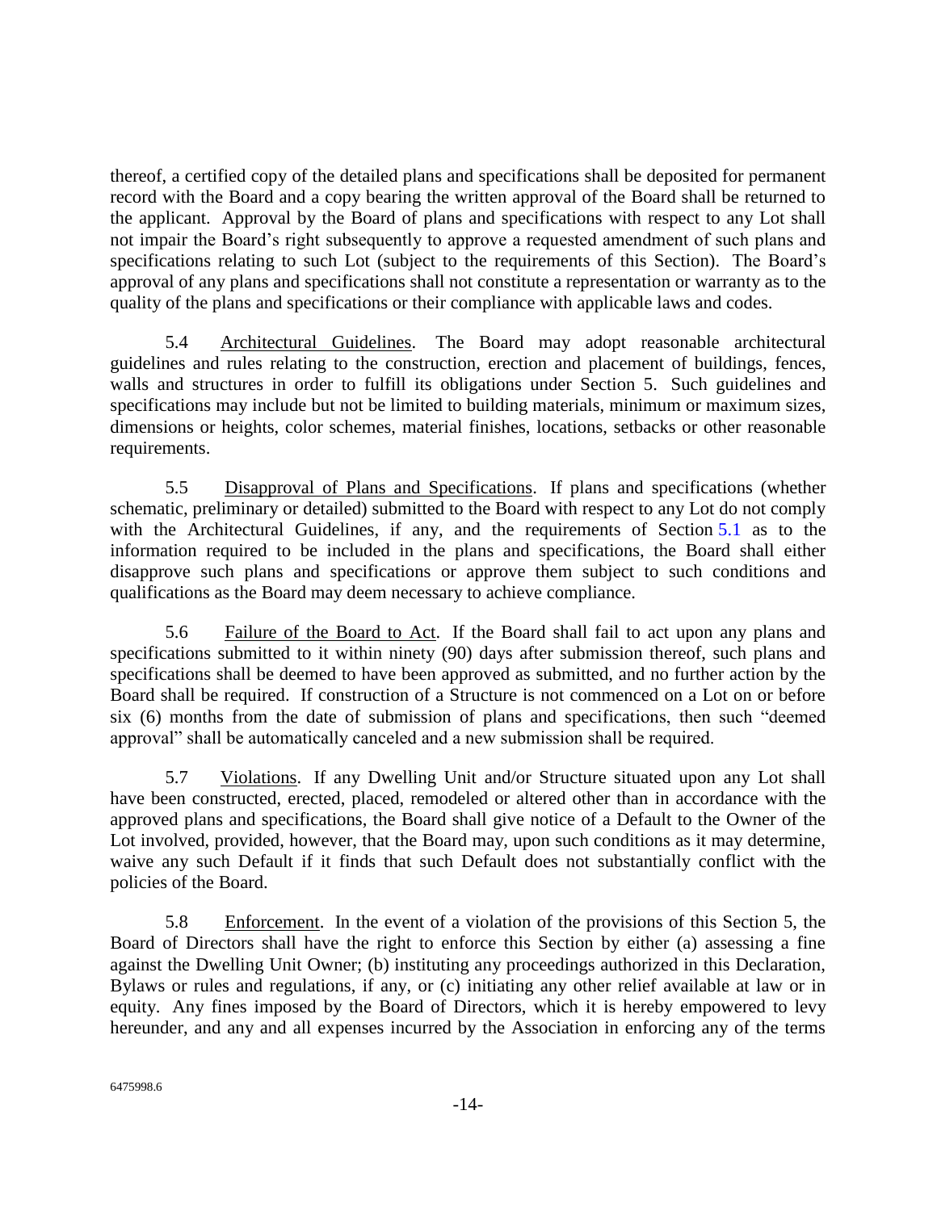thereof, a certified copy of the detailed plans and specifications shall be deposited for permanent record with the Board and a copy bearing the written approval of the Board shall be returned to the applicant. Approval by the Board of plans and specifications with respect to any Lot shall not impair the Board's right subsequently to approve a requested amendment of such plans and specifications relating to such Lot (subject to the requirements of this Section). The Board's approval of any plans and specifications shall not constitute a representation or warranty as to the quality of the plans and specifications or their compliance with applicable laws and codes.

5.4 Architectural Guidelines. The Board may adopt reasonable architectural guidelines and rules relating to the construction, erection and placement of buildings, fences, walls and structures in order to fulfill its obligations under Section 5. Such guidelines and specifications may include but not be limited to building materials, minimum or maximum sizes, dimensions or heights, color schemes, material finishes, locations, setbacks or other reasonable requirements.

5.5 Disapproval of Plans and Specifications. If plans and specifications (whether schematic, preliminary or detailed) submitted to the Board with respect to any Lot do not comply with the Architectural Guidelines, if any, and the requirements of Section 5.1 as to the information required to be included in the plans and specifications, the Board shall either disapprove such plans and specifications or approve them subject to such conditions and qualifications as the Board may deem necessary to achieve compliance.

5.6 Failure of the Board to Act. If the Board shall fail to act upon any plans and specifications submitted to it within ninety (90) days after submission thereof, such plans and specifications shall be deemed to have been approved as submitted, and no further action by the Board shall be required. If construction of a Structure is not commenced on a Lot on or before six (6) months from the date of submission of plans and specifications, then such "deemed approval" shall be automatically canceled and a new submission shall be required.

5.7 Violations. If any Dwelling Unit and/or Structure situated upon any Lot shall have been constructed, erected, placed, remodeled or altered other than in accordance with the approved plans and specifications, the Board shall give notice of a Default to the Owner of the Lot involved, provided, however, that the Board may, upon such conditions as it may determine, waive any such Default if it finds that such Default does not substantially conflict with the policies of the Board.

5.8 Enforcement. In the event of a violation of the provisions of this Section 5, the Board of Directors shall have the right to enforce this Section by either (a) assessing a fine against the Dwelling Unit Owner; (b) instituting any proceedings authorized in this Declaration, Bylaws or rules and regulations, if any, or (c) initiating any other relief available at law or in equity. Any fines imposed by the Board of Directors, which it is hereby empowered to levy hereunder, and any and all expenses incurred by the Association in enforcing any of the terms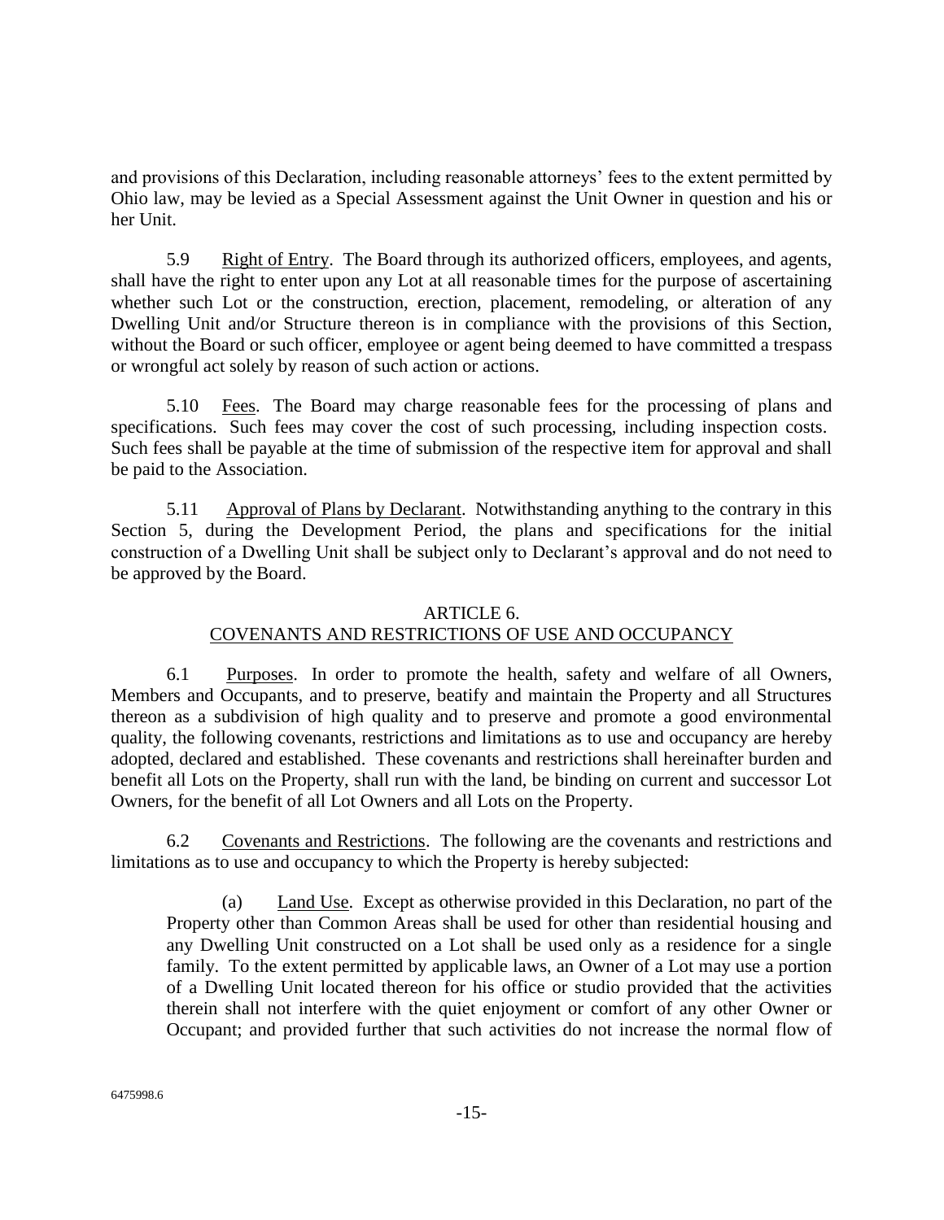and provisions of this Declaration, including reasonable attorneys' fees to the extent permitted by Ohio law, may be levied as a Special Assessment against the Unit Owner in question and his or her Unit.

5.9 Right of Entry. The Board through its authorized officers, employees, and agents, shall have the right to enter upon any Lot at all reasonable times for the purpose of ascertaining whether such Lot or the construction, erection, placement, remodeling, or alteration of any Dwelling Unit and/or Structure thereon is in compliance with the provisions of this Section, without the Board or such officer, employee or agent being deemed to have committed a trespass or wrongful act solely by reason of such action or actions.

5.10 Fees. The Board may charge reasonable fees for the processing of plans and specifications. Such fees may cover the cost of such processing, including inspection costs. Such fees shall be payable at the time of submission of the respective item for approval and shall be paid to the Association.

5.11 Approval of Plans by Declarant. Notwithstanding anything to the contrary in this Section 5, during the Development Period, the plans and specifications for the initial construction of a Dwelling Unit shall be subject only to Declarant's approval and do not need to be approved by the Board.

## ARTICLE 6.
## COVENANTS AND RESTRICTIONS OF USE AND OCCUPANCY

6.1 Purposes. In order to promote the health, safety and welfare of all Owners, Members and Occupants, and to preserve, beatify and maintain the Property and all Structures thereon as a subdivision of high quality and to preserve and promote a good environmental quality, the following covenants, restrictions and limitations as to use and occupancy are hereby adopted, declared and established. These covenants and restrictions shall hereinafter burden and benefit all Lots on the Property, shall run with the land, be binding on current and successor Lot Owners, for the benefit of all Lot Owners and all Lots on the Property.

6.2 Covenants and Restrictions. The following are the covenants and restrictions and limitations as to use and occupancy to which the Property is hereby subjected:

(a) Land Use. Except as otherwise provided in this Declaration, no part of the Property other than Common Areas shall be used for other than residential housing and any Dwelling Unit constructed on a Lot shall be used only as a residence for a single family. To the extent permitted by applicable laws, an Owner of a Lot may use a portion of a Dwelling Unit located thereon for his office or studio provided that the activities therein shall not interfere with the quiet enjoyment or comfort of any other Owner or Occupant; and provided further that such activities do not increase the normal flow of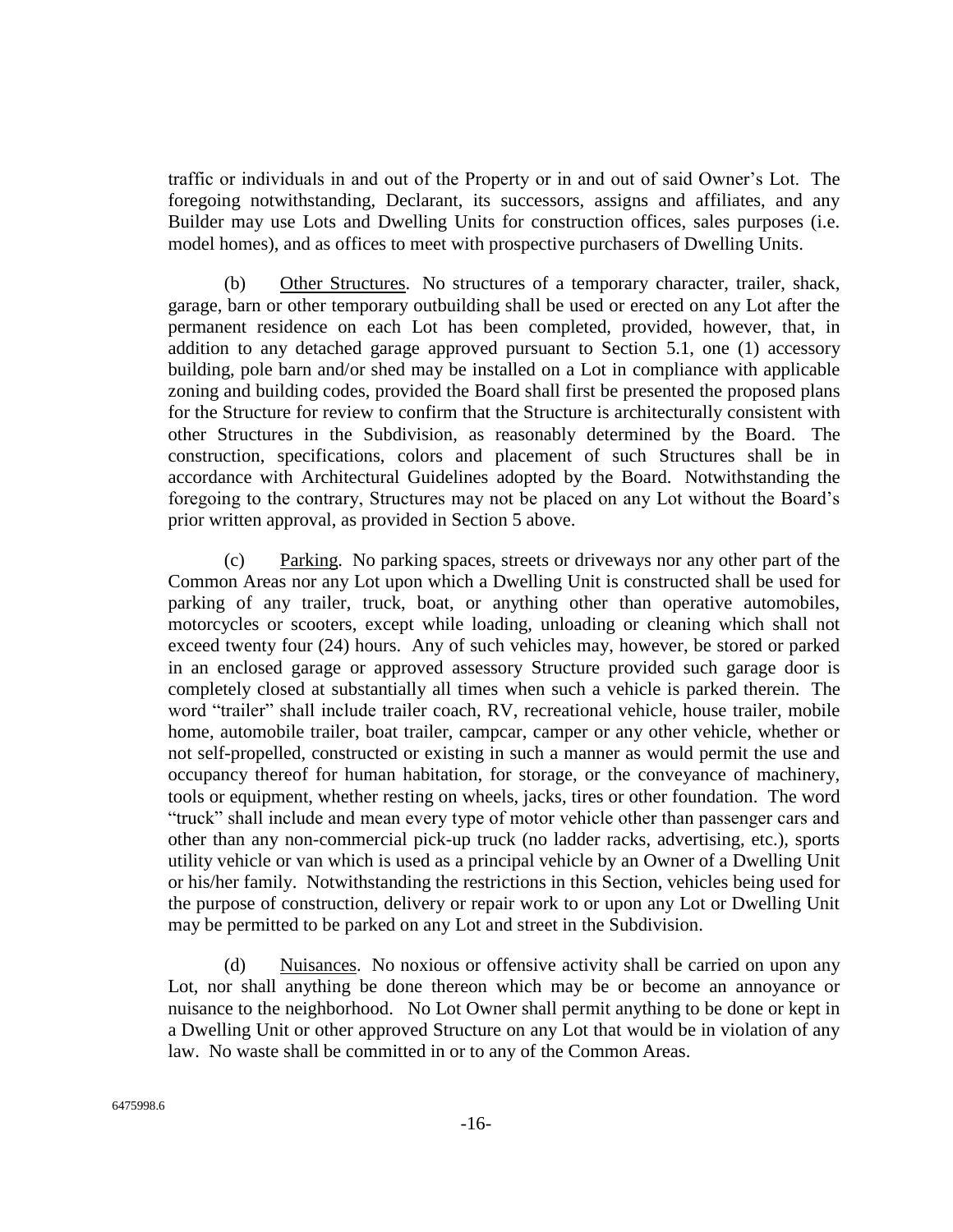traffic or individuals in and out of the Property or in and out of said Owner's Lot. The foregoing notwithstanding, Declarant, its successors, assigns and affiliates, and any Builder may use Lots and Dwelling Units for construction offices, sales purposes (i.e. model homes), and as offices to meet with prospective purchasers of Dwelling Units.

(b) Other Structures. No structures of a temporary character, trailer, shack, garage, barn or other temporary outbuilding shall be used or erected on any Lot after the permanent residence on each Lot has been completed, provided, however, that, in addition to any detached garage approved pursuant to Section 5.1, one (1) accessory building, pole barn and/or shed may be installed on a Lot in compliance with applicable zoning and building codes, provided the Board shall first be presented the proposed plans for the Structure for review to confirm that the Structure is architecturally consistent with other Structures in the Subdivision, as reasonably determined by the Board. The construction, specifications, colors and placement of such Structures shall be in accordance with Architectural Guidelines adopted by the Board. Notwithstanding the foregoing to the contrary, Structures may not be placed on any Lot without the Board's prior written approval, as provided in Section 5 above.

(c) Parking. No parking spaces, streets or driveways nor any other part of the Common Areas nor any Lot upon which a Dwelling Unit is constructed shall be used for parking of any trailer, truck, boat, or anything other than operative automobiles, motorcycles or scooters, except while loading, unloading or cleaning which shall not exceed twenty four (24) hours. Any of such vehicles may, however, be stored or parked in an enclosed garage or approved assessory Structure provided such garage door is completely closed at substantially all times when such a vehicle is parked therein. The word "trailer" shall include trailer coach, RV, recreational vehicle, house trailer, mobile home, automobile trailer, boat trailer, campcar, camper or any other vehicle, whether or not self-propelled, constructed or existing in such a manner as would permit the use and occupancy thereof for human habitation, for storage, or the conveyance of machinery, tools or equipment, whether resting on wheels, jacks, tires or other foundation. The word "truck" shall include and mean every type of motor vehicle other than passenger cars and other than any non-commercial pick-up truck (no ladder racks, advertising, etc.), sports utility vehicle or van which is used as a principal vehicle by an Owner of a Dwelling Unit or his/her family. Notwithstanding the restrictions in this Section, vehicles being used for the purpose of construction, delivery or repair work to or upon any Lot or Dwelling Unit may be permitted to be parked on any Lot and street in the Subdivision.

(d) Nuisances. No noxious or offensive activity shall be carried on upon any Lot, nor shall anything be done thereon which may be or become an annoyance or nuisance to the neighborhood. No Lot Owner shall permit anything to be done or kept in a Dwelling Unit or other approved Structure on any Lot that would be in violation of any law. No waste shall be committed in or to any of the Common Areas.

6475998.6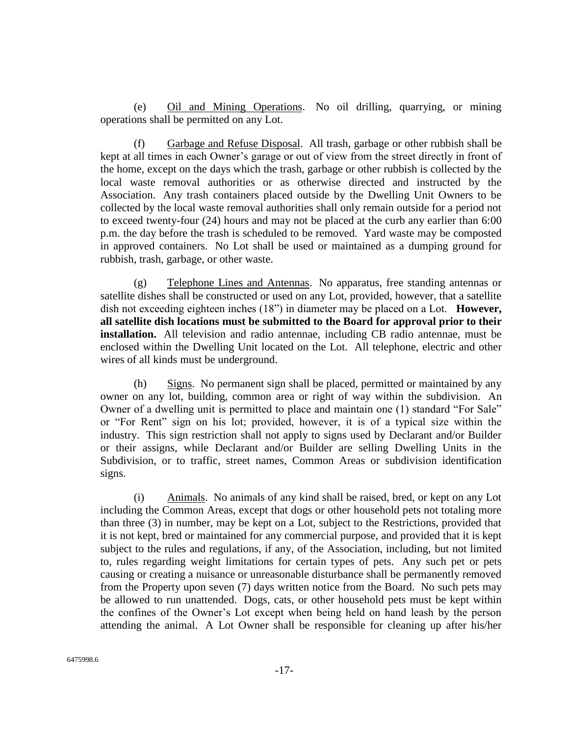(e) Oil and Mining Operations. No oil drilling, quarrying, or mining operations shall be permitted on any Lot.

(f) Garbage and Refuse Disposal. All trash, garbage or other rubbish shall be kept at all times in each Owner's garage or out of view from the street directly in front of the home, except on the days which the trash, garbage or other rubbish is collected by the local waste removal authorities or as otherwise directed and instructed by the Association. Any trash containers placed outside by the Dwelling Unit Owners to be collected by the local waste removal authorities shall only remain outside for a period not to exceed twenty-four (24) hours and may not be placed at the curb any earlier than 6:00 p.m. the day before the trash is scheduled to be removed. Yard waste may be composted in approved containers. No Lot shall be used or maintained as a dumping ground for rubbish, trash, garbage, or other waste.

(g) Telephone Lines and Antennas. No apparatus, free standing antennas or satellite dishes shall be constructed or used on any Lot, provided, however, that a satellite dish not exceeding eighteen inches (18") in diameter may be placed on a Lot. **However, all satellite dish locations must be submitted to the Board for approval prior to their installation.** All television and radio antennae, including CB radio antennae, must be enclosed within the Dwelling Unit located on the Lot. All telephone, electric and other wires of all kinds must be underground.

(h) Signs. No permanent sign shall be placed, permitted or maintained by any owner on any lot, building, common area or right of way within the subdivision. An Owner of a dwelling unit is permitted to place and maintain one (1) standard "For Sale" or "For Rent" sign on his lot; provided, however, it is of a typical size within the industry. This sign restriction shall not apply to signs used by Declarant and/or Builder or their assigns, while Declarant and/or Builder are selling Dwelling Units in the Subdivision, or to traffic, street names, Common Areas or subdivision identification signs.

(i) Animals. No animals of any kind shall be raised, bred, or kept on any Lot including the Common Areas, except that dogs or other household pets not totaling more than three (3) in number, may be kept on a Lot, subject to the Restrictions, provided that it is not kept, bred or maintained for any commercial purpose, and provided that it is kept subject to the rules and regulations, if any, of the Association, including, but not limited to, rules regarding weight limitations for certain types of pets. Any such pet or pets causing or creating a nuisance or unreasonable disturbance shall be permanently removed from the Property upon seven (7) days written notice from the Board. No such pets may be allowed to run unattended. Dogs, cats, or other household pets must be kept within the confines of the Owner's Lot except when being held on hand leash by the person attending the animal. A Lot Owner shall be responsible for cleaning up after his/her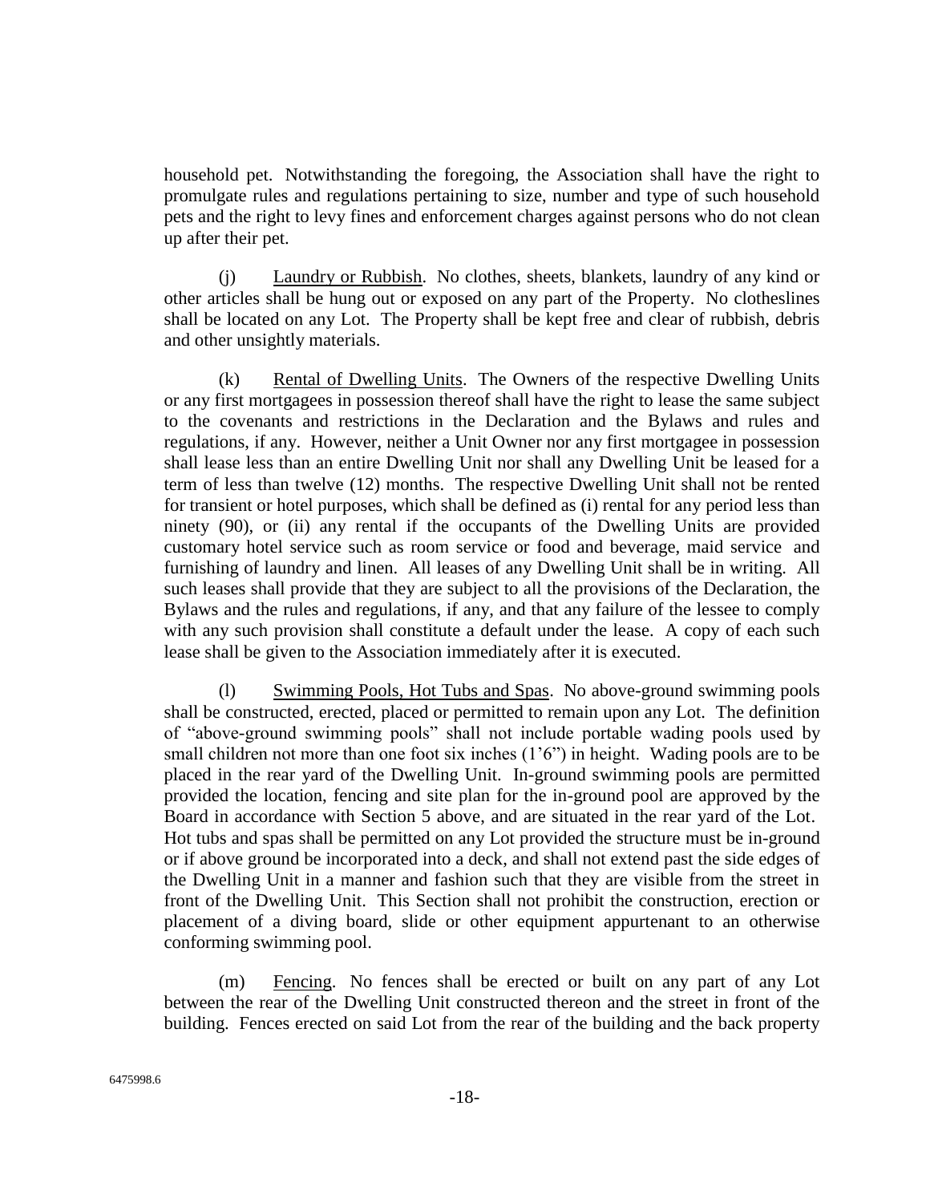household pet. Notwithstanding the foregoing, the Association shall have the right to promulgate rules and regulations pertaining to size, number and type of such household pets and the right to levy fines and enforcement charges against persons who do not clean up after their pet.

(j) Laundry or Rubbish. No clothes, sheets, blankets, laundry of any kind or other articles shall be hung out or exposed on any part of the Property. No clotheslines shall be located on any Lot. The Property shall be kept free and clear of rubbish, debris and other unsightly materials.

(k) Rental of Dwelling Units. The Owners of the respective Dwelling Units or any first mortgagees in possession thereof shall have the right to lease the same subject to the covenants and restrictions in the Declaration and the Bylaws and rules and regulations, if any. However, neither a Unit Owner nor any first mortgagee in possession shall lease less than an entire Dwelling Unit nor shall any Dwelling Unit be leased for a term of less than twelve (12) months. The respective Dwelling Unit shall not be rented for transient or hotel purposes, which shall be defined as (i) rental for any period less than ninety (90), or (ii) any rental if the occupants of the Dwelling Units are provided customary hotel service such as room service or food and beverage, maid service and furnishing of laundry and linen. All leases of any Dwelling Unit shall be in writing. All such leases shall provide that they are subject to all the provisions of the Declaration, the Bylaws and the rules and regulations, if any, and that any failure of the lessee to comply with any such provision shall constitute a default under the lease. A copy of each such lease shall be given to the Association immediately after it is executed.

(l) Swimming Pools, Hot Tubs and Spas. No above-ground swimming pools shall be constructed, erected, placed or permitted to remain upon any Lot. The definition of "above-ground swimming pools" shall not include portable wading pools used by small children not more than one foot six inches (1'6") in height. Wading pools are to be placed in the rear yard of the Dwelling Unit. In-ground swimming pools are permitted provided the location, fencing and site plan for the in-ground pool are approved by the Board in accordance with Section 5 above, and are situated in the rear yard of the Lot. Hot tubs and spas shall be permitted on any Lot provided the structure must be in-ground or if above ground be incorporated into a deck, and shall not extend past the side edges of the Dwelling Unit in a manner and fashion such that they are visible from the street in front of the Dwelling Unit. This Section shall not prohibit the construction, erection or placement of a diving board, slide or other equipment appurtenant to an otherwise conforming swimming pool.

(m) Fencing. No fences shall be erected or built on any part of any Lot between the rear of the Dwelling Unit constructed thereon and the street in front of the building. Fences erected on said Lot from the rear of the building and the back property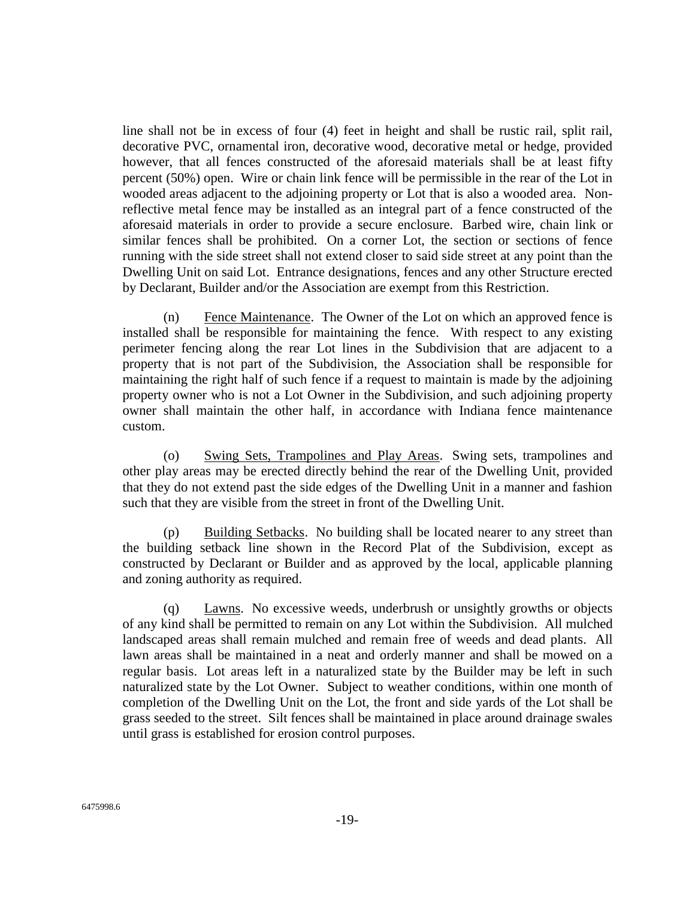line shall not be in excess of four (4) feet in height and shall be rustic rail, split rail, decorative PVC, ornamental iron, decorative wood, decorative metal or hedge, provided however, that all fences constructed of the aforesaid materials shall be at least fifty percent (50%) open. Wire or chain link fence will be permissible in the rear of the Lot in wooded areas adjacent to the adjoining property or Lot that is also a wooded area. Non-reflective metal fence may be installed as an integral part of a fence constructed of the aforesaid materials in order to provide a secure enclosure. Barbed wire, chain link or similar fences shall be prohibited. On a corner Lot, the section or sections of fence running with the side street shall not extend closer to said side street at any point than the Dwelling Unit on said Lot. Entrance designations, fences and any other Structure erected by Declarant, Builder and/or the Association are exempt from this Restriction.

(n) Fence Maintenance. The Owner of the Lot on which an approved fence is installed shall be responsible for maintaining the fence. With respect to any existing perimeter fencing along the rear Lot lines in the Subdivision that are adjacent to a property that is not part of the Subdivision, the Association shall be responsible for maintaining the right half of such fence if a request to maintain is made by the adjoining property owner who is not a Lot Owner in the Subdivision, and such adjoining property owner shall maintain the other half, in accordance with Indiana fence maintenance custom.

(o) Swing Sets, Trampolines and Play Areas. Swing sets, trampolines and other play areas may be erected directly behind the rear of the Dwelling Unit, provided that they do not extend past the side edges of the Dwelling Unit in a manner and fashion such that they are visible from the street in front of the Dwelling Unit.

(p) Building Setbacks. No building shall be located nearer to any street than the building setback line shown in the Record Plat of the Subdivision, except as constructed by Declarant or Builder and as approved by the local, applicable planning and zoning authority as required.

(q) Lawns. No excessive weeds, underbrush or unsightly growths or objects of any kind shall be permitted to remain on any Lot within the Subdivision. All mulched landscaped areas shall remain mulched and remain free of weeds and dead plants. All lawn areas shall be maintained in a neat and orderly manner and shall be mowed on a regular basis. Lot areas left in a naturalized state by the Builder may be left in such naturalized state by the Lot Owner. Subject to weather conditions, within one month of completion of the Dwelling Unit on the Lot, the front and side yards of the Lot shall be grass seeded to the street. Silt fences shall be maintained in place around drainage swales until grass is established for erosion control purposes.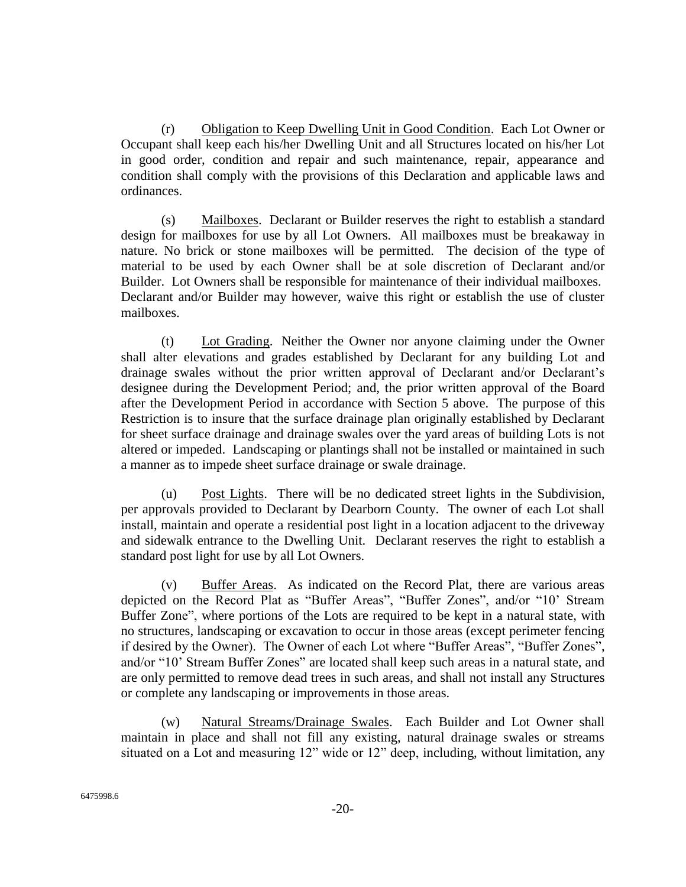(r) Obligation to Keep Dwelling Unit in Good Condition. Each Lot Owner or Occupant shall keep each his/her Dwelling Unit and all Structures located on his/her Lot in good order, condition and repair and such maintenance, repair, appearance and condition shall comply with the provisions of this Declaration and applicable laws and ordinances.

(s) Mailboxes. Declarant or Builder reserves the right to establish a standard design for mailboxes for use by all Lot Owners. All mailboxes must be breakaway in nature. No brick or stone mailboxes will be permitted. The decision of the type of material to be used by each Owner shall be at sole discretion of Declarant and/or Builder. Lot Owners shall be responsible for maintenance of their individual mailboxes. Declarant and/or Builder may however, waive this right or establish the use of cluster mailboxes.

(t) Lot Grading. Neither the Owner nor anyone claiming under the Owner shall alter elevations and grades established by Declarant for any building Lot and drainage swales without the prior written approval of Declarant and/or Declarant's designee during the Development Period; and, the prior written approval of the Board after the Development Period in accordance with Section 5 above. The purpose of this Restriction is to insure that the surface drainage plan originally established by Declarant for sheet surface drainage and drainage swales over the yard areas of building Lots is not altered or impeded. Landscaping or plantings shall not be installed or maintained in such a manner as to impede sheet surface drainage or swale drainage.

(u) Post Lights. There will be no dedicated street lights in the Subdivision, per approvals provided to Declarant by Dearborn County. The owner of each Lot shall install, maintain and operate a residential post light in a location adjacent to the driveway and sidewalk entrance to the Dwelling Unit. Declarant reserves the right to establish a standard post light for use by all Lot Owners.

(v) Buffer Areas. As indicated on the Record Plat, there are various areas depicted on the Record Plat as "Buffer Areas", "Buffer Zones", and/or "10' Stream Buffer Zone", where portions of the Lots are required to be kept in a natural state, with no structures, landscaping or excavation to occur in those areas (except perimeter fencing if desired by the Owner). The Owner of each Lot where "Buffer Areas", "Buffer Zones", and/or "10' Stream Buffer Zones" are located shall keep such areas in a natural state, and are only permitted to remove dead trees in such areas, and shall not install any Structures or complete any landscaping or improvements in those areas.

(w) Natural Streams/Drainage Swales. Each Builder and Lot Owner shall maintain in place and shall not fill any existing, natural drainage swales or streams situated on a Lot and measuring 12" wide or 12" deep, including, without limitation, any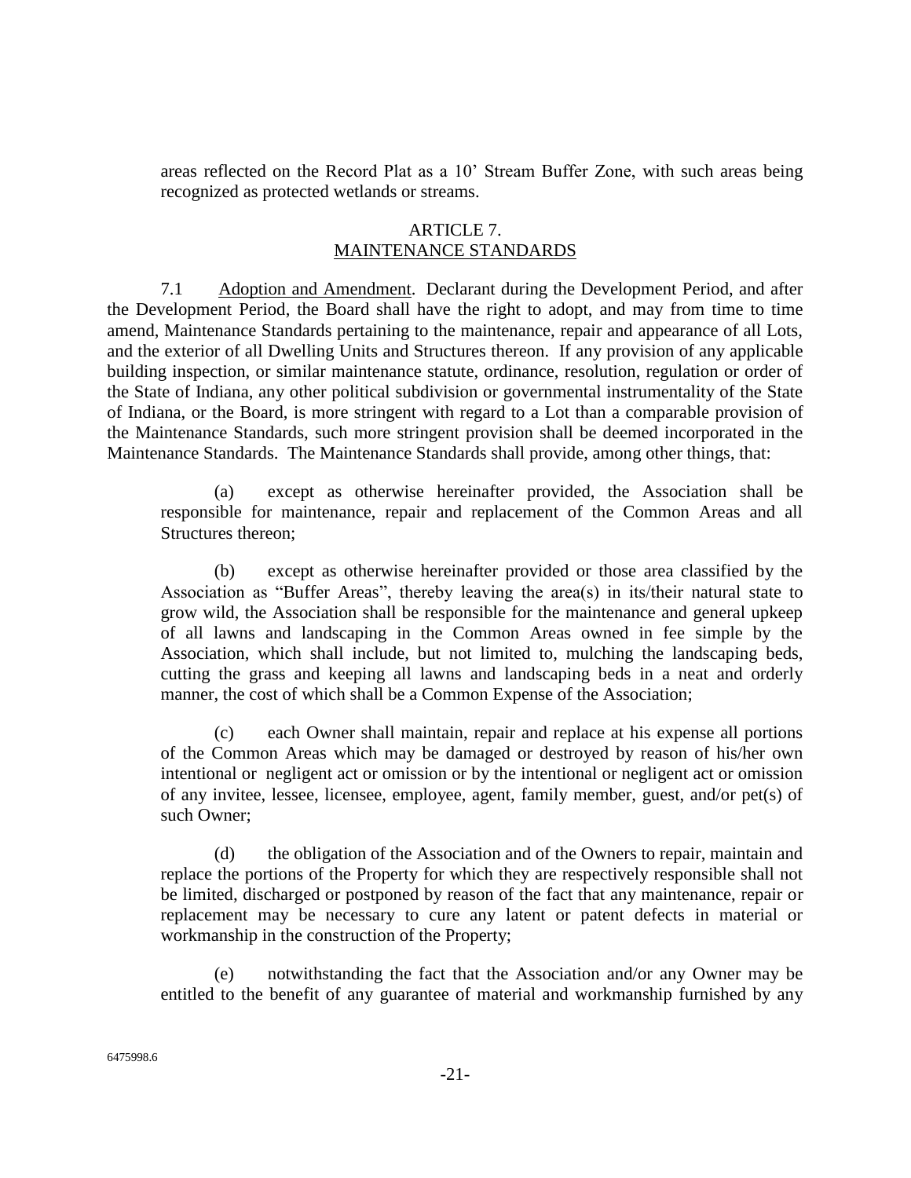areas reflected on the Record Plat as a 10' Stream Buffer Zone, with such areas being recognized as protected wetlands or streams.

## ARTICLE 7.
## MAINTENANCE STANDARDS

7.1 Adoption and Amendment. Declarant during the Development Period, and after the Development Period, the Board shall have the right to adopt, and may from time to time amend, Maintenance Standards pertaining to the maintenance, repair and appearance of all Lots, and the exterior of all Dwelling Units and Structures thereon. If any provision of any applicable building inspection, or similar maintenance statute, ordinance, resolution, regulation or order of the State of Indiana, any other political subdivision or governmental instrumentality of the State of Indiana, or the Board, is more stringent with regard to a Lot than a comparable provision of the Maintenance Standards, such more stringent provision shall be deemed incorporated in the Maintenance Standards. The Maintenance Standards shall provide, among other things, that:

(a) except as otherwise hereinafter provided, the Association shall be responsible for maintenance, repair and replacement of the Common Areas and all Structures thereon;

(b) except as otherwise hereinafter provided or those area classified by the Association as "Buffer Areas", thereby leaving the area(s) in its/their natural state to grow wild, the Association shall be responsible for the maintenance and general upkeep of all lawns and landscaping in the Common Areas owned in fee simple by the Association, which shall include, but not limited to, mulching the landscaping beds, cutting the grass and keeping all lawns and landscaping beds in a neat and orderly manner, the cost of which shall be a Common Expense of the Association;

(c) each Owner shall maintain, repair and replace at his expense all portions of the Common Areas which may be damaged or destroyed by reason of his/her own intentional or negligent act or omission or by the intentional or negligent act or omission of any invitee, lessee, licensee, employee, agent, family member, guest, and/or pet(s) of such Owner;

(d) the obligation of the Association and of the Owners to repair, maintain and replace the portions of the Property for which they are respectively responsible shall not be limited, discharged or postponed by reason of the fact that any maintenance, repair or replacement may be necessary to cure any latent or patent defects in material or workmanship in the construction of the Property;

(e) notwithstanding the fact that the Association and/or any Owner may be entitled to the benefit of any guarantee of material and workmanship furnished by any

6475998.6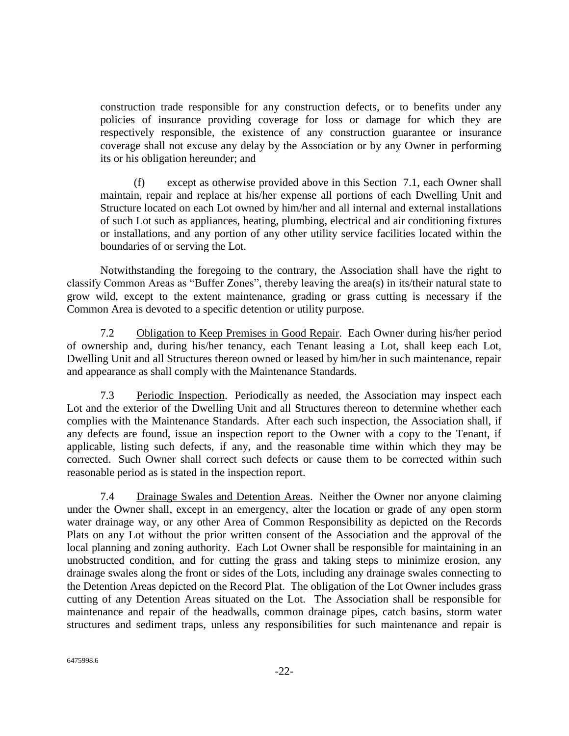construction trade responsible for any construction defects, or to benefits under any policies of insurance providing coverage for loss or damage for which they are respectively responsible, the existence of any construction guarantee or insurance coverage shall not excuse any delay by the Association or by any Owner in performing its or his obligation hereunder; and

(f) except as otherwise provided above in this Section 7.1, each Owner shall maintain, repair and replace at his/her expense all portions of each Dwelling Unit and Structure located on each Lot owned by him/her and all internal and external installations of such Lot such as appliances, heating, plumbing, electrical and air conditioning fixtures or installations, and any portion of any other utility service facilities located within the boundaries of or serving the Lot.

Notwithstanding the foregoing to the contrary, the Association shall have the right to classify Common Areas as "Buffer Zones", thereby leaving the area(s) in its/their natural state to grow wild, except to the extent maintenance, grading or grass cutting is necessary if the Common Area is devoted to a specific detention or utility purpose.

7.2 Obligation to Keep Premises in Good Repair. Each Owner during his/her period of ownership and, during his/her tenancy, each Tenant leasing a Lot, shall keep each Lot, Dwelling Unit and all Structures thereon owned or leased by him/her in such maintenance, repair and appearance as shall comply with the Maintenance Standards.

7.3 Periodic Inspection. Periodically as needed, the Association may inspect each Lot and the exterior of the Dwelling Unit and all Structures thereon to determine whether each complies with the Maintenance Standards. After each such inspection, the Association shall, if any defects are found, issue an inspection report to the Owner with a copy to the Tenant, if applicable, listing such defects, if any, and the reasonable time within which they may be corrected. Such Owner shall correct such defects or cause them to be corrected within such reasonable period as is stated in the inspection report.

7.4 Drainage Swales and Detention Areas. Neither the Owner nor anyone claiming under the Owner shall, except in an emergency, alter the location or grade of any open storm water drainage way, or any other Area of Common Responsibility as depicted on the Records Plats on any Lot without the prior written consent of the Association and the approval of the local planning and zoning authority. Each Lot Owner shall be responsible for maintaining in an unobstructed condition, and for cutting the grass and taking steps to minimize erosion, any drainage swales along the front or sides of the Lots, including any drainage swales connecting to the Detention Areas depicted on the Record Plat. The obligation of the Lot Owner includes grass cutting of any Detention Areas situated on the Lot. The Association shall be responsible for maintenance and repair of the headwalls, common drainage pipes, catch basins, storm water structures and sediment traps, unless any responsibilities for such maintenance and repair is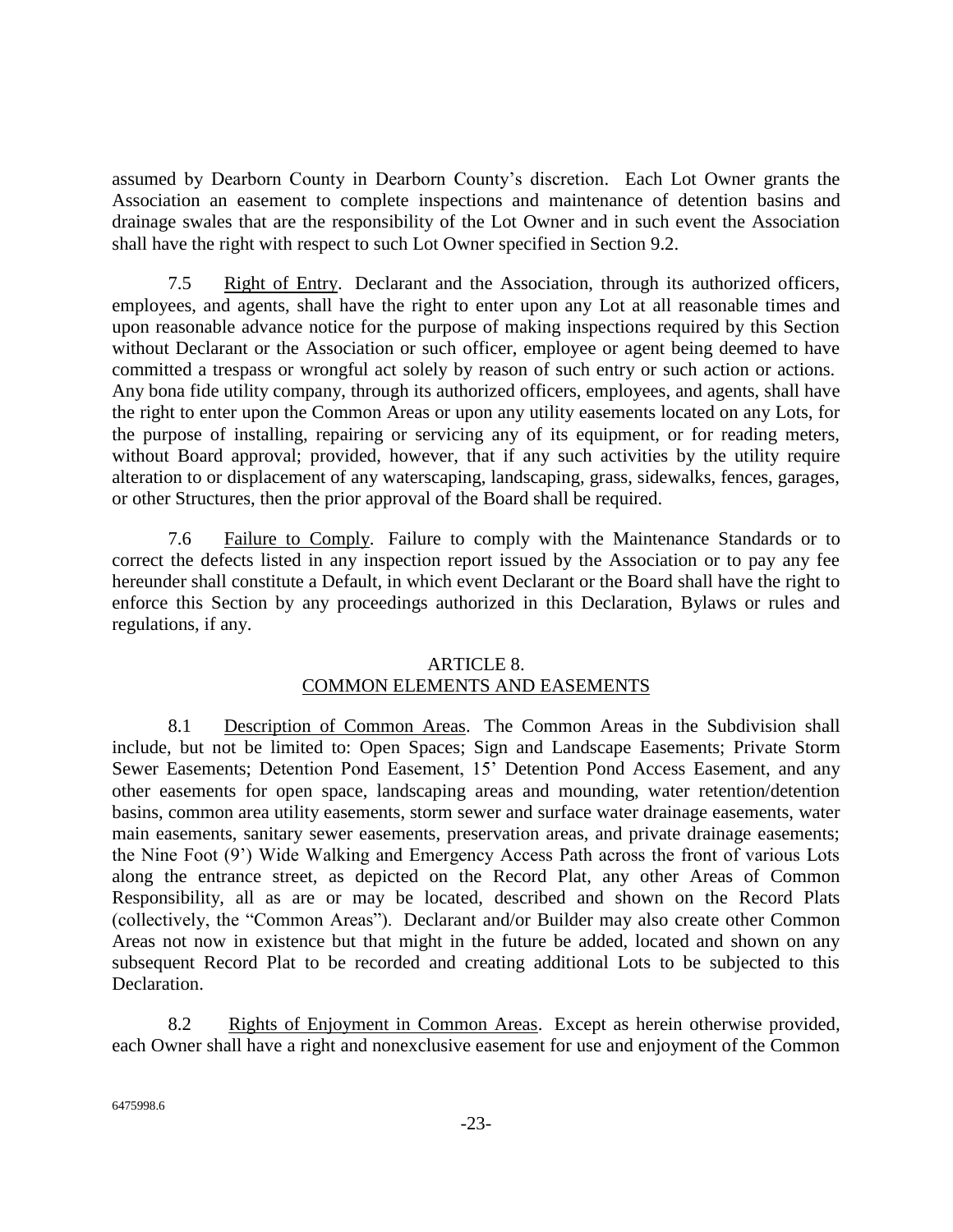assumed by Dearborn County in Dearborn County's discretion. Each Lot Owner grants the Association an easement to complete inspections and maintenance of detention basins and drainage swales that are the responsibility of the Lot Owner and in such event the Association shall have the right with respect to such Lot Owner specified in Section 9.2.

7.5 Right of Entry. Declarant and the Association, through its authorized officers, employees, and agents, shall have the right to enter upon any Lot at all reasonable times and upon reasonable advance notice for the purpose of making inspections required by this Section without Declarant or the Association or such officer, employee or agent being deemed to have committed a trespass or wrongful act solely by reason of such entry or such action or actions. Any bona fide utility company, through its authorized officers, employees, and agents, shall have the right to enter upon the Common Areas or upon any utility easements located on any Lots, for the purpose of installing, repairing or servicing any of its equipment, or for reading meters, without Board approval; provided, however, that if any such activities by the utility require alteration to or displacement of any waterscaping, landscaping, grass, sidewalks, fences, garages, or other Structures, then the prior approval of the Board shall be required.

7.6 Failure to Comply. Failure to comply with the Maintenance Standards or to correct the defects listed in any inspection report issued by the Association or to pay any fee hereunder shall constitute a Default, in which event Declarant or the Board shall have the right to enforce this Section by any proceedings authorized in this Declaration, Bylaws or rules and regulations, if any.

## ARTICLE 8.
## COMMON ELEMENTS AND EASEMENTS

8.1 Description of Common Areas. The Common Areas in the Subdivision shall include, but not be limited to: Open Spaces; Sign and Landscape Easements; Private Storm Sewer Easements; Detention Pond Easement, 15' Detention Pond Access Easement, and any other easements for open space, landscaping areas and mounding, water retention/detention basins, common area utility easements, storm sewer and surface water drainage easements, water main easements, sanitary sewer easements, preservation areas, and private drainage easements; the Nine Foot (9') Wide Walking and Emergency Access Path across the front of various Lots along the entrance street, as depicted on the Record Plat, any other Areas of Common Responsibility, all as are or may be located, described and shown on the Record Plats (collectively, the "Common Areas"). Declarant and/or Builder may also create other Common Areas not now in existence but that might in the future be added, located and shown on any subsequent Record Plat to be recorded and creating additional Lots to be subjected to this Declaration.

8.2 Rights of Enjoyment in Common Areas. Except as herein otherwise provided, each Owner shall have a right and nonexclusive easement for use and enjoyment of the Common

6475998.6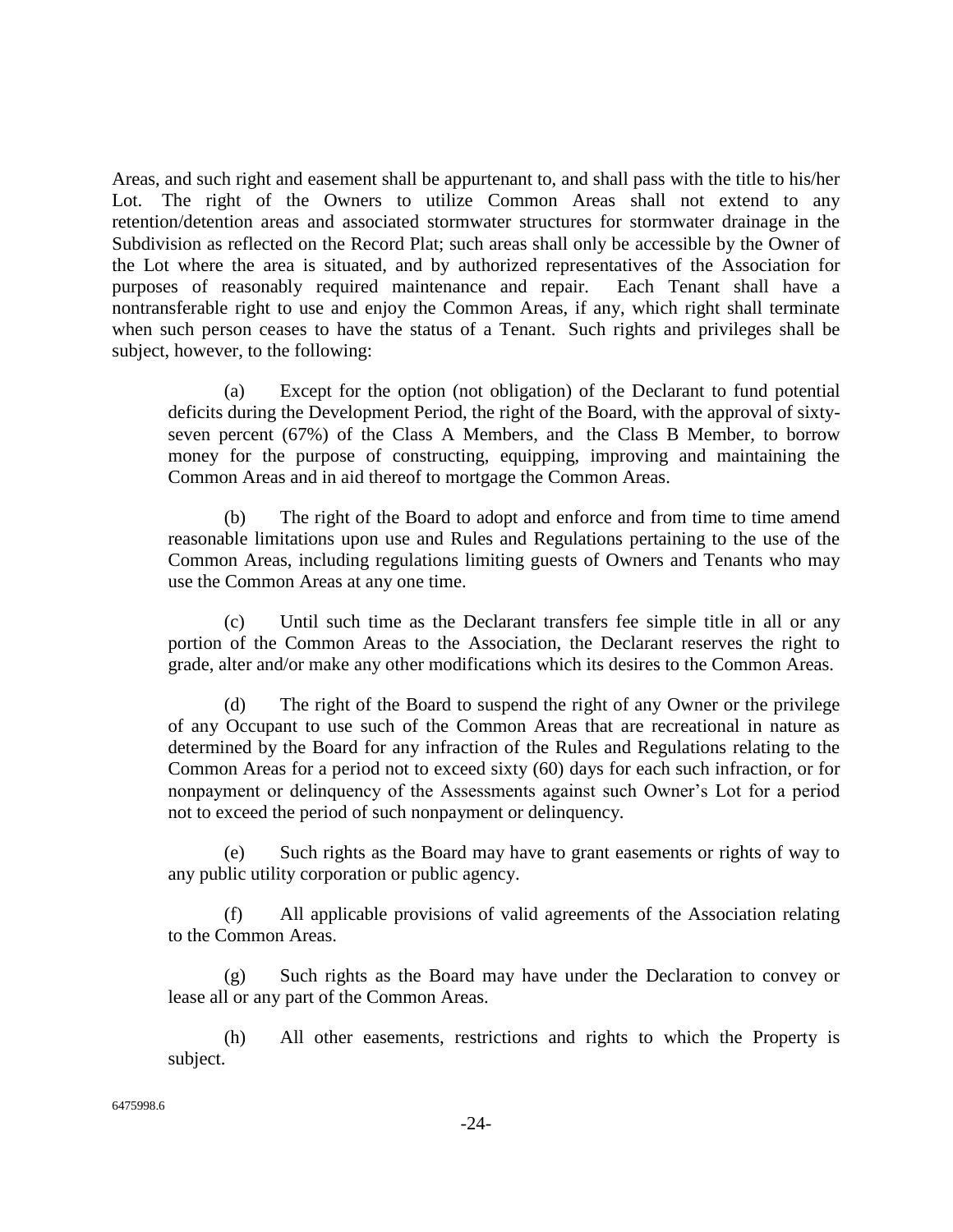Areas, and such right and easement shall be appurtenant to, and shall pass with the title to his/her Lot. The right of the Owners to utilize Common Areas shall not extend to any retention/detention areas and associated stormwater structures for stormwater drainage in the Subdivision as reflected on the Record Plat; such areas shall only be accessible by the Owner of the Lot where the area is situated, and by authorized representatives of the Association for purposes of reasonably required maintenance and repair. Each Tenant shall have a nontransferable right to use and enjoy the Common Areas, if any, which right shall terminate when such person ceases to have the status of a Tenant. Such rights and privileges shall be subject, however, to the following:

(a) Except for the option (not obligation) of the Declarant to fund potential deficits during the Development Period, the right of the Board, with the approval of sixty-seven percent (67%) of the Class A Members, and the Class B Member, to borrow money for the purpose of constructing, equipping, improving and maintaining the Common Areas and in aid thereof to mortgage the Common Areas.

(b) The right of the Board to adopt and enforce and from time to time amend reasonable limitations upon use and Rules and Regulations pertaining to the use of the Common Areas, including regulations limiting guests of Owners and Tenants who may use the Common Areas at any one time.

(c) Until such time as the Declarant transfers fee simple title in all or any portion of the Common Areas to the Association, the Declarant reserves the right to grade, alter and/or make any other modifications which its desires to the Common Areas.

(d) The right of the Board to suspend the right of any Owner or the privilege of any Occupant to use such of the Common Areas that are recreational in nature as determined by the Board for any infraction of the Rules and Regulations relating to the Common Areas for a period not to exceed sixty (60) days for each such infraction, or for nonpayment or delinquency of the Assessments against such Owner's Lot for a period not to exceed the period of such nonpayment or delinquency.

(e) Such rights as the Board may have to grant easements or rights of way to any public utility corporation or public agency.

(f) All applicable provisions of valid agreements of the Association relating to the Common Areas.

(g) Such rights as the Board may have under the Declaration to convey or lease all or any part of the Common Areas.

(h) All other easements, restrictions and rights to which the Property is subject.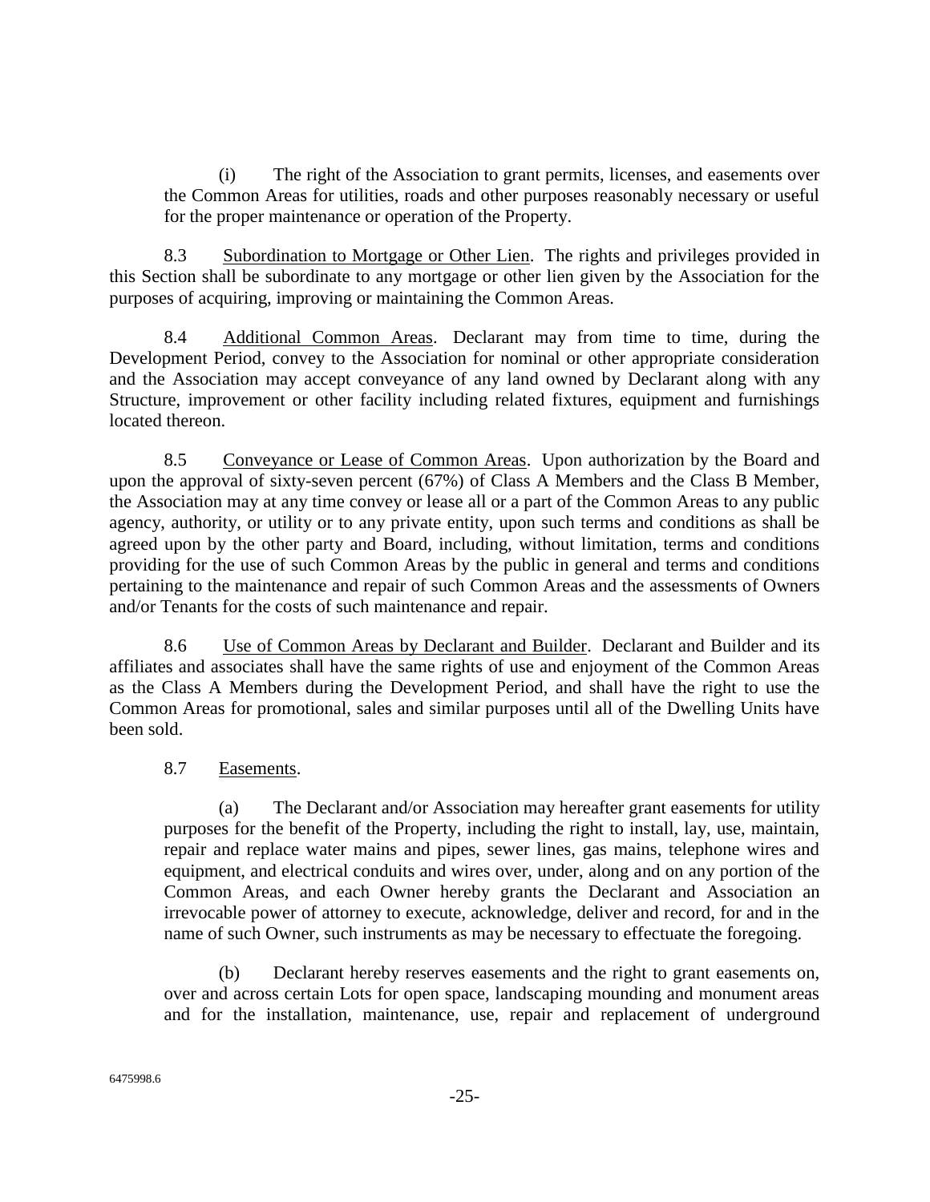(i) The right of the Association to grant permits, licenses, and easements over the Common Areas for utilities, roads and other purposes reasonably necessary or useful for the proper maintenance or operation of the Property.

8.3 Subordination to Mortgage or Other Lien. The rights and privileges provided in this Section shall be subordinate to any mortgage or other lien given by the Association for the purposes of acquiring, improving or maintaining the Common Areas.

8.4 Additional Common Areas. Declarant may from time to time, during the Development Period, convey to the Association for nominal or other appropriate consideration and the Association may accept conveyance of any land owned by Declarant along with any Structure, improvement or other facility including related fixtures, equipment and furnishings located thereon.

8.5 Conveyance or Lease of Common Areas. Upon authorization by the Board and upon the approval of sixty-seven percent (67%) of Class A Members and the Class B Member, the Association may at any time convey or lease all or a part of the Common Areas to any public agency, authority, or utility or to any private entity, upon such terms and conditions as shall be agreed upon by the other party and Board, including, without limitation, terms and conditions providing for the use of such Common Areas by the public in general and terms and conditions pertaining to the maintenance and repair of such Common Areas and the assessments of Owners and/or Tenants for the costs of such maintenance and repair.

8.6 Use of Common Areas by Declarant and Builder. Declarant and Builder and its affiliates and associates shall have the same rights of use and enjoyment of the Common Areas as the Class A Members during the Development Period, and shall have the right to use the Common Areas for promotional, sales and similar purposes until all of the Dwelling Units have been sold.

8.7 Easements.

(a) The Declarant and/or Association may hereafter grant easements for utility purposes for the benefit of the Property, including the right to install, lay, use, maintain, repair and replace water mains and pipes, sewer lines, gas mains, telephone wires and equipment, and electrical conduits and wires over, under, along and on any portion of the Common Areas, and each Owner hereby grants the Declarant and Association an irrevocable power of attorney to execute, acknowledge, deliver and record, for and in the name of such Owner, such instruments as may be necessary to effectuate the foregoing.

(b) Declarant hereby reserves easements and the right to grant easements on, over and across certain Lots for open space, landscaping mounding and monument areas and for the installation, maintenance, use, repair and replacement of underground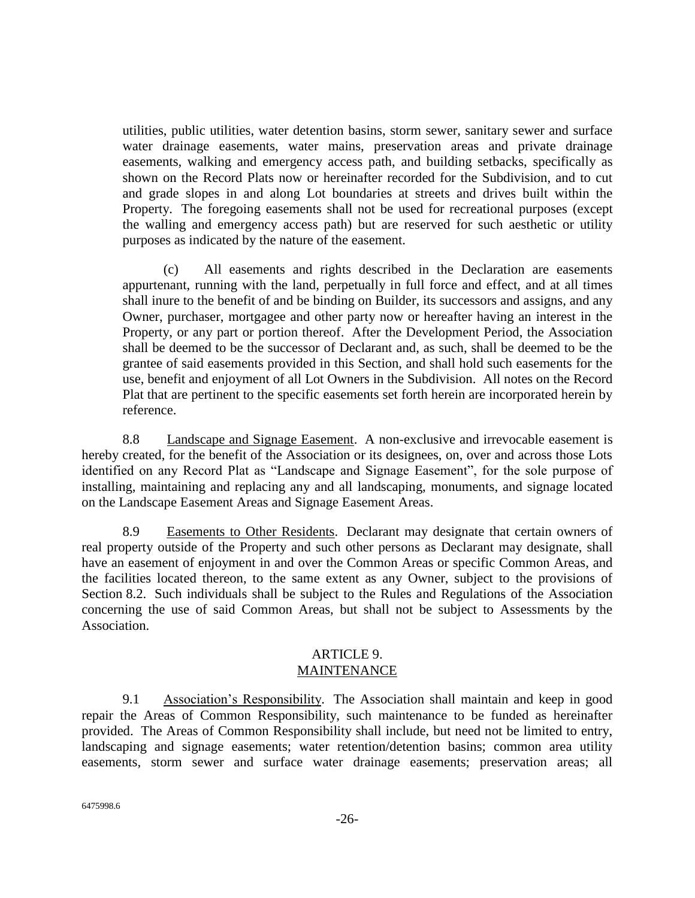utilities, public utilities, water detention basins, storm sewer, sanitary sewer and surface water drainage easements, water mains, preservation areas and private drainage easements, walking and emergency access path, and building setbacks, specifically as shown on the Record Plats now or hereinafter recorded for the Subdivision, and to cut and grade slopes in and along Lot boundaries at streets and drives built within the Property. The foregoing easements shall not be used for recreational purposes (except the walling and emergency access path) but are reserved for such aesthetic or utility purposes as indicated by the nature of the easement.

(c) All easements and rights described in the Declaration are easements appurtenant, running with the land, perpetually in full force and effect, and at all times shall inure to the benefit of and be binding on Builder, its successors and assigns, and any Owner, purchaser, mortgagee and other party now or hereafter having an interest in the Property, or any part or portion thereof. After the Development Period, the Association shall be deemed to be the successor of Declarant and, as such, shall be deemed to be the grantee of said easements provided in this Section, and shall hold such easements for the use, benefit and enjoyment of all Lot Owners in the Subdivision. All notes on the Record Plat that are pertinent to the specific easements set forth herein are incorporated herein by reference.

8.8 Landscape and Signage Easement. A non-exclusive and irrevocable easement is hereby created, for the benefit of the Association or its designees, on, over and across those Lots identified on any Record Plat as "Landscape and Signage Easement", for the sole purpose of installing, maintaining and replacing any and all landscaping, monuments, and signage located on the Landscape Easement Areas and Signage Easement Areas.

8.9 Easements to Other Residents. Declarant may designate that certain owners of real property outside of the Property and such other persons as Declarant may designate, shall have an easement of enjoyment in and over the Common Areas or specific Common Areas, and the facilities located thereon, to the same extent as any Owner, subject to the provisions of Section 8.2. Such individuals shall be subject to the Rules and Regulations of the Association concerning the use of said Common Areas, but shall not be subject to Assessments by the Association.

## ARTICLE 9.
## MAINTENANCE

9.1 Association's Responsibility. The Association shall maintain and keep in good repair the Areas of Common Responsibility, such maintenance to be funded as hereinafter provided. The Areas of Common Responsibility shall include, but need not be limited to entry, landscaping and signage easements; water retention/detention basins; common area utility easements, storm sewer and surface water drainage easements; preservation areas; all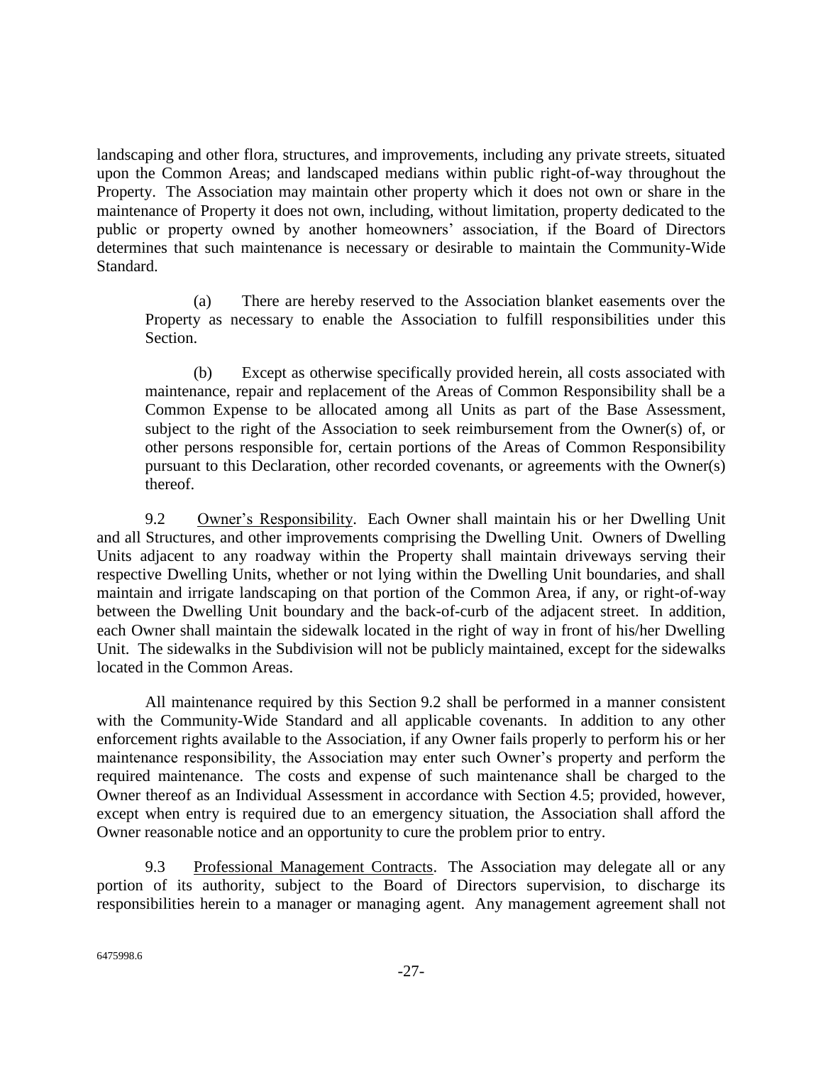landscaping and other flora, structures, and improvements, including any private streets, situated upon the Common Areas; and landscaped medians within public right-of-way throughout the Property. The Association may maintain other property which it does not own or share in the maintenance of Property it does not own, including, without limitation, property dedicated to the public or property owned by another homeowners' association, if the Board of Directors determines that such maintenance is necessary or desirable to maintain the Community-Wide Standard.

(a) There are hereby reserved to the Association blanket easements over the Property as necessary to enable the Association to fulfill responsibilities under this Section.

(b) Except as otherwise specifically provided herein, all costs associated with maintenance, repair and replacement of the Areas of Common Responsibility shall be a Common Expense to be allocated among all Units as part of the Base Assessment, subject to the right of the Association to seek reimbursement from the Owner(s) of, or other persons responsible for, certain portions of the Areas of Common Responsibility pursuant to this Declaration, other recorded covenants, or agreements with the Owner(s) thereof.

9.2 Owner's Responsibility. Each Owner shall maintain his or her Dwelling Unit and all Structures, and other improvements comprising the Dwelling Unit. Owners of Dwelling Units adjacent to any roadway within the Property shall maintain driveways serving their respective Dwelling Units, whether or not lying within the Dwelling Unit boundaries, and shall maintain and irrigate landscaping on that portion of the Common Area, if any, or right-of-way between the Dwelling Unit boundary and the back-of-curb of the adjacent street. In addition, each Owner shall maintain the sidewalk located in the right of way in front of his/her Dwelling Unit. The sidewalks in the Subdivision will not be publicly maintained, except for the sidewalks located in the Common Areas.

All maintenance required by this Section 9.2 shall be performed in a manner consistent with the Community-Wide Standard and all applicable covenants. In addition to any other enforcement rights available to the Association, if any Owner fails properly to perform his or her maintenance responsibility, the Association may enter such Owner's property and perform the required maintenance. The costs and expense of such maintenance shall be charged to the Owner thereof as an Individual Assessment in accordance with Section 4.5; provided, however, except when entry is required due to an emergency situation, the Association shall afford the Owner reasonable notice and an opportunity to cure the problem prior to entry.

9.3 Professional Management Contracts. The Association may delegate all or any portion of its authority, subject to the Board of Directors supervision, to discharge its responsibilities herein to a manager or managing agent. Any management agreement shall not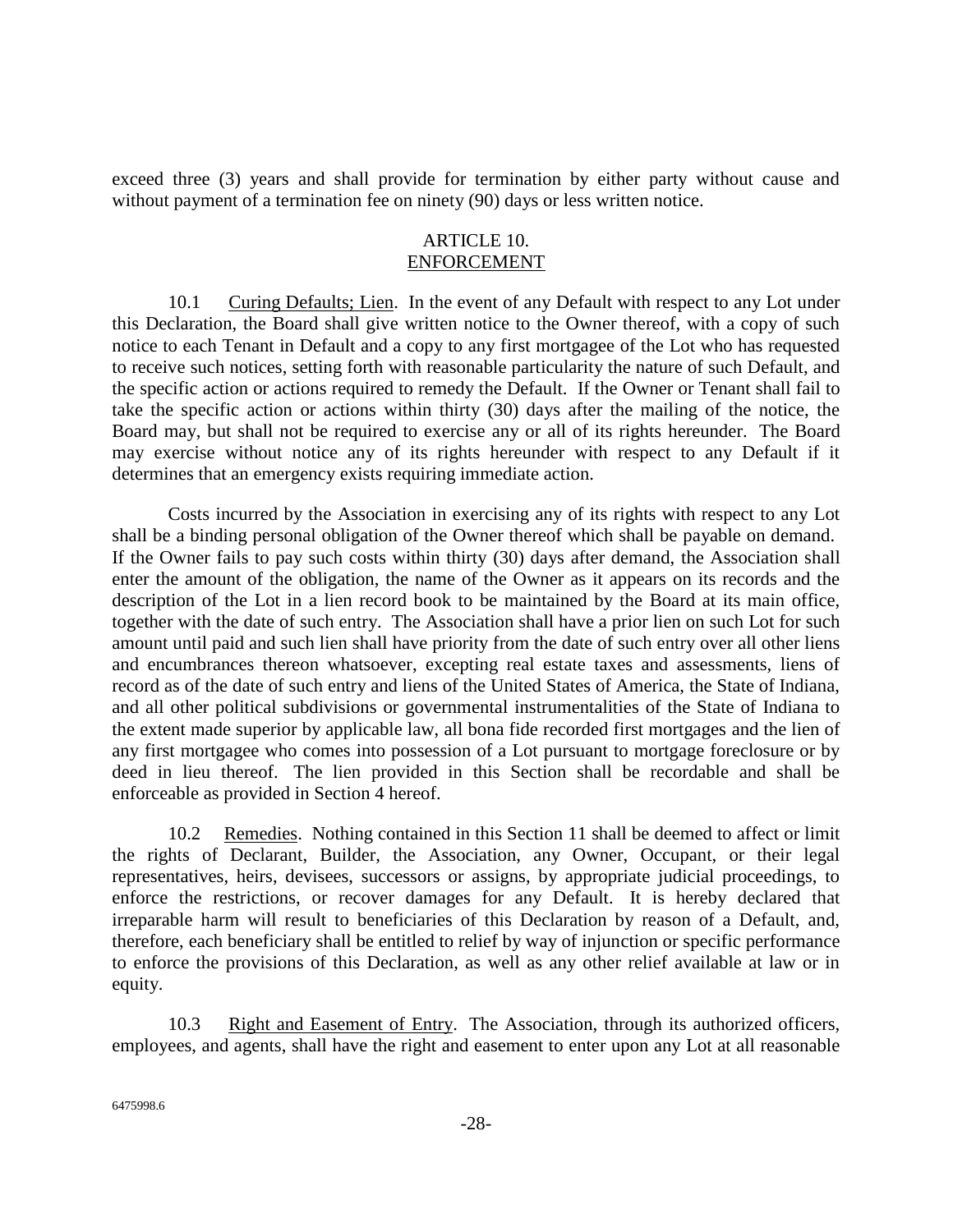exceed three (3) years and shall provide for termination by either party without cause and without payment of a termination fee on ninety (90) days or less written notice.

## ARTICLE 10.
## ENFORCEMENT

10.1 Curing Defaults; Lien. In the event of any Default with respect to any Lot under this Declaration, the Board shall give written notice to the Owner thereof, with a copy of such notice to each Tenant in Default and a copy to any first mortgagee of the Lot who has requested to receive such notices, setting forth with reasonable particularity the nature of such Default, and the specific action or actions required to remedy the Default. If the Owner or Tenant shall fail to take the specific action or actions within thirty (30) days after the mailing of the notice, the Board may, but shall not be required to exercise any or all of its rights hereunder. The Board may exercise without notice any of its rights hereunder with respect to any Default if it determines that an emergency exists requiring immediate action.

Costs incurred by the Association in exercising any of its rights with respect to any Lot shall be a binding personal obligation of the Owner thereof which shall be payable on demand. If the Owner fails to pay such costs within thirty (30) days after demand, the Association shall enter the amount of the obligation, the name of the Owner as it appears on its records and the description of the Lot in a lien record book to be maintained by the Board at its main office, together with the date of such entry. The Association shall have a prior lien on such Lot for such amount until paid and such lien shall have priority from the date of such entry over all other liens and encumbrances thereon whatsoever, excepting real estate taxes and assessments, liens of record as of the date of such entry and liens of the United States of America, the State of Indiana, and all other political subdivisions or governmental instrumentalities of the State of Indiana to the extent made superior by applicable law, all bona fide recorded first mortgages and the lien of any first mortgagee who comes into possession of a Lot pursuant to mortgage foreclosure or by deed in lieu thereof. The lien provided in this Section shall be recordable and shall be enforceable as provided in Section 4 hereof.

10.2 Remedies. Nothing contained in this Section 11 shall be deemed to affect or limit the rights of Declarant, Builder, the Association, any Owner, Occupant, or their legal representatives, heirs, devisees, successors or assigns, by appropriate judicial proceedings, to enforce the restrictions, or recover damages for any Default. It is hereby declared that irreparable harm will result to beneficiaries of this Declaration by reason of a Default, and, therefore, each beneficiary shall be entitled to relief by way of injunction or specific performance to enforce the provisions of this Declaration, as well as any other relief available at law or in equity.

10.3 Right and Easement of Entry. The Association, through its authorized officers, employees, and agents, shall have the right and easement to enter upon any Lot at all reasonable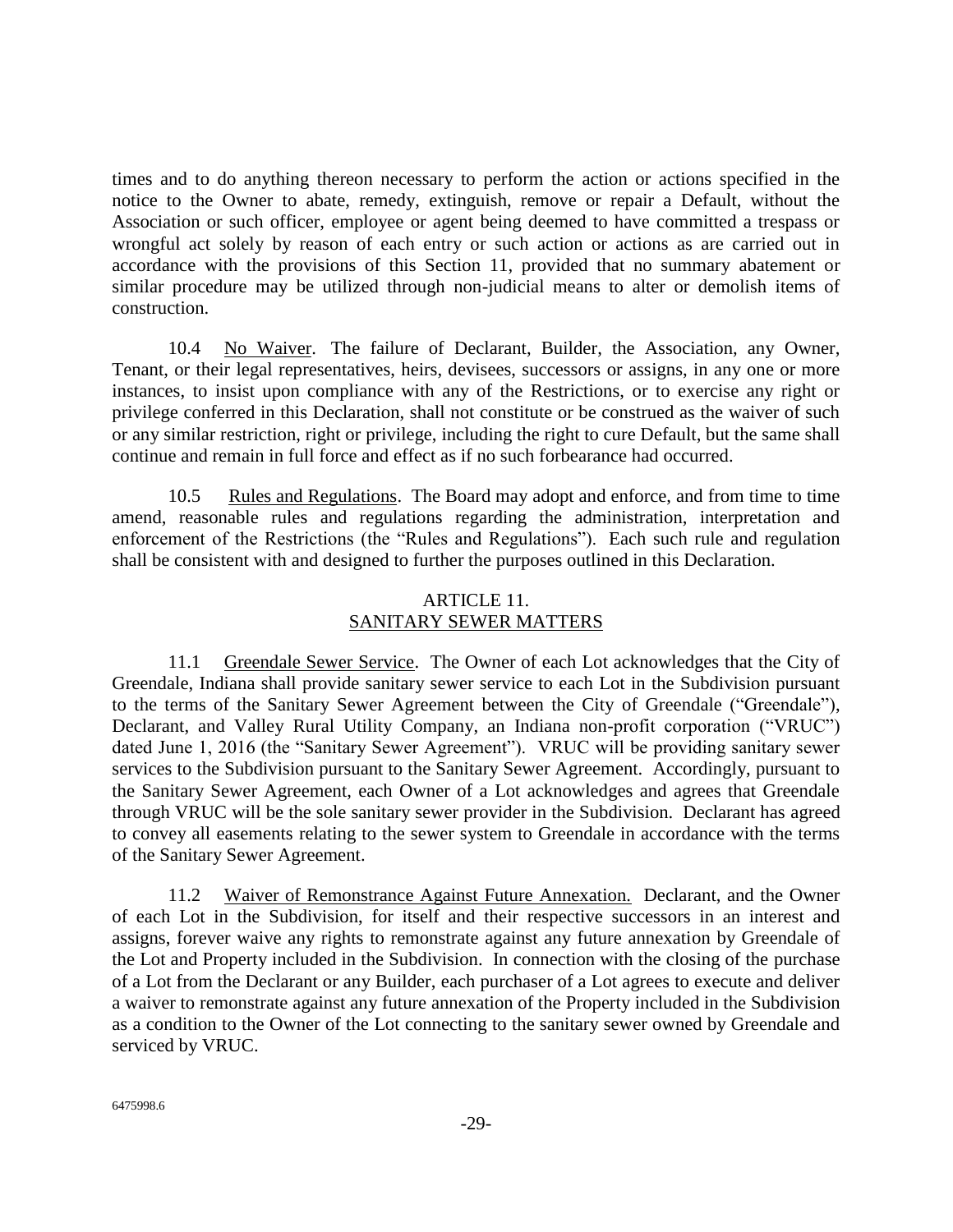times and to do anything thereon necessary to perform the action or actions specified in the notice to the Owner to abate, remedy, extinguish, remove or repair a Default, without the Association or such officer, employee or agent being deemed to have committed a trespass or wrongful act solely by reason of each entry or such action or actions as are carried out in accordance with the provisions of this Section 11, provided that no summary abatement or similar procedure may be utilized through non-judicial means to alter or demolish items of construction.

10.4 No Waiver. The failure of Declarant, Builder, the Association, any Owner, Tenant, or their legal representatives, heirs, devisees, successors or assigns, in any one or more instances, to insist upon compliance with any of the Restrictions, or to exercise any right or privilege conferred in this Declaration, shall not constitute or be construed as the waiver of such or any similar restriction, right or privilege, including the right to cure Default, but the same shall continue and remain in full force and effect as if no such forbearance had occurred.

10.5 Rules and Regulations. The Board may adopt and enforce, and from time to time amend, reasonable rules and regulations regarding the administration, interpretation and enforcement of the Restrictions (the "Rules and Regulations"). Each such rule and regulation shall be consistent with and designed to further the purposes outlined in this Declaration.

## ARTICLE 11.
## SANITARY SEWER MATTERS

11.1 Greendale Sewer Service. The Owner of each Lot acknowledges that the City of Greendale, Indiana shall provide sanitary sewer service to each Lot in the Subdivision pursuant to the terms of the Sanitary Sewer Agreement between the City of Greendale ("Greendale"), Declarant, and Valley Rural Utility Company, an Indiana non-profit corporation ("VRUC") dated June 1, 2016 (the "Sanitary Sewer Agreement"). VRUC will be providing sanitary sewer services to the Subdivision pursuant to the Sanitary Sewer Agreement. Accordingly, pursuant to the Sanitary Sewer Agreement, each Owner of a Lot acknowledges and agrees that Greendale through VRUC will be the sole sanitary sewer provider in the Subdivision. Declarant has agreed to convey all easements relating to the sewer system to Greendale in accordance with the terms of the Sanitary Sewer Agreement.

11.2 Waiver of Remonstrance Against Future Annexation. Declarant, and the Owner of each Lot in the Subdivision, for itself and their respective successors in an interest and assigns, forever waive any rights to remonstrate against any future annexation by Greendale of the Lot and Property included in the Subdivision. In connection with the closing of the purchase of a Lot from the Declarant or any Builder, each purchaser of a Lot agrees to execute and deliver a waiver to remonstrate against any future annexation of the Property included in the Subdivision as a condition to the Owner of the Lot connecting to the sanitary sewer owned by Greendale and serviced by VRUC.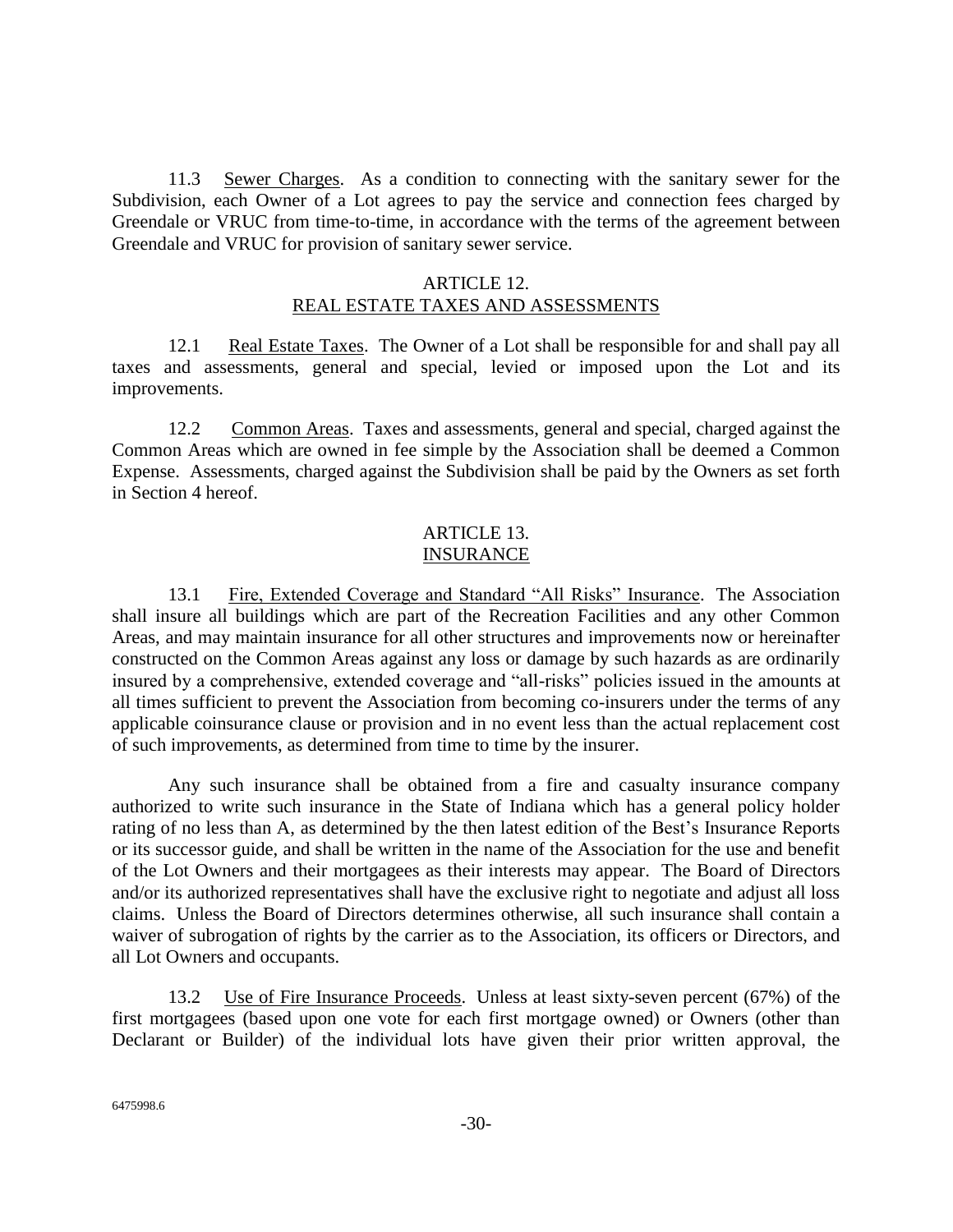11.3 Sewer Charges. As a condition to connecting with the sanitary sewer for the Subdivision, each Owner of a Lot agrees to pay the service and connection fees charged by Greendale or VRUC from time-to-time, in accordance with the terms of the agreement between Greendale and VRUC for provision of sanitary sewer service.

## ARTICLE 12.
## REAL ESTATE TAXES AND ASSESSMENTS

12.1 Real Estate Taxes. The Owner of a Lot shall be responsible for and shall pay all taxes and assessments, general and special, levied or imposed upon the Lot and its improvements.

12.2 Common Areas. Taxes and assessments, general and special, charged against the Common Areas which are owned in fee simple by the Association shall be deemed a Common Expense. Assessments, charged against the Subdivision shall be paid by the Owners as set forth in Section 4 hereof.

## ARTICLE 13.
## INSURANCE

13.1 Fire, Extended Coverage and Standard "All Risks" Insurance. The Association shall insure all buildings which are part of the Recreation Facilities and any other Common Areas, and may maintain insurance for all other structures and improvements now or hereinafter constructed on the Common Areas against any loss or damage by such hazards as are ordinarily insured by a comprehensive, extended coverage and "all-risks" policies issued in the amounts at all times sufficient to prevent the Association from becoming co-insurers under the terms of any applicable coinsurance clause or provision and in no event less than the actual replacement cost of such improvements, as determined from time to time by the insurer.

Any such insurance shall be obtained from a fire and casualty insurance company authorized to write such insurance in the State of Indiana which has a general policy holder rating of no less than A, as determined by the then latest edition of the Best's Insurance Reports or its successor guide, and shall be written in the name of the Association for the use and benefit of the Lot Owners and their mortgagees as their interests may appear. The Board of Directors and/or its authorized representatives shall have the exclusive right to negotiate and adjust all loss claims. Unless the Board of Directors determines otherwise, all such insurance shall contain a waiver of subrogation of rights by the carrier as to the Association, its officers or Directors, and all Lot Owners and occupants.

13.2 Use of Fire Insurance Proceeds. Unless at least sixty-seven percent (67%) of the first mortgagees (based upon one vote for each first mortgage owned) or Owners (other than Declarant or Builder) of the individual lots have given their prior written approval, the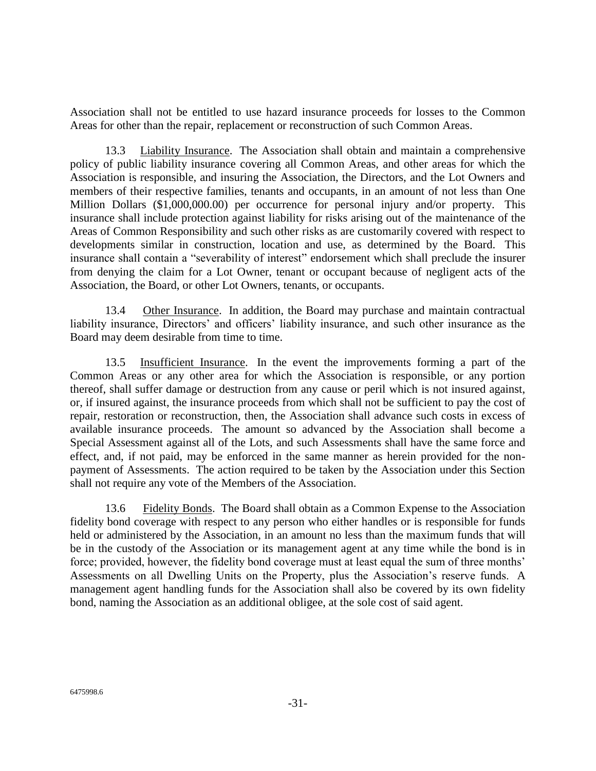Association shall not be entitled to use hazard insurance proceeds for losses to the Common Areas for other than the repair, replacement or reconstruction of such Common Areas.

13.3 Liability Insurance. The Association shall obtain and maintain a comprehensive policy of public liability insurance covering all Common Areas, and other areas for which the Association is responsible, and insuring the Association, the Directors, and the Lot Owners and members of their respective families, tenants and occupants, in an amount of not less than One Million Dollars ($1,000,000.00) per occurrence for personal injury and/or property. This insurance shall include protection against liability for risks arising out of the maintenance of the Areas of Common Responsibility and such other risks as are customarily covered with respect to developments similar in construction, location and use, as determined by the Board. This insurance shall contain a "severability of interest" endorsement which shall preclude the insurer from denying the claim for a Lot Owner, tenant or occupant because of negligent acts of the Association, the Board, or other Lot Owners, tenants, or occupants.

13.4 Other Insurance. In addition, the Board may purchase and maintain contractual liability insurance, Directors' and officers' liability insurance, and such other insurance as the Board may deem desirable from time to time.

13.5 Insufficient Insurance. In the event the improvements forming a part of the Common Areas or any other area for which the Association is responsible, or any portion thereof, shall suffer damage or destruction from any cause or peril which is not insured against, or, if insured against, the insurance proceeds from which shall not be sufficient to pay the cost of repair, restoration or reconstruction, then, the Association shall advance such costs in excess of available insurance proceeds. The amount so advanced by the Association shall become a Special Assessment against all of the Lots, and such Assessments shall have the same force and effect, and, if not paid, may be enforced in the same manner as herein provided for the non-payment of Assessments. The action required to be taken by the Association under this Section shall not require any vote of the Members of the Association.

13.6 Fidelity Bonds. The Board shall obtain as a Common Expense to the Association fidelity bond coverage with respect to any person who either handles or is responsible for funds held or administered by the Association, in an amount no less than the maximum funds that will be in the custody of the Association or its management agent at any time while the bond is in force; provided, however, the fidelity bond coverage must at least equal the sum of three months' Assessments on all Dwelling Units on the Property, plus the Association's reserve funds. A management agent handling funds for the Association shall also be covered by its own fidelity bond, naming the Association as an additional obligee, at the sole cost of said agent.

6475998.6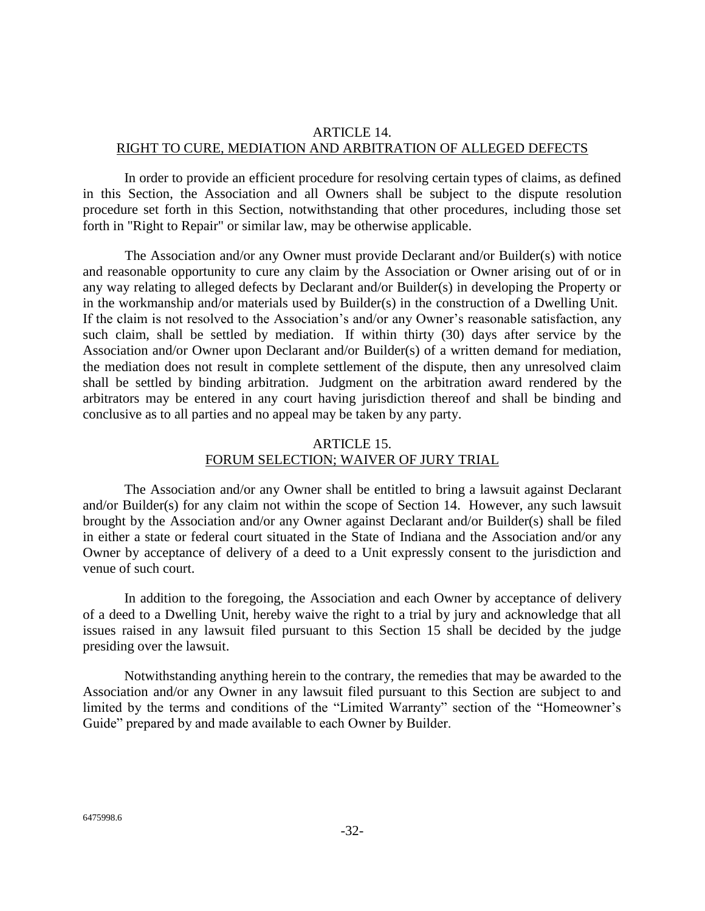## ARTICLE 14.
## RIGHT TO CURE, MEDIATION AND ARBITRATION OF ALLEGED DEFECTS

In order to provide an efficient procedure for resolving certain types of claims, as defined in this Section, the Association and all Owners shall be subject to the dispute resolution procedure set forth in this Section, notwithstanding that other procedures, including those set forth in "Right to Repair" or similar law, may be otherwise applicable.

The Association and/or any Owner must provide Declarant and/or Builder(s) with notice and reasonable opportunity to cure any claim by the Association or Owner arising out of or in any way relating to alleged defects by Declarant and/or Builder(s) in developing the Property or in the workmanship and/or materials used by Builder(s) in the construction of a Dwelling Unit. If the claim is not resolved to the Association's and/or any Owner's reasonable satisfaction, any such claim, shall be settled by mediation. If within thirty (30) days after service by the Association and/or Owner upon Declarant and/or Builder(s) of a written demand for mediation, the mediation does not result in complete settlement of the dispute, then any unresolved claim shall be settled by binding arbitration. Judgment on the arbitration award rendered by the arbitrators may be entered in any court having jurisdiction thereof and shall be binding and conclusive as to all parties and no appeal may be taken by any party.

## ARTICLE 15.
## FORUM SELECTION; WAIVER OF JURY TRIAL

The Association and/or any Owner shall be entitled to bring a lawsuit against Declarant and/or Builder(s) for any claim not within the scope of Section 14. However, any such lawsuit brought by the Association and/or any Owner against Declarant and/or Builder(s) shall be filed in either a state or federal court situated in the State of Indiana and the Association and/or any Owner by acceptance of delivery of a deed to a Unit expressly consent to the jurisdiction and venue of such court.

In addition to the foregoing, the Association and each Owner by acceptance of delivery of a deed to a Dwelling Unit, hereby waive the right to a trial by jury and acknowledge that all issues raised in any lawsuit filed pursuant to this Section 15 shall be decided by the judge presiding over the lawsuit.

Notwithstanding anything herein to the contrary, the remedies that may be awarded to the Association and/or any Owner in any lawsuit filed pursuant to this Section are subject to and limited by the terms and conditions of the "Limited Warranty" section of the "Homeowner's Guide" prepared by and made available to each Owner by Builder.

6475998.6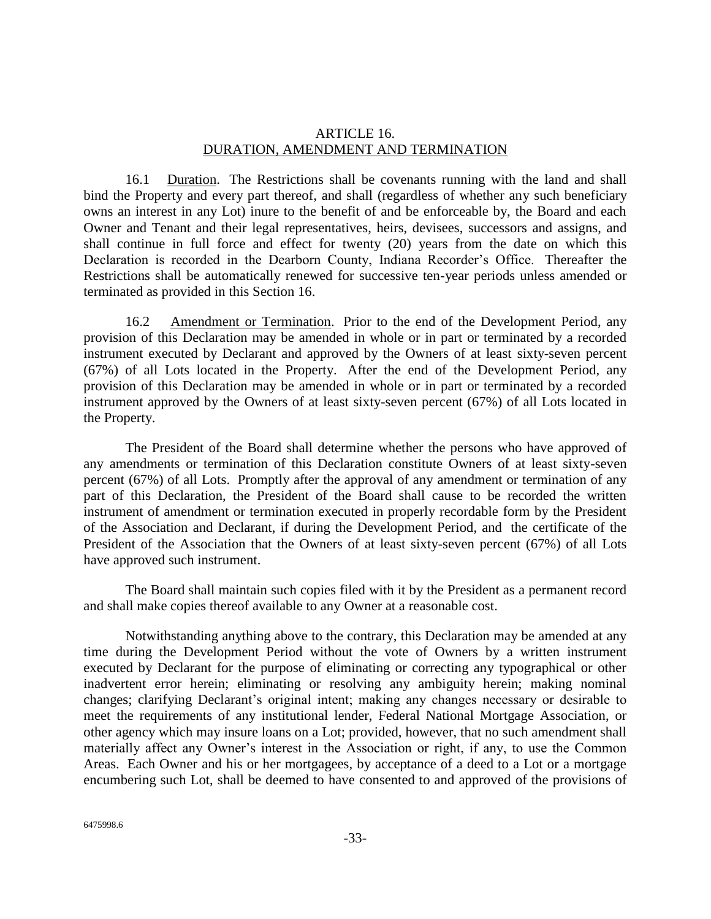## ARTICLE 16.
## DURATION, AMENDMENT AND TERMINATION

16.1 Duration. The Restrictions shall be covenants running with the land and shall bind the Property and every part thereof, and shall (regardless of whether any such beneficiary owns an interest in any Lot) inure to the benefit of and be enforceable by, the Board and each Owner and Tenant and their legal representatives, heirs, devisees, successors and assigns, and shall continue in full force and effect for twenty (20) years from the date on which this Declaration is recorded in the Dearborn County, Indiana Recorder's Office. Thereafter the Restrictions shall be automatically renewed for successive ten-year periods unless amended or terminated as provided in this Section 16.

16.2 Amendment or Termination. Prior to the end of the Development Period, any provision of this Declaration may be amended in whole or in part or terminated by a recorded instrument executed by Declarant and approved by the Owners of at least sixty-seven percent (67%) of all Lots located in the Property. After the end of the Development Period, any provision of this Declaration may be amended in whole or in part or terminated by a recorded instrument approved by the Owners of at least sixty-seven percent (67%) of all Lots located in the Property.

The President of the Board shall determine whether the persons who have approved of any amendments or termination of this Declaration constitute Owners of at least sixty-seven percent (67%) of all Lots. Promptly after the approval of any amendment or termination of any part of this Declaration, the President of the Board shall cause to be recorded the written instrument of amendment or termination executed in properly recordable form by the President of the Association and Declarant, if during the Development Period, and the certificate of the President of the Association that the Owners of at least sixty-seven percent (67%) of all Lots have approved such instrument.

The Board shall maintain such copies filed with it by the President as a permanent record and shall make copies thereof available to any Owner at a reasonable cost.

Notwithstanding anything above to the contrary, this Declaration may be amended at any time during the Development Period without the vote of Owners by a written instrument executed by Declarant for the purpose of eliminating or correcting any typographical or other inadvertent error herein; eliminating or resolving any ambiguity herein; making nominal changes; clarifying Declarant's original intent; making any changes necessary or desirable to meet the requirements of any institutional lender, Federal National Mortgage Association, or other agency which may insure loans on a Lot; provided, however, that no such amendment shall materially affect any Owner's interest in the Association or right, if any, to use the Common Areas. Each Owner and his or her mortgagees, by acceptance of a deed to a Lot or a mortgage encumbering such Lot, shall be deemed to have consented to and approved of the provisions of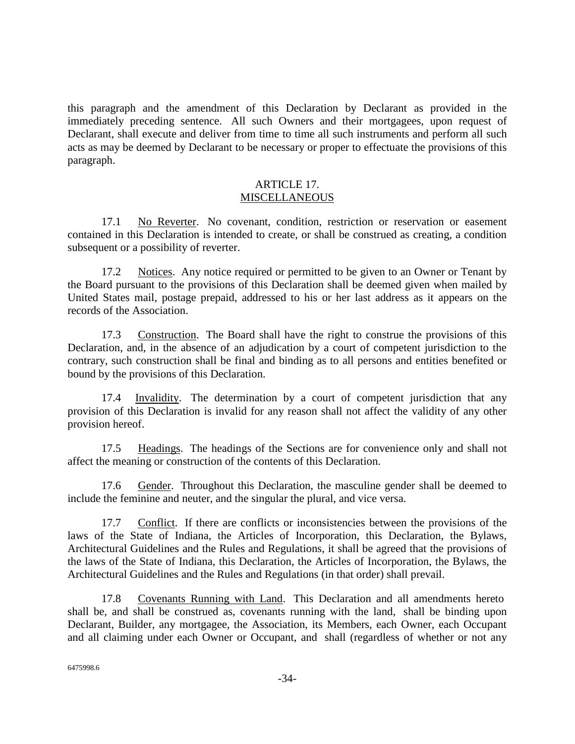this paragraph and the amendment of this Declaration by Declarant as provided in the immediately preceding sentence. All such Owners and their mortgagees, upon request of Declarant, shall execute and deliver from time to time all such instruments and perform all such acts as may be deemed by Declarant to be necessary or proper to effectuate the provisions of this paragraph.

## ARTICLE 17.
## MISCELLANEOUS

17.1 No Reverter. No covenant, condition, restriction or reservation or easement contained in this Declaration is intended to create, or shall be construed as creating, a condition subsequent or a possibility of reverter.

17.2 Notices. Any notice required or permitted to be given to an Owner or Tenant by the Board pursuant to the provisions of this Declaration shall be deemed given when mailed by United States mail, postage prepaid, addressed to his or her last address as it appears on the records of the Association.

17.3 Construction. The Board shall have the right to construe the provisions of this Declaration, and, in the absence of an adjudication by a court of competent jurisdiction to the contrary, such construction shall be final and binding as to all persons and entities benefited or bound by the provisions of this Declaration.

17.4 Invalidity. The determination by a court of competent jurisdiction that any provision of this Declaration is invalid for any reason shall not affect the validity of any other provision hereof.

17.5 Headings. The headings of the Sections are for convenience only and shall not affect the meaning or construction of the contents of this Declaration.

17.6 Gender. Throughout this Declaration, the masculine gender shall be deemed to include the feminine and neuter, and the singular the plural, and vice versa.

17.7 Conflict. If there are conflicts or inconsistencies between the provisions of the laws of the State of Indiana, the Articles of Incorporation, this Declaration, the Bylaws, Architectural Guidelines and the Rules and Regulations, it shall be agreed that the provisions of the laws of the State of Indiana, this Declaration, the Articles of Incorporation, the Bylaws, the Architectural Guidelines and the Rules and Regulations (in that order) shall prevail.

17.8 Covenants Running with Land. This Declaration and all amendments hereto shall be, and shall be construed as, covenants running with the land, shall be binding upon Declarant, Builder, any mortgagee, the Association, its Members, each Owner, each Occupant and all claiming under each Owner or Occupant, and shall (regardless of whether or not any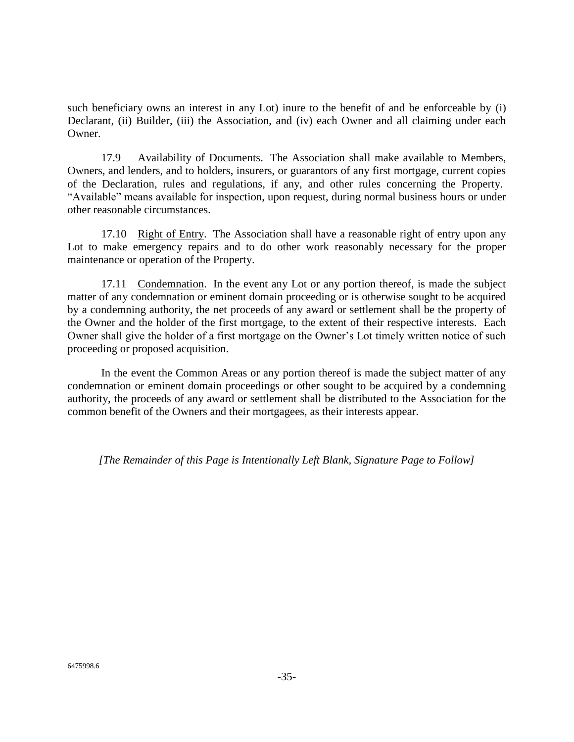such beneficiary owns an interest in any Lot) inure to the benefit of and be enforceable by (i) Declarant, (ii) Builder, (iii) the Association, and (iv) each Owner and all claiming under each Owner.

17.9 Availability of Documents. The Association shall make available to Members, Owners, and lenders, and to holders, insurers, or guarantors of any first mortgage, current copies of the Declaration, rules and regulations, if any, and other rules concerning the Property. "Available" means available for inspection, upon request, during normal business hours or under other reasonable circumstances.

17.10 Right of Entry. The Association shall have a reasonable right of entry upon any Lot to make emergency repairs and to do other work reasonably necessary for the proper maintenance or operation of the Property.

17.11 Condemnation. In the event any Lot or any portion thereof, is made the subject matter of any condemnation or eminent domain proceeding or is otherwise sought to be acquired by a condemning authority, the net proceeds of any award or settlement shall be the property of the Owner and the holder of the first mortgage, to the extent of their respective interests. Each Owner shall give the holder of a first mortgage on the Owner's Lot timely written notice of such proceeding or proposed acquisition.

In the event the Common Areas or any portion thereof is made the subject matter of any condemnation or eminent domain proceedings or other sought to be acquired by a condemning authority, the proceeds of any award or settlement shall be distributed to the Association for the common benefit of the Owners and their mortgagees, as their interests appear.

*[The Remainder of this Page is Intentionally Left Blank, Signature Page to Follow]*

6475998.6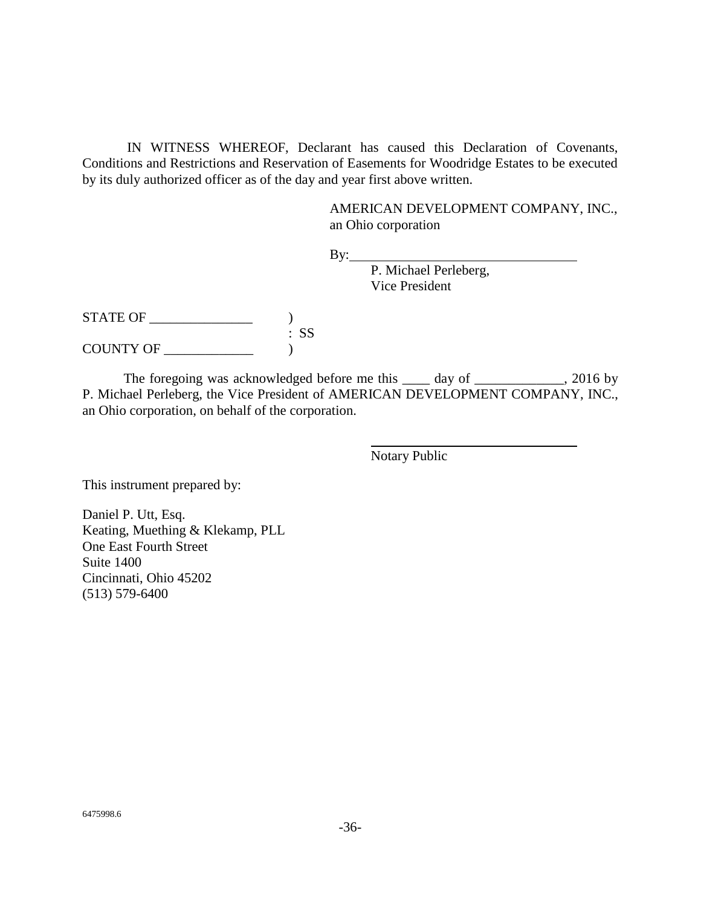IN WITNESS WHEREOF, Declarant has caused this Declaration of Covenants, Conditions and Restrictions and Reservation of Easements for Woodridge Estates to be executed by its duly authorized officer as of the day and year first above written.

AMERICAN DEVELOPMENT COMPANY, INC.,
an Ohio corporation

By:_________________________________
P. Michael Perleberg,
Vice President

STATE OF _______________ )
: SS
COUNTY OF _____________ )

The foregoing was acknowledged before me this ____ day of _____________, 2016 by P. Michael Perleberg, the Vice President of AMERICAN DEVELOPMENT COMPANY, INC., an Ohio corporation, on behalf of the corporation.

_________________________________
Notary Public

This instrument prepared by:

Daniel P. Utt, Esq.
Keating, Muething & Klekamp, PLL
One East Fourth Street
Suite 1400
Cincinnati, Ohio 45202
(513) 579-6400

6475998.6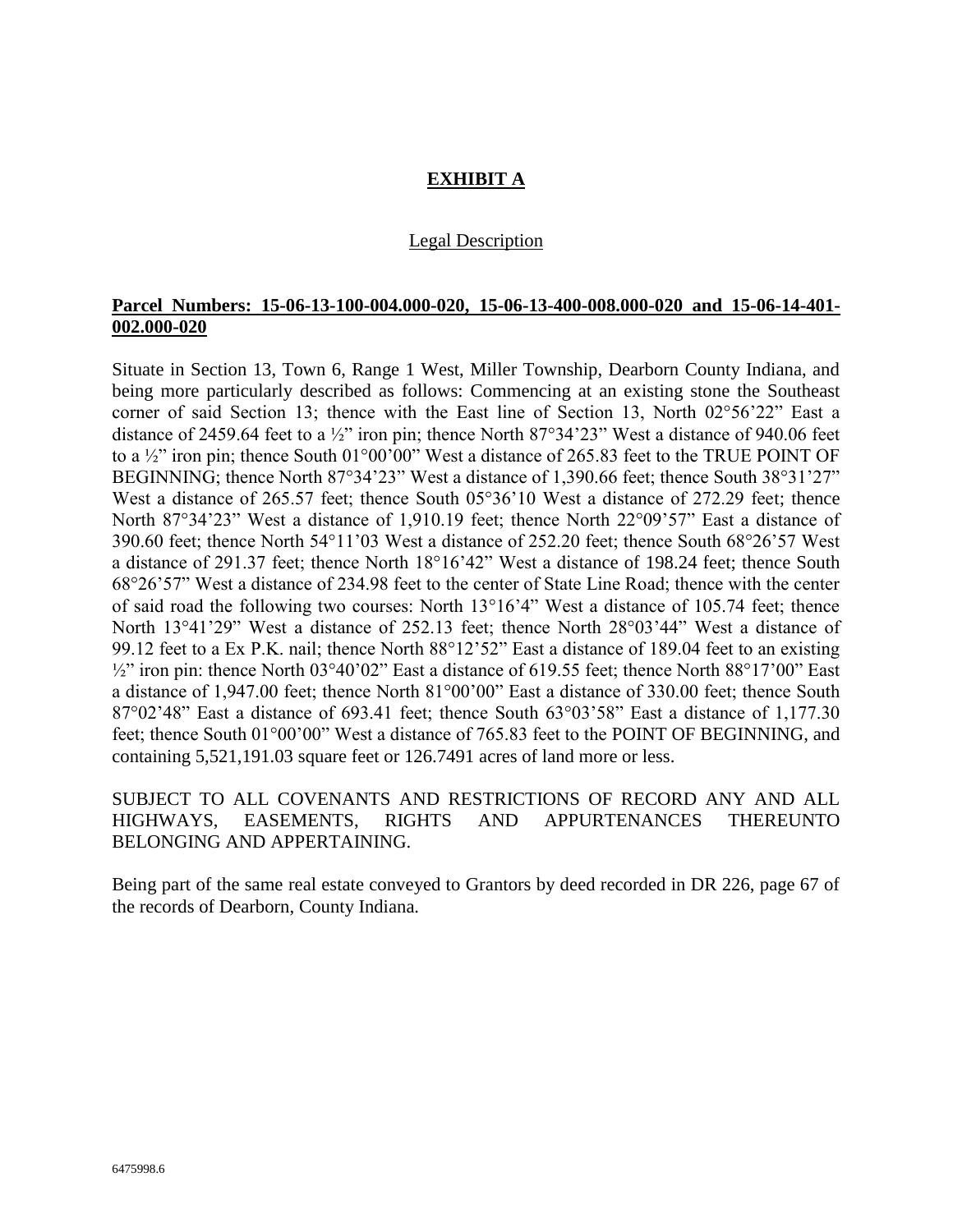# EXHIBIT A

Legal Description

**Parcel Numbers: 15-06-13-100-004.000-020, 15-06-13-400-008.000-020 and 15-06-14-401-002.000-020**

Situate in Section 13, Town 6, Range 1 West, Miller Township, Dearborn County Indiana, and being more particularly described as follows: Commencing at an existing stone the Southeast corner of said Section 13; thence with the East line of Section 13, North 02°56'22" East a distance of 2459.64 feet to a ½" iron pin; thence North 87°34'23" West a distance of 940.06 feet to a ½" iron pin; thence South 01°00'00" West a distance of 265.83 feet to the TRUE POINT OF BEGINNING; thence North 87°34'23" West a distance of 1,390.66 feet; thence South 38°31'27" West a distance of 265.57 feet; thence South 05°36'10 West a distance of 272.29 feet; thence North 87°34'23" West a distance of 1,910.19 feet; thence North 22°09'57" East a distance of 390.60 feet; thence North 54°11'03 West a distance of 252.20 feet; thence South 68°26'57 West a distance of 291.37 feet; thence North 18°16'42" West a distance of 198.24 feet; thence South 68°26'57" West a distance of 234.98 feet to the center of State Line Road; thence with the center of said road the following two courses: North 13°16'4" West a distance of 105.74 feet; thence North 13°41'29" West a distance of 252.13 feet; thence North 28°03'44" West a distance of 99.12 feet to a Ex P.K. nail; thence North 88°12'52" East a distance of 189.04 feet to an existing ½" iron pin: thence North 03°40'02" East a distance of 619.55 feet; thence North 88°17'00" East a distance of 1,947.00 feet; thence North 81°00'00" East a distance of 330.00 feet; thence South 87°02'48" East a distance of 693.41 feet; thence South 63°03'58" East a distance of 1,177.30 feet; thence South 01°00'00" West a distance of 765.83 feet to the POINT OF BEGINNING, and containing 5,521,191.03 square feet or 126.7491 acres of land more or less.

SUBJECT TO ALL COVENANTS AND RESTRICTIONS OF RECORD ANY AND ALL HIGHWAYS, EASEMENTS, RIGHTS AND APPURTENANCES THEREUNTO BELONGING AND APPERTAINING.

Being part of the same real estate conveyed to Grantors by deed recorded in DR 226, page 67 of the records of Dearborn, County Indiana.

6475998.6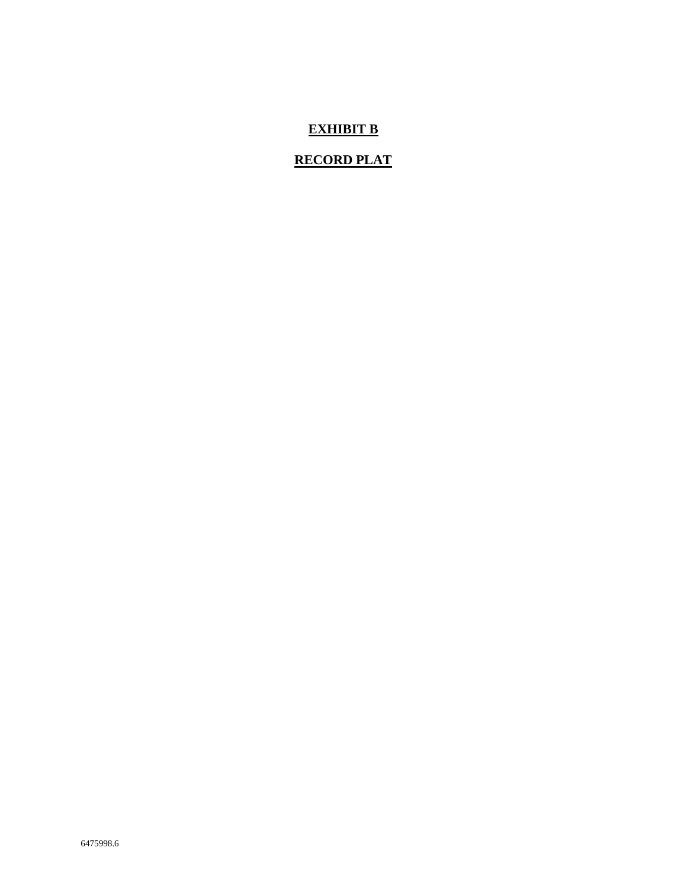# EXHIBIT B

## RECORD PLAT

6475998.6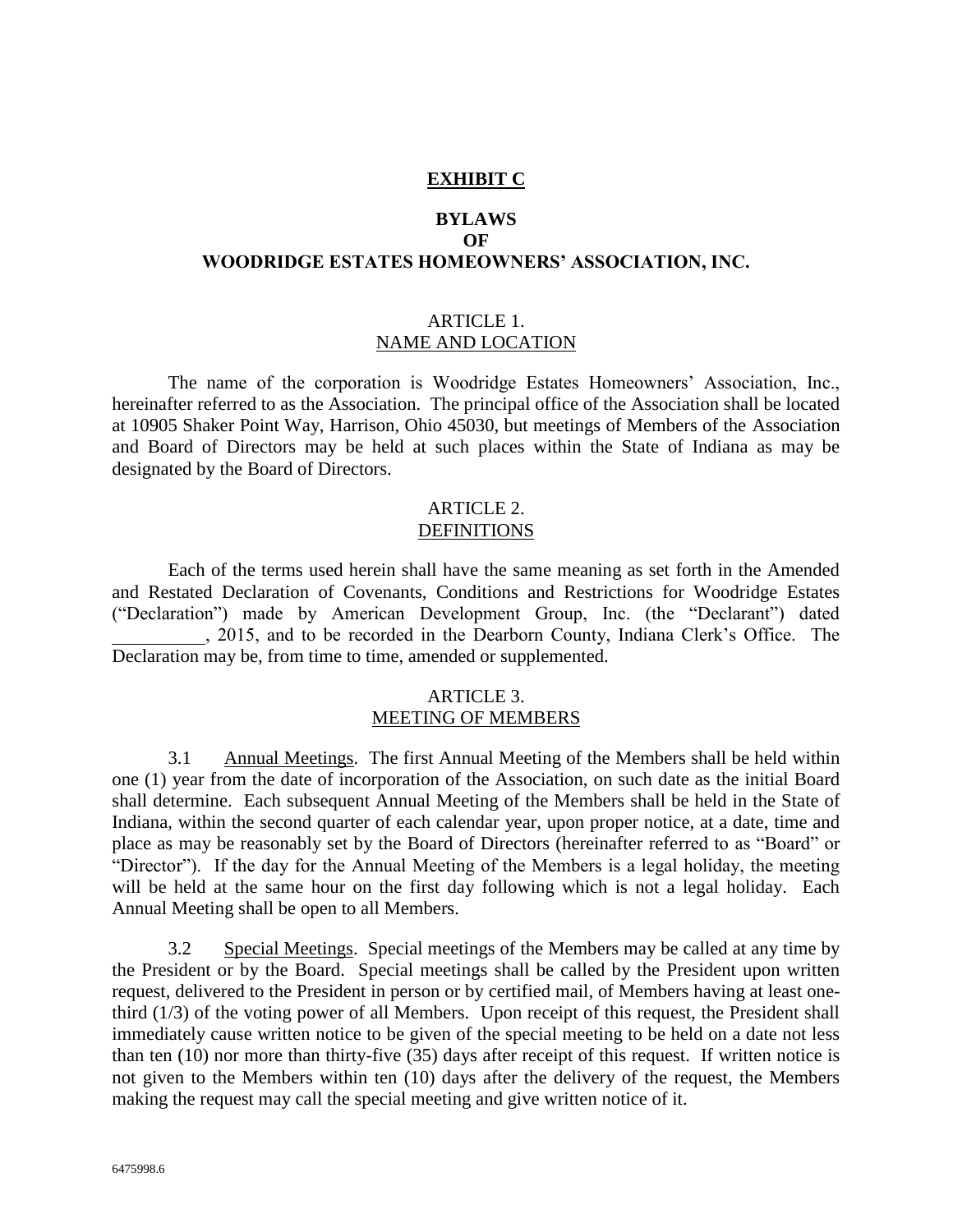**EXHIBIT C**

**BYLAWS**
**OF**
**WOODRIDGE ESTATES HOMEOWNERS' ASSOCIATION, INC.**

ARTICLE 1.
NAME AND LOCATION

The name of the corporation is Woodridge Estates Homeowners' Association, Inc., hereinafter referred to as the Association. The principal office of the Association shall be located at 10905 Shaker Point Way, Harrison, Ohio 45030, but meetings of Members of the Association and Board of Directors may be held at such places within the State of Indiana as may be designated by the Board of Directors.

ARTICLE 2.
DEFINITIONS

Each of the terms used herein shall have the same meaning as set forth in the Amended and Restated Declaration of Covenants, Conditions and Restrictions for Woodridge Estates ("Declaration") made by American Development Group, Inc. (the "Declarant") dated __________, 2015, and to be recorded in the Dearborn County, Indiana Clerk's Office. The Declaration may be, from time to time, amended or supplemented.

ARTICLE 3.
MEETING OF MEMBERS

3.1 Annual Meetings. The first Annual Meeting of the Members shall be held within one (1) year from the date of incorporation of the Association, on such date as the initial Board shall determine. Each subsequent Annual Meeting of the Members shall be held in the State of Indiana, within the second quarter of each calendar year, upon proper notice, at a date, time and place as may be reasonably set by the Board of Directors (hereinafter referred to as "Board" or "Director"). If the day for the Annual Meeting of the Members is a legal holiday, the meeting will be held at the same hour on the first day following which is not a legal holiday. Each Annual Meeting shall be open to all Members.

3.2 Special Meetings. Special meetings of the Members may be called at any time by the President or by the Board. Special meetings shall be called by the President upon written request, delivered to the President in person or by certified mail, of Members having at least one-third (1/3) of the voting power of all Members. Upon receipt of this request, the President shall immediately cause written notice to be given of the special meeting to be held on a date not less than ten (10) nor more than thirty-five (35) days after receipt of this request. If written notice is not given to the Members within ten (10) days after the delivery of the request, the Members making the request may call the special meeting and give written notice of it.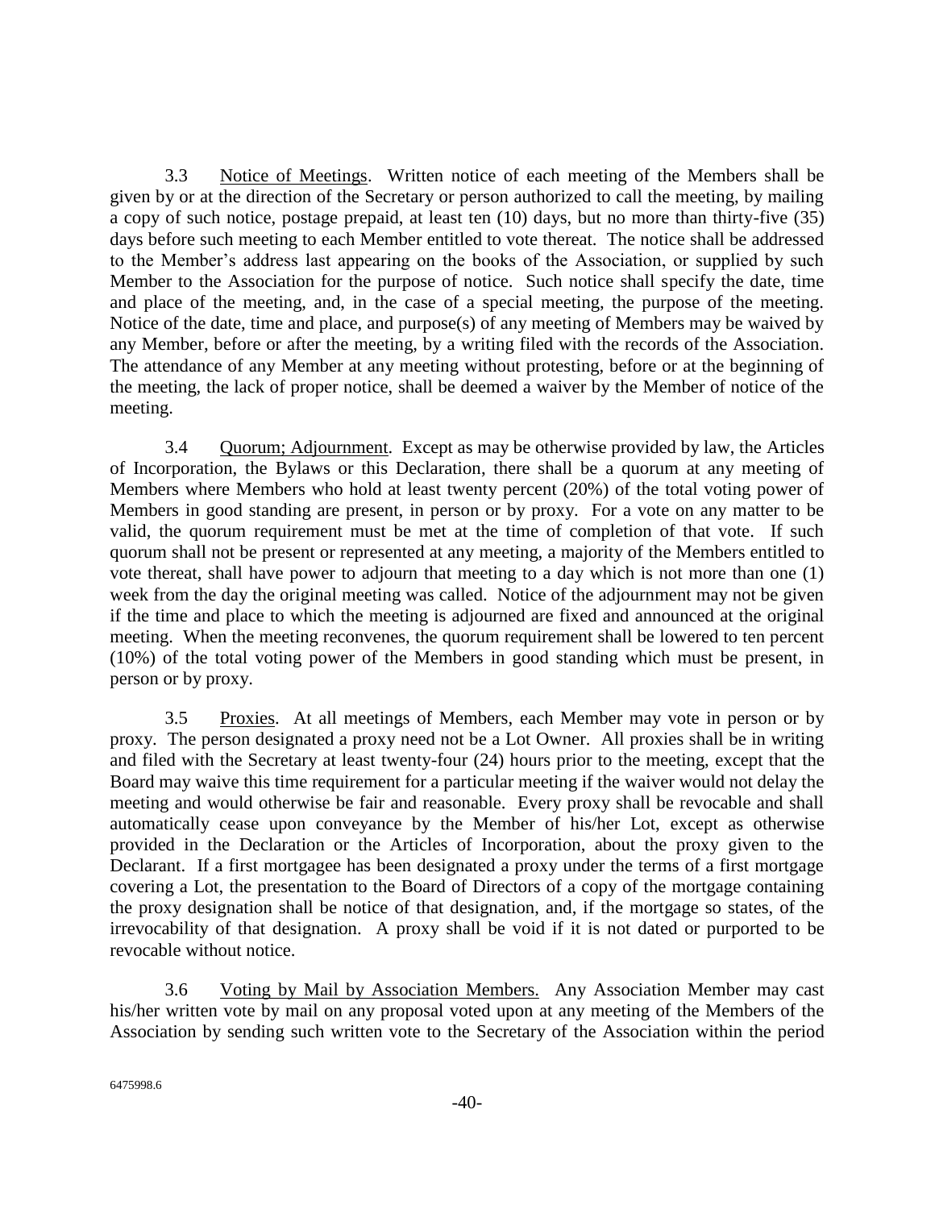3.3 Notice of Meetings. Written notice of each meeting of the Members shall be given by or at the direction of the Secretary or person authorized to call the meeting, by mailing a copy of such notice, postage prepaid, at least ten (10) days, but no more than thirty-five (35) days before such meeting to each Member entitled to vote thereat. The notice shall be addressed to the Member's address last appearing on the books of the Association, or supplied by such Member to the Association for the purpose of notice. Such notice shall specify the date, time and place of the meeting, and, in the case of a special meeting, the purpose of the meeting. Notice of the date, time and place, and purpose(s) of any meeting of Members may be waived by any Member, before or after the meeting, by a writing filed with the records of the Association. The attendance of any Member at any meeting without protesting, before or at the beginning of the meeting, the lack of proper notice, shall be deemed a waiver by the Member of notice of the meeting.

3.4 Quorum; Adjournment. Except as may be otherwise provided by law, the Articles of Incorporation, the Bylaws or this Declaration, there shall be a quorum at any meeting of Members where Members who hold at least twenty percent (20%) of the total voting power of Members in good standing are present, in person or by proxy. For a vote on any matter to be valid, the quorum requirement must be met at the time of completion of that vote. If such quorum shall not be present or represented at any meeting, a majority of the Members entitled to vote thereat, shall have power to adjourn that meeting to a day which is not more than one (1) week from the day the original meeting was called. Notice of the adjournment may not be given if the time and place to which the meeting is adjourned are fixed and announced at the original meeting. When the meeting reconvenes, the quorum requirement shall be lowered to ten percent (10%) of the total voting power of the Members in good standing which must be present, in person or by proxy.

3.5 Proxies. At all meetings of Members, each Member may vote in person or by proxy. The person designated a proxy need not be a Lot Owner. All proxies shall be in writing and filed with the Secretary at least twenty-four (24) hours prior to the meeting, except that the Board may waive this time requirement for a particular meeting if the waiver would not delay the meeting and would otherwise be fair and reasonable. Every proxy shall be revocable and shall automatically cease upon conveyance by the Member of his/her Lot, except as otherwise provided in the Declaration or the Articles of Incorporation, about the proxy given to the Declarant. If a first mortgagee has been designated a proxy under the terms of a first mortgage covering a Lot, the presentation to the Board of Directors of a copy of the mortgage containing the proxy designation shall be notice of that designation, and, if the mortgage so states, of the irrevocability of that designation. A proxy shall be void if it is not dated or purported to be revocable without notice.

3.6 Voting by Mail by Association Members. Any Association Member may cast his/her written vote by mail on any proposal voted upon at any meeting of the Members of the Association by sending such written vote to the Secretary of the Association within the period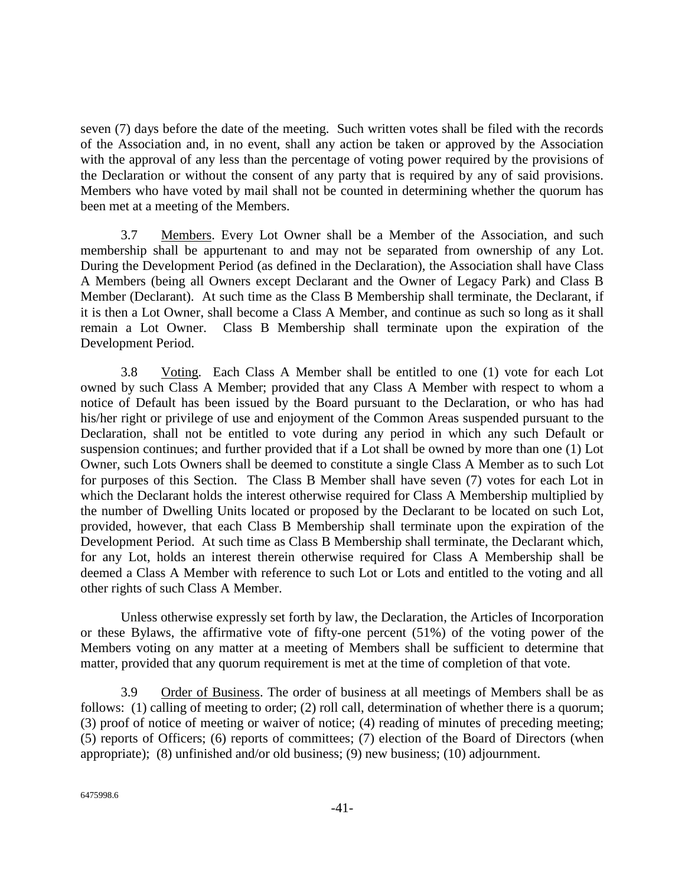seven (7) days before the date of the meeting. Such written votes shall be filed with the records of the Association and, in no event, shall any action be taken or approved by the Association with the approval of any less than the percentage of voting power required by the provisions of the Declaration or without the consent of any party that is required by any of said provisions. Members who have voted by mail shall not be counted in determining whether the quorum has been met at a meeting of the Members.

3.7 Members. Every Lot Owner shall be a Member of the Association, and such membership shall be appurtenant to and may not be separated from ownership of any Lot. During the Development Period (as defined in the Declaration), the Association shall have Class A Members (being all Owners except Declarant and the Owner of Legacy Park) and Class B Member (Declarant). At such time as the Class B Membership shall terminate, the Declarant, if it is then a Lot Owner, shall become a Class A Member, and continue as such so long as it shall remain a Lot Owner. Class B Membership shall terminate upon the expiration of the Development Period.

3.8 Voting. Each Class A Member shall be entitled to one (1) vote for each Lot owned by such Class A Member; provided that any Class A Member with respect to whom a notice of Default has been issued by the Board pursuant to the Declaration, or who has had his/her right or privilege of use and enjoyment of the Common Areas suspended pursuant to the Declaration, shall not be entitled to vote during any period in which any such Default or suspension continues; and further provided that if a Lot shall be owned by more than one (1) Lot Owner, such Lots Owners shall be deemed to constitute a single Class A Member as to such Lot for purposes of this Section. The Class B Member shall have seven (7) votes for each Lot in which the Declarant holds the interest otherwise required for Class A Membership multiplied by the number of Dwelling Units located or proposed by the Declarant to be located on such Lot, provided, however, that each Class B Membership shall terminate upon the expiration of the Development Period. At such time as Class B Membership shall terminate, the Declarant which, for any Lot, holds an interest therein otherwise required for Class A Membership shall be deemed a Class A Member with reference to such Lot or Lots and entitled to the voting and all other rights of such Class A Member.

Unless otherwise expressly set forth by law, the Declaration, the Articles of Incorporation or these Bylaws, the affirmative vote of fifty-one percent (51%) of the voting power of the Members voting on any matter at a meeting of Members shall be sufficient to determine that matter, provided that any quorum requirement is met at the time of completion of that vote.

3.9 Order of Business. The order of business at all meetings of Members shall be as follows: (1) calling of meeting to order; (2) roll call, determination of whether there is a quorum; (3) proof of notice of meeting or waiver of notice; (4) reading of minutes of preceding meeting; (5) reports of Officers; (6) reports of committees; (7) election of the Board of Directors (when appropriate); (8) unfinished and/or old business; (9) new business; (10) adjournment.

6475998.6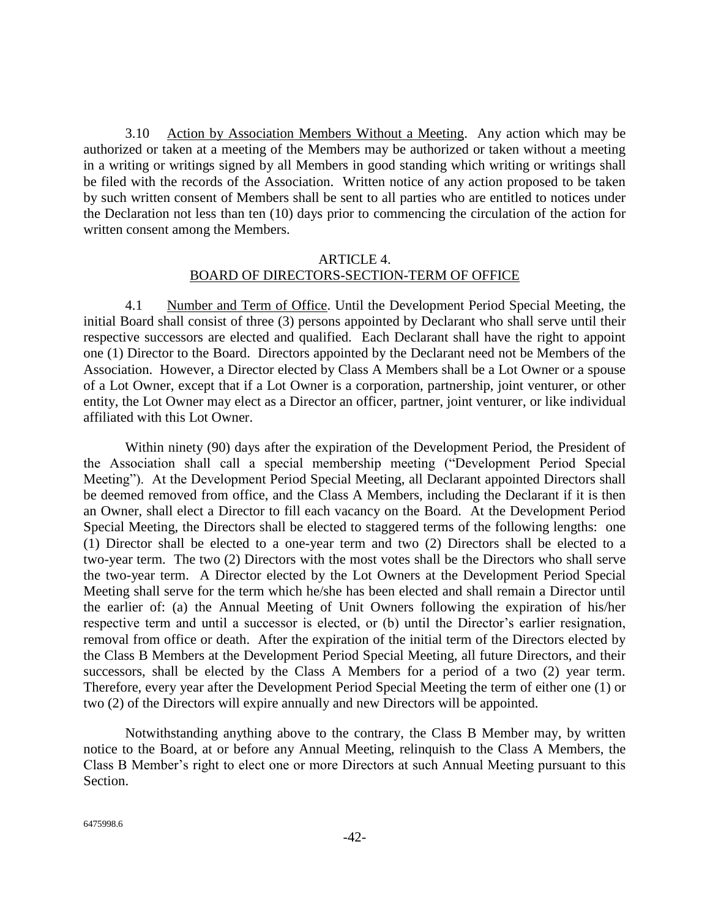3.10 Action by Association Members Without a Meeting. Any action which may be authorized or taken at a meeting of the Members may be authorized or taken without a meeting in a writing or writings signed by all Members in good standing which writing or writings shall be filed with the records of the Association. Written notice of any action proposed to be taken by such written consent of Members shall be sent to all parties who are entitled to notices under the Declaration not less than ten (10) days prior to commencing the circulation of the action for written consent among the Members.

## ARTICLE 4.
## BOARD OF DIRECTORS-SECTION-TERM OF OFFICE

4.1 Number and Term of Office. Until the Development Period Special Meeting, the initial Board shall consist of three (3) persons appointed by Declarant who shall serve until their respective successors are elected and qualified. Each Declarant shall have the right to appoint one (1) Director to the Board. Directors appointed by the Declarant need not be Members of the Association. However, a Director elected by Class A Members shall be a Lot Owner or a spouse of a Lot Owner, except that if a Lot Owner is a corporation, partnership, joint venturer, or other entity, the Lot Owner may elect as a Director an officer, partner, joint venturer, or like individual affiliated with this Lot Owner.

Within ninety (90) days after the expiration of the Development Period, the President of the Association shall call a special membership meeting ("Development Period Special Meeting"). At the Development Period Special Meeting, all Declarant appointed Directors shall be deemed removed from office, and the Class A Members, including the Declarant if it is then an Owner, shall elect a Director to fill each vacancy on the Board. At the Development Period Special Meeting, the Directors shall be elected to staggered terms of the following lengths: one (1) Director shall be elected to a one-year term and two (2) Directors shall be elected to a two-year term. The two (2) Directors with the most votes shall be the Directors who shall serve the two-year term. A Director elected by the Lot Owners at the Development Period Special Meeting shall serve for the term which he/she has been elected and shall remain a Director until the earlier of: (a) the Annual Meeting of Unit Owners following the expiration of his/her respective term and until a successor is elected, or (b) until the Director's earlier resignation, removal from office or death. After the expiration of the initial term of the Directors elected by the Class B Members at the Development Period Special Meeting, all future Directors, and their successors, shall be elected by the Class A Members for a period of a two (2) year term. Therefore, every year after the Development Period Special Meeting the term of either one (1) or two (2) of the Directors will expire annually and new Directors will be appointed.

Notwithstanding anything above to the contrary, the Class B Member may, by written notice to the Board, at or before any Annual Meeting, relinquish to the Class A Members, the Class B Member's right to elect one or more Directors at such Annual Meeting pursuant to this Section.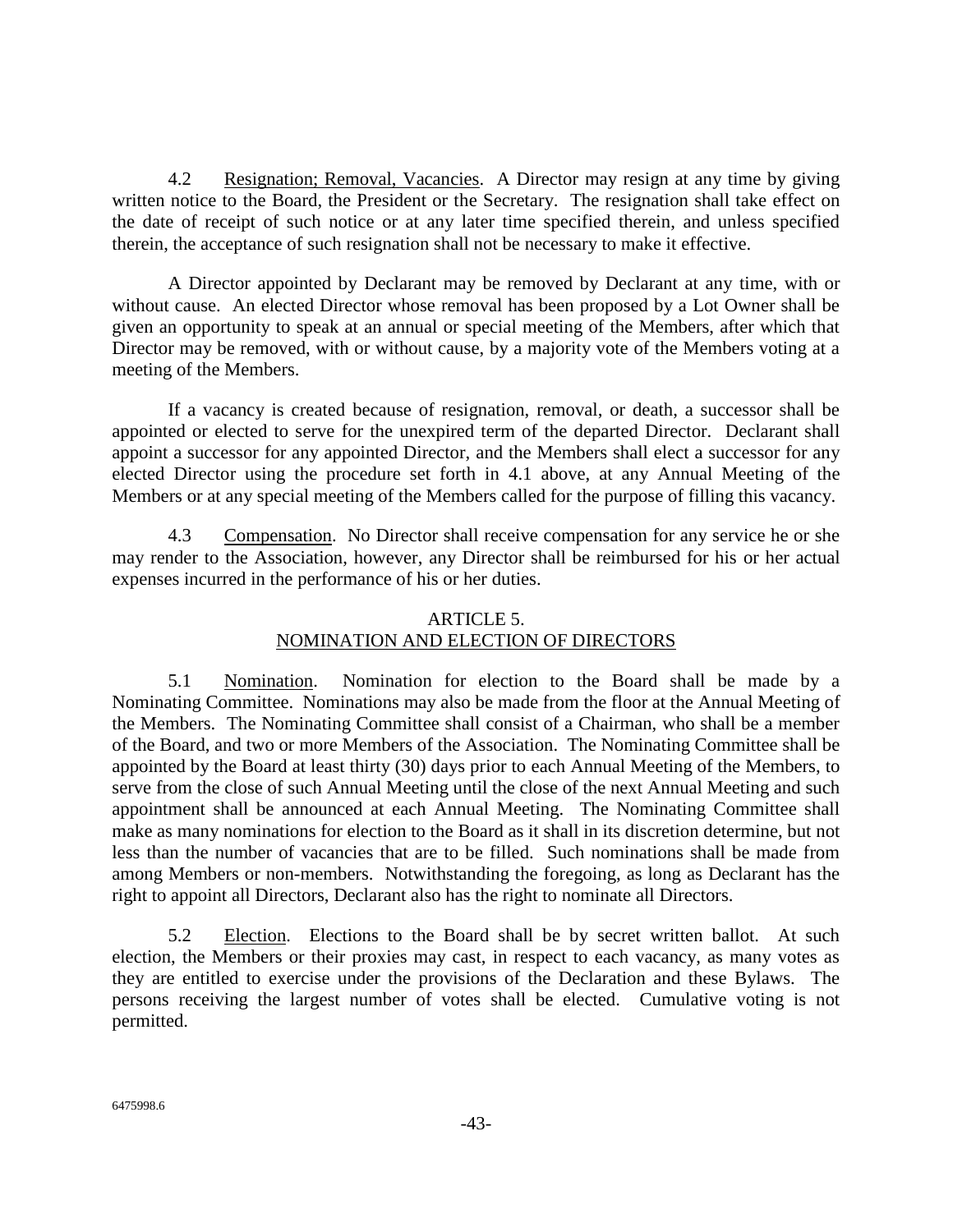4.2 Resignation; Removal, Vacancies. A Director may resign at any time by giving written notice to the Board, the President or the Secretary. The resignation shall take effect on the date of receipt of such notice or at any later time specified therein, and unless specified therein, the acceptance of such resignation shall not be necessary to make it effective.

A Director appointed by Declarant may be removed by Declarant at any time, with or without cause. An elected Director whose removal has been proposed by a Lot Owner shall be given an opportunity to speak at an annual or special meeting of the Members, after which that Director may be removed, with or without cause, by a majority vote of the Members voting at a meeting of the Members.

If a vacancy is created because of resignation, removal, or death, a successor shall be appointed or elected to serve for the unexpired term of the departed Director. Declarant shall appoint a successor for any appointed Director, and the Members shall elect a successor for any elected Director using the procedure set forth in 4.1 above, at any Annual Meeting of the Members or at any special meeting of the Members called for the purpose of filling this vacancy.

4.3 Compensation. No Director shall receive compensation for any service he or she may render to the Association, however, any Director shall be reimbursed for his or her actual expenses incurred in the performance of his or her duties.

## ARTICLE 5.
## NOMINATION AND ELECTION OF DIRECTORS

5.1 Nomination. Nomination for election to the Board shall be made by a Nominating Committee. Nominations may also be made from the floor at the Annual Meeting of the Members. The Nominating Committee shall consist of a Chairman, who shall be a member of the Board, and two or more Members of the Association. The Nominating Committee shall be appointed by the Board at least thirty (30) days prior to each Annual Meeting of the Members, to serve from the close of such Annual Meeting until the close of the next Annual Meeting and such appointment shall be announced at each Annual Meeting. The Nominating Committee shall make as many nominations for election to the Board as it shall in its discretion determine, but not less than the number of vacancies that are to be filled. Such nominations shall be made from among Members or non-members. Notwithstanding the foregoing, as long as Declarant has the right to appoint all Directors, Declarant also has the right to nominate all Directors.

5.2 Election. Elections to the Board shall be by secret written ballot. At such election, the Members or their proxies may cast, in respect to each vacancy, as many votes as they are entitled to exercise under the provisions of the Declaration and these Bylaws. The persons receiving the largest number of votes shall be elected. Cumulative voting is not permitted.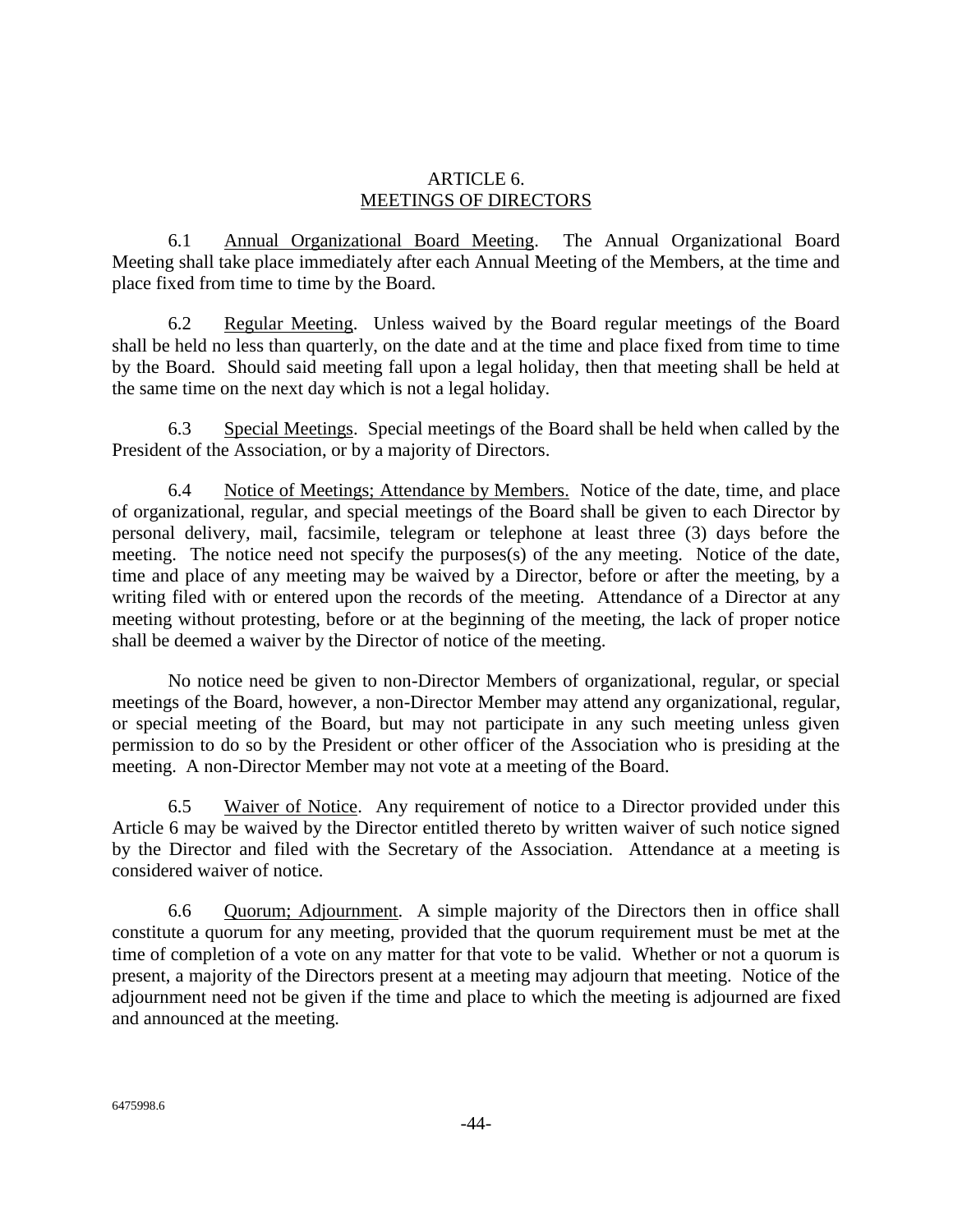# ARTICLE 6.
## MEETINGS OF DIRECTORS

6.1 Annual Organizational Board Meeting. The Annual Organizational Board Meeting shall take place immediately after each Annual Meeting of the Members, at the time and place fixed from time to time by the Board.

6.2 Regular Meeting. Unless waived by the Board regular meetings of the Board shall be held no less than quarterly, on the date and at the time and place fixed from time to time by the Board. Should said meeting fall upon a legal holiday, then that meeting shall be held at the same time on the next day which is not a legal holiday.

6.3 Special Meetings. Special meetings of the Board shall be held when called by the President of the Association, or by a majority of Directors.

6.4 Notice of Meetings; Attendance by Members. Notice of the date, time, and place of organizational, regular, and special meetings of the Board shall be given to each Director by personal delivery, mail, facsimile, telegram or telephone at least three (3) days before the meeting. The notice need not specify the purposes(s) of the any meeting. Notice of the date, time and place of any meeting may be waived by a Director, before or after the meeting, by a writing filed with or entered upon the records of the meeting. Attendance of a Director at any meeting without protesting, before or at the beginning of the meeting, the lack of proper notice shall be deemed a waiver by the Director of notice of the meeting.

No notice need be given to non-Director Members of organizational, regular, or special meetings of the Board, however, a non-Director Member may attend any organizational, regular, or special meeting of the Board, but may not participate in any such meeting unless given permission to do so by the President or other officer of the Association who is presiding at the meeting. A non-Director Member may not vote at a meeting of the Board.

6.5 Waiver of Notice. Any requirement of notice to a Director provided under this Article 6 may be waived by the Director entitled thereto by written waiver of such notice signed by the Director and filed with the Secretary of the Association. Attendance at a meeting is considered waiver of notice.

6.6 Quorum; Adjournment. A simple majority of the Directors then in office shall constitute a quorum for any meeting, provided that the quorum requirement must be met at the time of completion of a vote on any matter for that vote to be valid. Whether or not a quorum is present, a majority of the Directors present at a meeting may adjourn that meeting. Notice of the adjournment need not be given if the time and place to which the meeting is adjourned are fixed and announced at the meeting.

6475998.6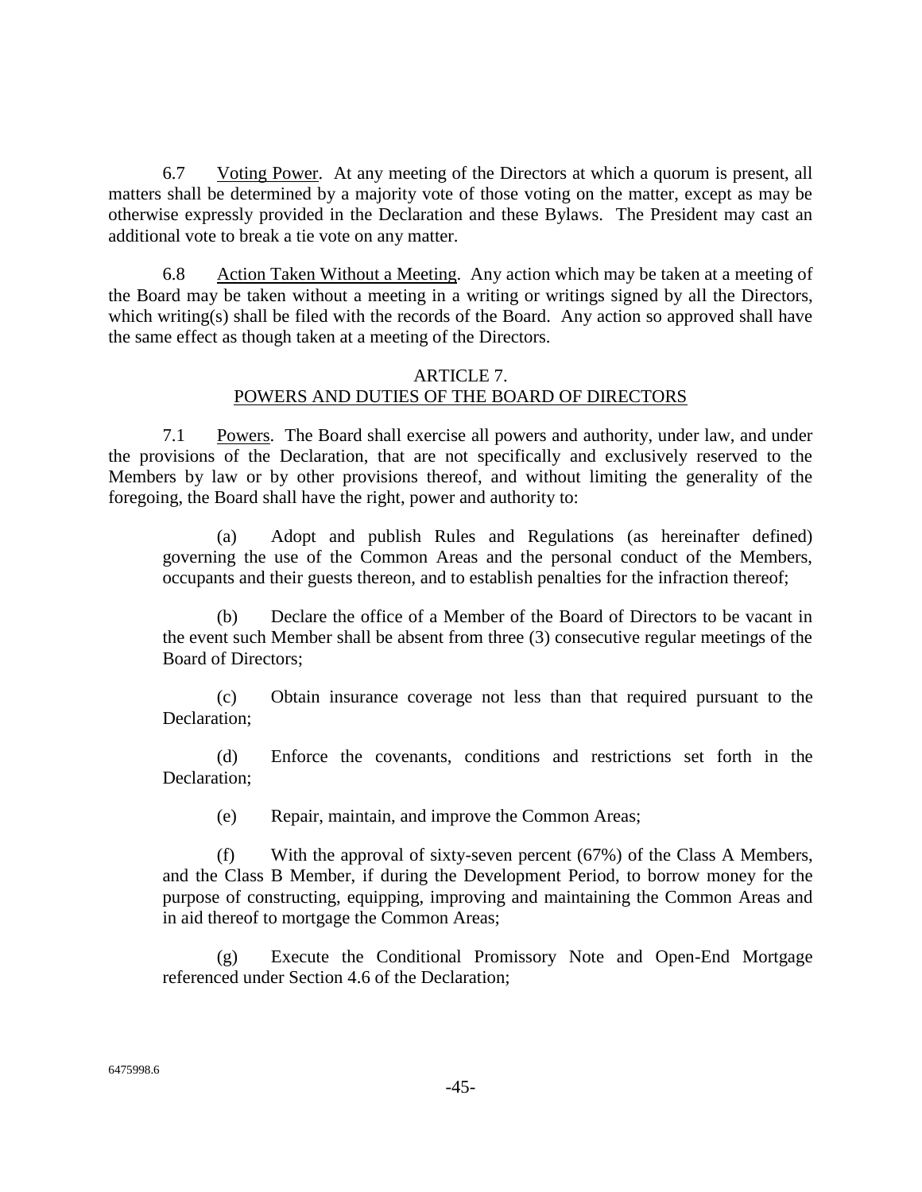6.7 Voting Power. At any meeting of the Directors at which a quorum is present, all matters shall be determined by a majority vote of those voting on the matter, except as may be otherwise expressly provided in the Declaration and these Bylaws. The President may cast an additional vote to break a tie vote on any matter.

6.8 Action Taken Without a Meeting. Any action which may be taken at a meeting of the Board may be taken without a meeting in a writing or writings signed by all the Directors, which writing(s) shall be filed with the records of the Board. Any action so approved shall have the same effect as though taken at a meeting of the Directors.

## ARTICLE 7.
## POWERS AND DUTIES OF THE BOARD OF DIRECTORS

7.1 Powers. The Board shall exercise all powers and authority, under law, and under the provisions of the Declaration, that are not specifically and exclusively reserved to the Members by law or by other provisions thereof, and without limiting the generality of the foregoing, the Board shall have the right, power and authority to:

(a) Adopt and publish Rules and Regulations (as hereinafter defined) governing the use of the Common Areas and the personal conduct of the Members, occupants and their guests thereon, and to establish penalties for the infraction thereof;

(b) Declare the office of a Member of the Board of Directors to be vacant in the event such Member shall be absent from three (3) consecutive regular meetings of the Board of Directors;

(c) Obtain insurance coverage not less than that required pursuant to the Declaration;

(d) Enforce the covenants, conditions and restrictions set forth in the Declaration;

(e) Repair, maintain, and improve the Common Areas;

(f) With the approval of sixty-seven percent (67%) of the Class A Members, and the Class B Member, if during the Development Period, to borrow money for the purpose of constructing, equipping, improving and maintaining the Common Areas and in aid thereof to mortgage the Common Areas;

(g) Execute the Conditional Promissory Note and Open-End Mortgage referenced under Section 4.6 of the Declaration;

6475998.6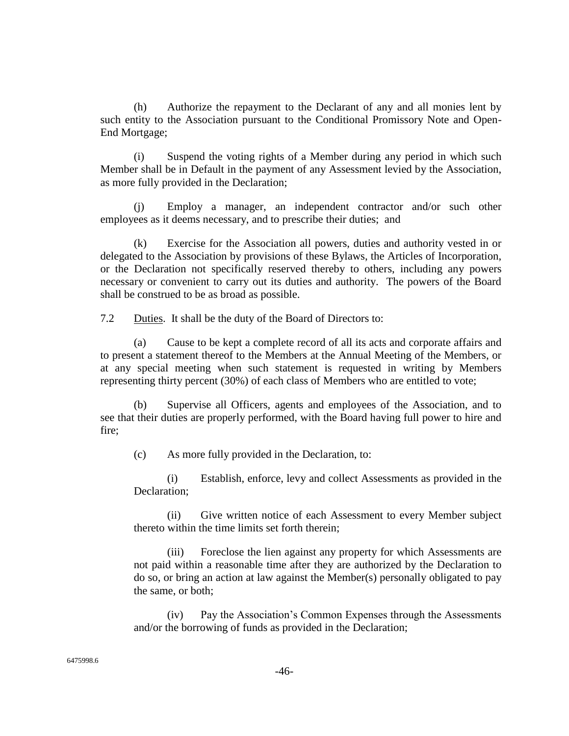(h) Authorize the repayment to the Declarant of any and all monies lent by such entity to the Association pursuant to the Conditional Promissory Note and Open-End Mortgage;

(i) Suspend the voting rights of a Member during any period in which such Member shall be in Default in the payment of any Assessment levied by the Association, as more fully provided in the Declaration;

(j) Employ a manager, an independent contractor and/or such other employees as it deems necessary, and to prescribe their duties; and

(k) Exercise for the Association all powers, duties and authority vested in or delegated to the Association by provisions of these Bylaws, the Articles of Incorporation, or the Declaration not specifically reserved thereby to others, including any powers necessary or convenient to carry out its duties and authority. The powers of the Board shall be construed to be as broad as possible.

7.2 Duties. It shall be the duty of the Board of Directors to:

(a) Cause to be kept a complete record of all its acts and corporate affairs and to present a statement thereof to the Members at the Annual Meeting of the Members, or at any special meeting when such statement is requested in writing by Members representing thirty percent (30%) of each class of Members who are entitled to vote;

(b) Supervise all Officers, agents and employees of the Association, and to see that their duties are properly performed, with the Board having full power to hire and fire;

(c) As more fully provided in the Declaration, to:

(i) Establish, enforce, levy and collect Assessments as provided in the Declaration;

(ii) Give written notice of each Assessment to every Member subject thereto within the time limits set forth therein;

(iii) Foreclose the lien against any property for which Assessments are not paid within a reasonable time after they are authorized by the Declaration to do so, or bring an action at law against the Member(s) personally obligated to pay the same, or both;

(iv) Pay the Association's Common Expenses through the Assessments and/or the borrowing of funds as provided in the Declaration;

6475998.6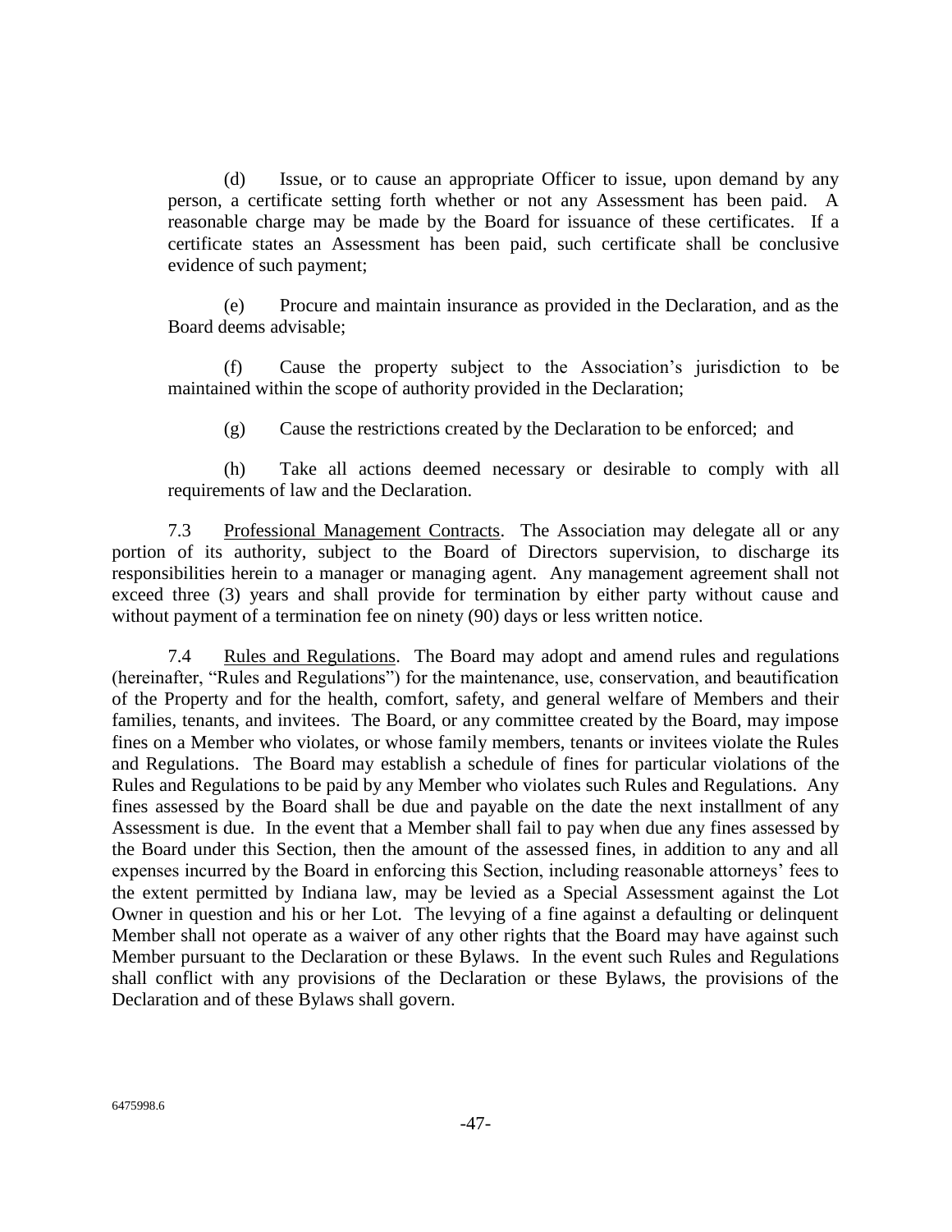(d) Issue, or to cause an appropriate Officer to issue, upon demand by any person, a certificate setting forth whether or not any Assessment has been paid. A reasonable charge may be made by the Board for issuance of these certificates. If a certificate states an Assessment has been paid, such certificate shall be conclusive evidence of such payment;

(e) Procure and maintain insurance as provided in the Declaration, and as the Board deems advisable;

(f) Cause the property subject to the Association's jurisdiction to be maintained within the scope of authority provided in the Declaration;

(g) Cause the restrictions created by the Declaration to be enforced; and

(h) Take all actions deemed necessary or desirable to comply with all requirements of law and the Declaration.

7.3 Professional Management Contracts. The Association may delegate all or any portion of its authority, subject to the Board of Directors supervision, to discharge its responsibilities herein to a manager or managing agent. Any management agreement shall not exceed three (3) years and shall provide for termination by either party without cause and without payment of a termination fee on ninety (90) days or less written notice.

7.4 Rules and Regulations. The Board may adopt and amend rules and regulations (hereinafter, "Rules and Regulations") for the maintenance, use, conservation, and beautification of the Property and for the health, comfort, safety, and general welfare of Members and their families, tenants, and invitees. The Board, or any committee created by the Board, may impose fines on a Member who violates, or whose family members, tenants or invitees violate the Rules and Regulations. The Board may establish a schedule of fines for particular violations of the Rules and Regulations to be paid by any Member who violates such Rules and Regulations. Any fines assessed by the Board shall be due and payable on the date the next installment of any Assessment is due. In the event that a Member shall fail to pay when due any fines assessed by the Board under this Section, then the amount of the assessed fines, in addition to any and all expenses incurred by the Board in enforcing this Section, including reasonable attorneys' fees to the extent permitted by Indiana law, may be levied as a Special Assessment against the Lot Owner in question and his or her Lot. The levying of a fine against a defaulting or delinquent Member shall not operate as a waiver of any other rights that the Board may have against such Member pursuant to the Declaration or these Bylaws. In the event such Rules and Regulations shall conflict with any provisions of the Declaration or these Bylaws, the provisions of the Declaration and of these Bylaws shall govern.

6475998.6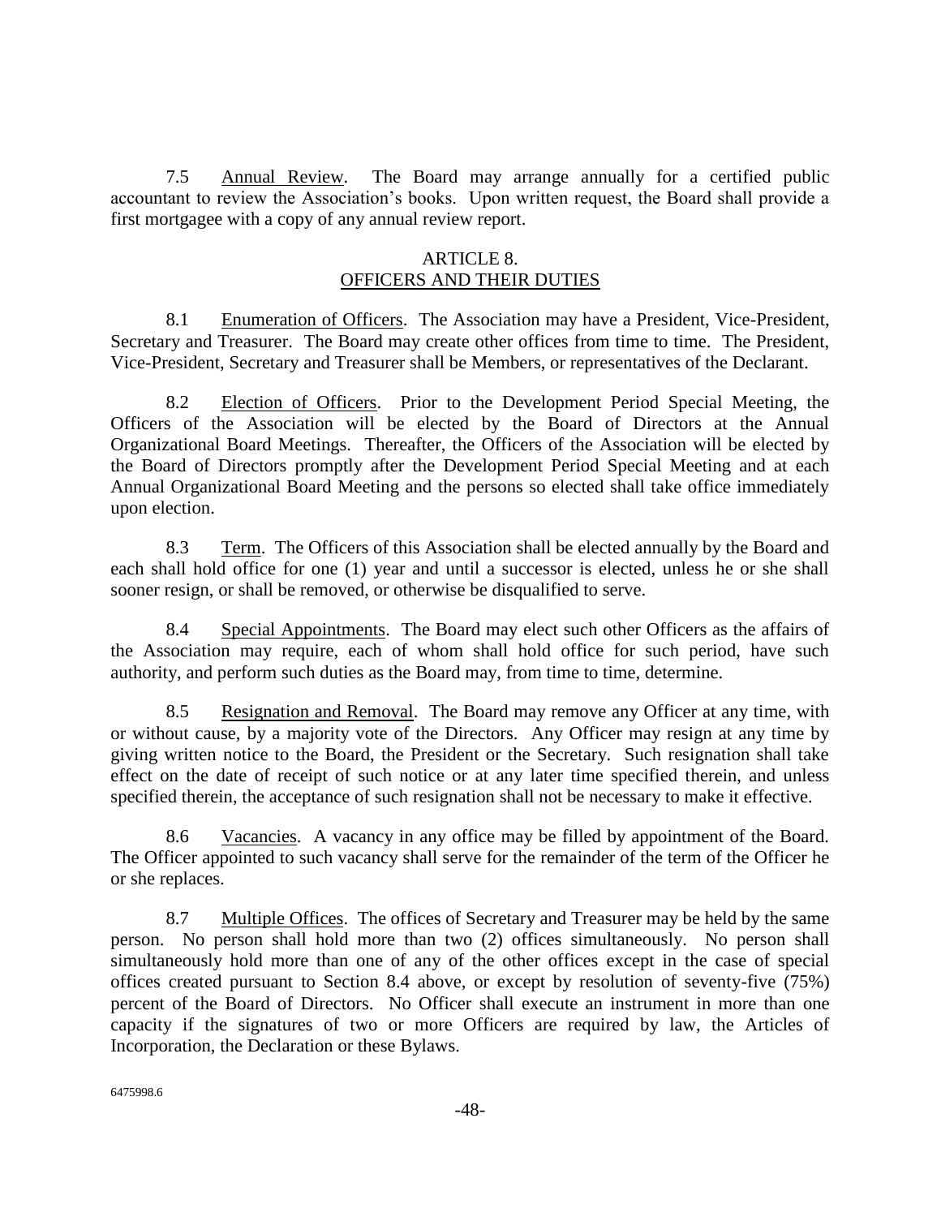7.5 Annual Review. The Board may arrange annually for a certified public accountant to review the Association's books. Upon written request, the Board shall provide a first mortgagee with a copy of any annual review report.

## ARTICLE 8.
## OFFICERS AND THEIR DUTIES

8.1 Enumeration of Officers. The Association may have a President, Vice-President, Secretary and Treasurer. The Board may create other offices from time to time. The President, Vice-President, Secretary and Treasurer shall be Members, or representatives of the Declarant.

8.2 Election of Officers. Prior to the Development Period Special Meeting, the Officers of the Association will be elected by the Board of Directors at the Annual Organizational Board Meetings. Thereafter, the Officers of the Association will be elected by the Board of Directors promptly after the Development Period Special Meeting and at each Annual Organizational Board Meeting and the persons so elected shall take office immediately upon election.

8.3 Term. The Officers of this Association shall be elected annually by the Board and each shall hold office for one (1) year and until a successor is elected, unless he or she shall sooner resign, or shall be removed, or otherwise be disqualified to serve.

8.4 Special Appointments. The Board may elect such other Officers as the affairs of the Association may require, each of whom shall hold office for such period, have such authority, and perform such duties as the Board may, from time to time, determine.

8.5 Resignation and Removal. The Board may remove any Officer at any time, with or without cause, by a majority vote of the Directors. Any Officer may resign at any time by giving written notice to the Board, the President or the Secretary. Such resignation shall take effect on the date of receipt of such notice or at any later time specified therein, and unless specified therein, the acceptance of such resignation shall not be necessary to make it effective.

8.6 Vacancies. A vacancy in any office may be filled by appointment of the Board. The Officer appointed to such vacancy shall serve for the remainder of the term of the Officer he or she replaces.

8.7 Multiple Offices. The offices of Secretary and Treasurer may be held by the same person. No person shall hold more than two (2) offices simultaneously. No person shall simultaneously hold more than one of any of the other offices except in the case of special offices created pursuant to Section 8.4 above, or except by resolution of seventy-five (75%) percent of the Board of Directors. No Officer shall execute an instrument in more than one capacity if the signatures of two or more Officers are required by law, the Articles of Incorporation, the Declaration or these Bylaws.

6475998.6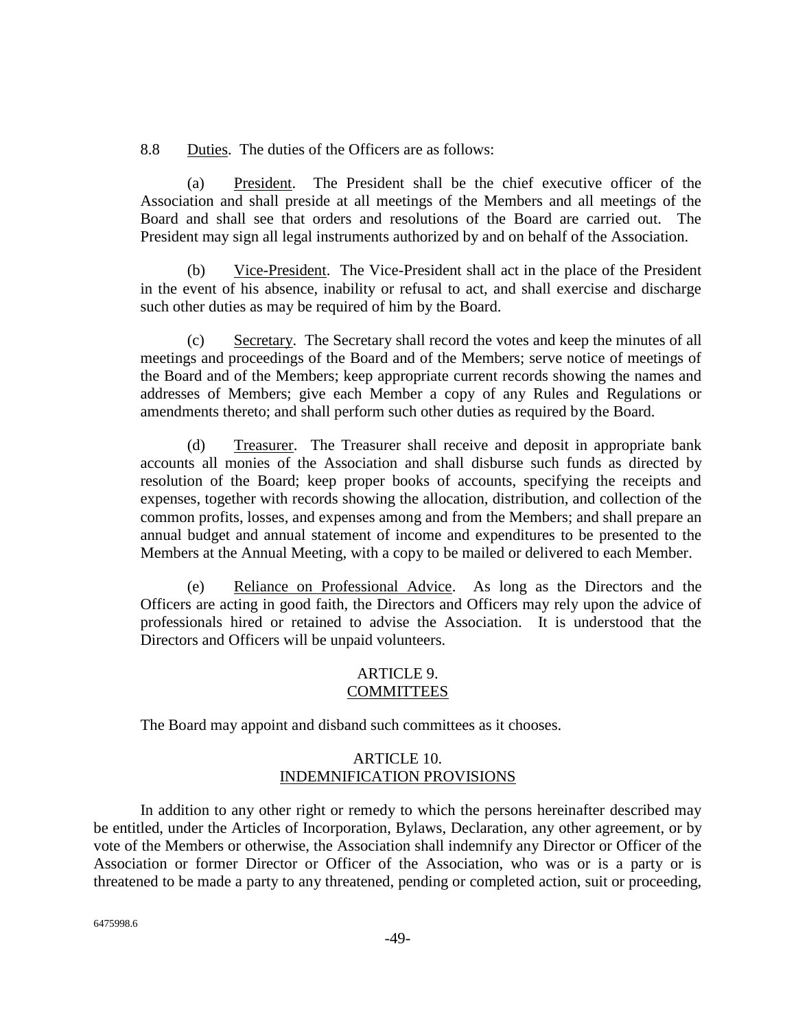8.8 Duties. The duties of the Officers are as follows:

(a) President. The President shall be the chief executive officer of the Association and shall preside at all meetings of the Members and all meetings of the Board and shall see that orders and resolutions of the Board are carried out. The President may sign all legal instruments authorized by and on behalf of the Association.

(b) Vice-President. The Vice-President shall act in the place of the President in the event of his absence, inability or refusal to act, and shall exercise and discharge such other duties as may be required of him by the Board.

(c) Secretary. The Secretary shall record the votes and keep the minutes of all meetings and proceedings of the Board and of the Members; serve notice of meetings of the Board and of the Members; keep appropriate current records showing the names and addresses of Members; give each Member a copy of any Rules and Regulations or amendments thereto; and shall perform such other duties as required by the Board.

(d) Treasurer. The Treasurer shall receive and deposit in appropriate bank accounts all monies of the Association and shall disburse such funds as directed by resolution of the Board; keep proper books of accounts, specifying the receipts and expenses, together with records showing the allocation, distribution, and collection of the common profits, losses, and expenses among and from the Members; and shall prepare an annual budget and annual statement of income and expenditures to be presented to the Members at the Annual Meeting, with a copy to be mailed or delivered to each Member.

(e) Reliance on Professional Advice. As long as the Directors and the Officers are acting in good faith, the Directors and Officers may rely upon the advice of professionals hired or retained to advise the Association. It is understood that the Directors and Officers will be unpaid volunteers.

## ARTICLE 9. COMMITTEES

The Board may appoint and disband such committees as it chooses.

## ARTICLE 10. INDEMNIFICATION PROVISIONS

In addition to any other right or remedy to which the persons hereinafter described may be entitled, under the Articles of Incorporation, Bylaws, Declaration, any other agreement, or by vote of the Members or otherwise, the Association shall indemnify any Director or Officer of the Association or former Director or Officer of the Association, who was or is a party or is threatened to be made a party to any threatened, pending or completed action, suit or proceeding,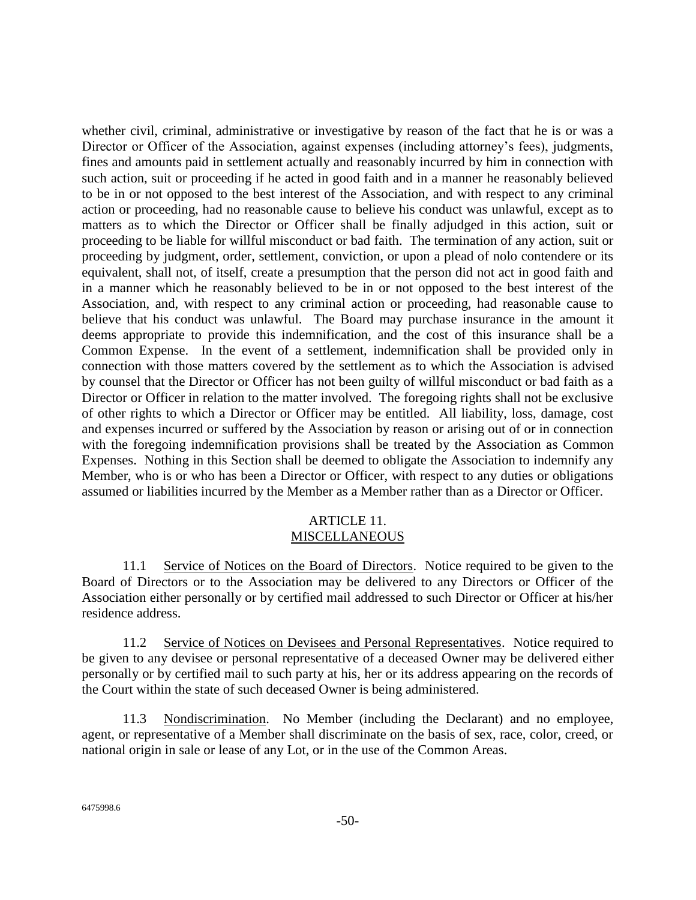whether civil, criminal, administrative or investigative by reason of the fact that he is or was a Director or Officer of the Association, against expenses (including attorney's fees), judgments, fines and amounts paid in settlement actually and reasonably incurred by him in connection with such action, suit or proceeding if he acted in good faith and in a manner he reasonably believed to be in or not opposed to the best interest of the Association, and with respect to any criminal action or proceeding, had no reasonable cause to believe his conduct was unlawful, except as to matters as to which the Director or Officer shall be finally adjudged in this action, suit or proceeding to be liable for willful misconduct or bad faith. The termination of any action, suit or proceeding by judgment, order, settlement, conviction, or upon a plead of nolo contendere or its equivalent, shall not, of itself, create a presumption that the person did not act in good faith and in a manner which he reasonably believed to be in or not opposed to the best interest of the Association, and, with respect to any criminal action or proceeding, had reasonable cause to believe that his conduct was unlawful. The Board may purchase insurance in the amount it deems appropriate to provide this indemnification, and the cost of this insurance shall be a Common Expense. In the event of a settlement, indemnification shall be provided only in connection with those matters covered by the settlement as to which the Association is advised by counsel that the Director or Officer has not been guilty of willful misconduct or bad faith as a Director or Officer in relation to the matter involved. The foregoing rights shall not be exclusive of other rights to which a Director or Officer may be entitled. All liability, loss, damage, cost and expenses incurred or suffered by the Association by reason or arising out of or in connection with the foregoing indemnification provisions shall be treated by the Association as Common Expenses. Nothing in this Section shall be deemed to obligate the Association to indemnify any Member, who is or who has been a Director or Officer, with respect to any duties or obligations assumed or liabilities incurred by the Member as a Member rather than as a Director or Officer.

## ARTICLE 11.
## MISCELLANEOUS

11.1 Service of Notices on the Board of Directors. Notice required to be given to the Board of Directors or to the Association may be delivered to any Directors or Officer of the Association either personally or by certified mail addressed to such Director or Officer at his/her residence address.

11.2 Service of Notices on Devisees and Personal Representatives. Notice required to be given to any devisee or personal representative of a deceased Owner may be delivered either personally or by certified mail to such party at his, her or its address appearing on the records of the Court within the state of such deceased Owner is being administered.

11.3 Nondiscrimination. No Member (including the Declarant) and no employee, agent, or representative of a Member shall discriminate on the basis of sex, race, color, creed, or national origin in sale or lease of any Lot, or in the use of the Common Areas.

6475998.6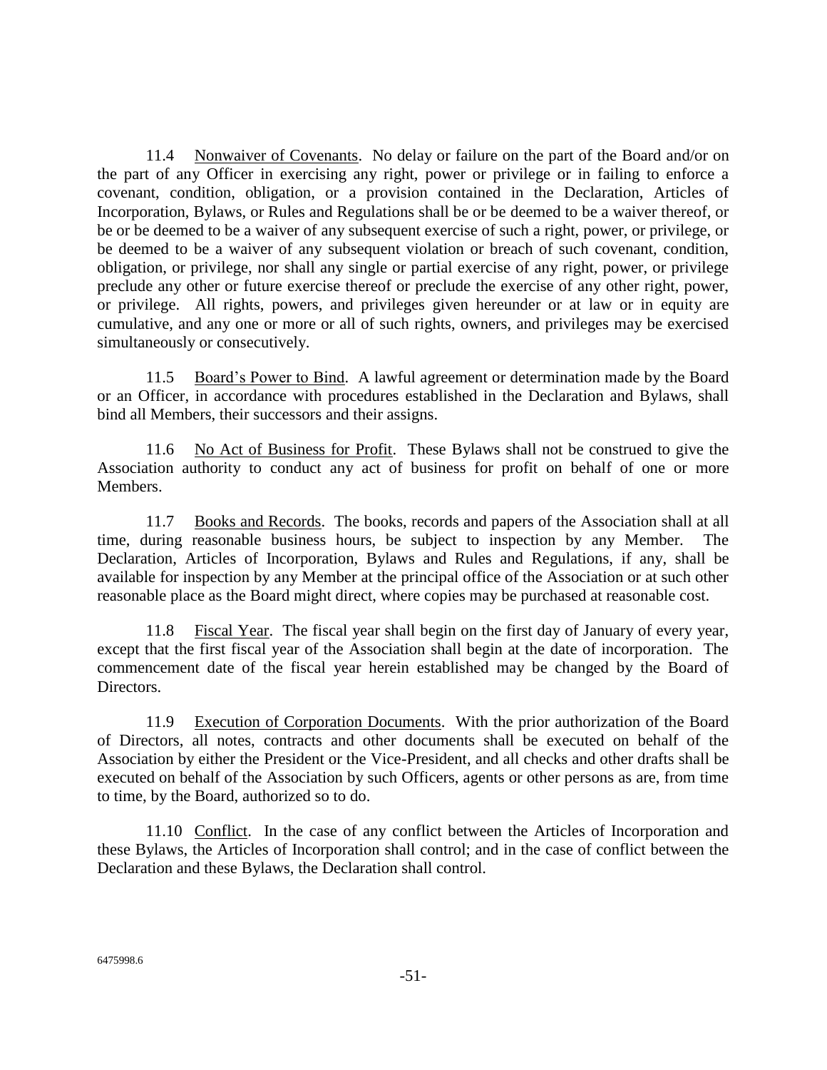11.4 Nonwaiver of Covenants. No delay or failure on the part of the Board and/or on the part of any Officer in exercising any right, power or privilege or in failing to enforce a covenant, condition, obligation, or a provision contained in the Declaration, Articles of Incorporation, Bylaws, or Rules and Regulations shall be or be deemed to be a waiver thereof, or be or be deemed to be a waiver of any subsequent exercise of such a right, power, or privilege, or be deemed to be a waiver of any subsequent violation or breach of such covenant, condition, obligation, or privilege, nor shall any single or partial exercise of any right, power, or privilege preclude any other or future exercise thereof or preclude the exercise of any other right, power, or privilege. All rights, powers, and privileges given hereunder or at law or in equity are cumulative, and any one or more or all of such rights, owners, and privileges may be exercised simultaneously or consecutively.

11.5 Board's Power to Bind. A lawful agreement or determination made by the Board or an Officer, in accordance with procedures established in the Declaration and Bylaws, shall bind all Members, their successors and their assigns.

11.6 No Act of Business for Profit. These Bylaws shall not be construed to give the Association authority to conduct any act of business for profit on behalf of one or more Members.

11.7 Books and Records. The books, records and papers of the Association shall at all time, during reasonable business hours, be subject to inspection by any Member. The Declaration, Articles of Incorporation, Bylaws and Rules and Regulations, if any, shall be available for inspection by any Member at the principal office of the Association or at such other reasonable place as the Board might direct, where copies may be purchased at reasonable cost.

11.8 Fiscal Year. The fiscal year shall begin on the first day of January of every year, except that the first fiscal year of the Association shall begin at the date of incorporation. The commencement date of the fiscal year herein established may be changed by the Board of Directors.

11.9 Execution of Corporation Documents. With the prior authorization of the Board of Directors, all notes, contracts and other documents shall be executed on behalf of the Association by either the President or the Vice-President, and all checks and other drafts shall be executed on behalf of the Association by such Officers, agents or other persons as are, from time to time, by the Board, authorized so to do.

11.10 Conflict. In the case of any conflict between the Articles of Incorporation and these Bylaws, the Articles of Incorporation shall control; and in the case of conflict between the Declaration and these Bylaws, the Declaration shall control.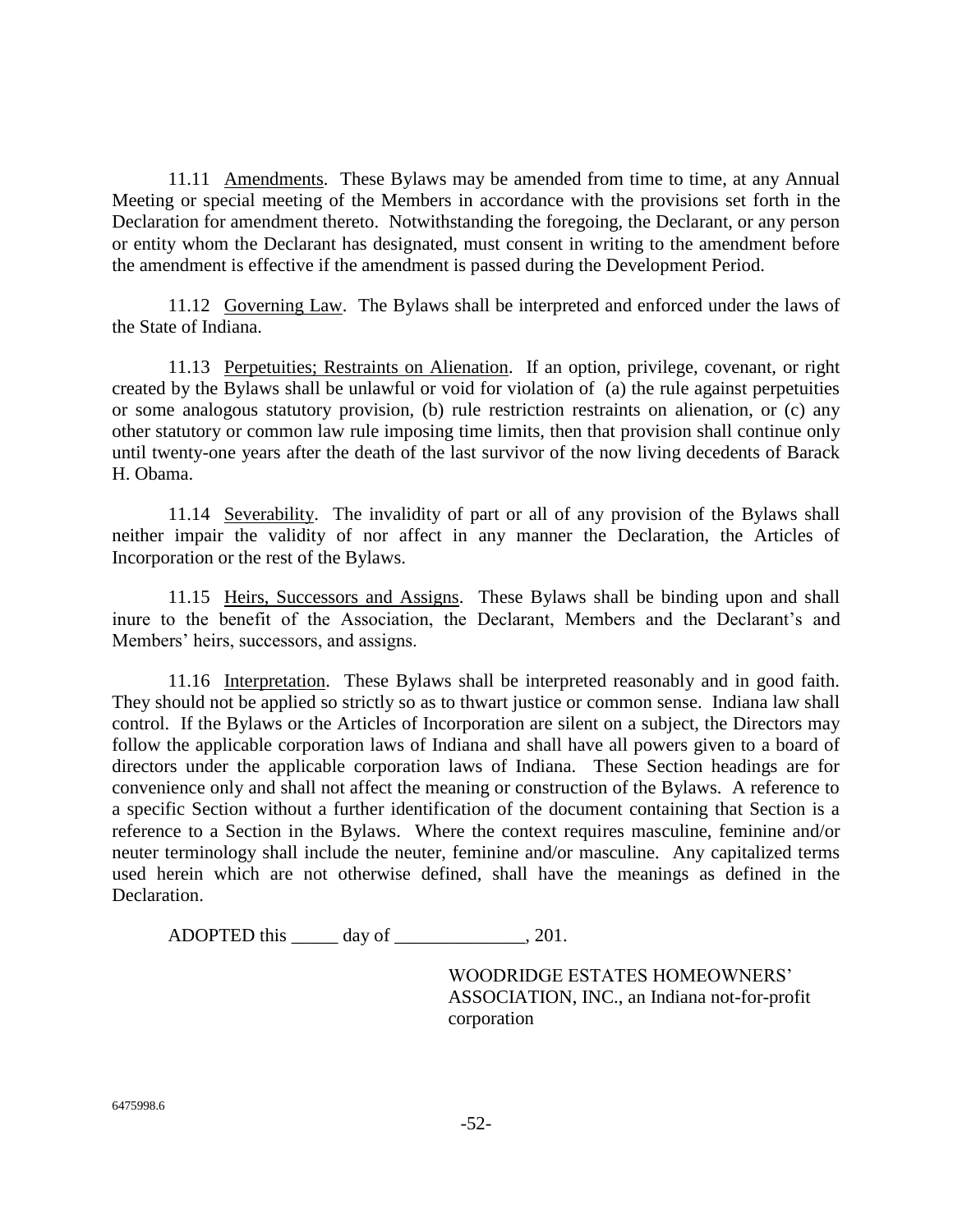11.11 Amendments. These Bylaws may be amended from time to time, at any Annual Meeting or special meeting of the Members in accordance with the provisions set forth in the Declaration for amendment thereto. Notwithstanding the foregoing, the Declarant, or any person or entity whom the Declarant has designated, must consent in writing to the amendment before the amendment is effective if the amendment is passed during the Development Period.

11.12 Governing Law. The Bylaws shall be interpreted and enforced under the laws of the State of Indiana.

11.13 Perpetuities; Restraints on Alienation. If an option, privilege, covenant, or right created by the Bylaws shall be unlawful or void for violation of (a) the rule against perpetuities or some analogous statutory provision, (b) rule restriction restraints on alienation, or (c) any other statutory or common law rule imposing time limits, then that provision shall continue only until twenty-one years after the death of the last survivor of the now living decedents of Barack H. Obama.

11.14 Severability. The invalidity of part or all of any provision of the Bylaws shall neither impair the validity of nor affect in any manner the Declaration, the Articles of Incorporation or the rest of the Bylaws.

11.15 Heirs, Successors and Assigns. These Bylaws shall be binding upon and shall inure to the benefit of the Association, the Declarant, Members and the Declarant's and Members' heirs, successors, and assigns.

11.16 Interpretation. These Bylaws shall be interpreted reasonably and in good faith. They should not be applied so strictly so as to thwart justice or common sense. Indiana law shall control. If the Bylaws or the Articles of Incorporation are silent on a subject, the Directors may follow the applicable corporation laws of Indiana and shall have all powers given to a board of directors under the applicable corporation laws of Indiana. These Section headings are for convenience only and shall not affect the meaning or construction of the Bylaws. A reference to a specific Section without a further identification of the document containing that Section is a reference to a Section in the Bylaws. Where the context requires masculine, feminine and/or neuter terminology shall include the neuter, feminine and/or masculine. Any capitalized terms used herein which are not otherwise defined, shall have the meanings as defined in the Declaration.

ADOPTED this _____ day of ______________, 201.

WOODRIDGE ESTATES HOMEOWNERS' ASSOCIATION, INC., an Indiana not-for-profit corporation

6475998.6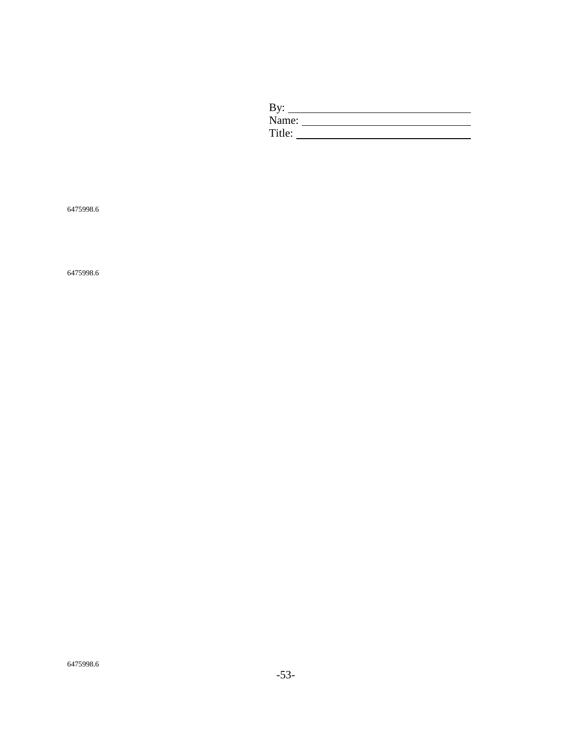By: \_\_\_\_\_\_\_\_\_\_\_\_\_\_\_\_\_\_\_\_\_\_\_\_\_\_\_\_\_\_\_\_
Name: \_\_\_\_\_\_\_\_\_\_\_\_\_\_\_\_\_\_\_\_\_\_\_\_\_\_\_\_\_\_
Title: \_\_\_\_\_\_\_\_\_\_\_\_\_\_\_\_\_\_\_\_\_\_\_\_\_\_\_\_\_\_\_

6475998.6

6475998.6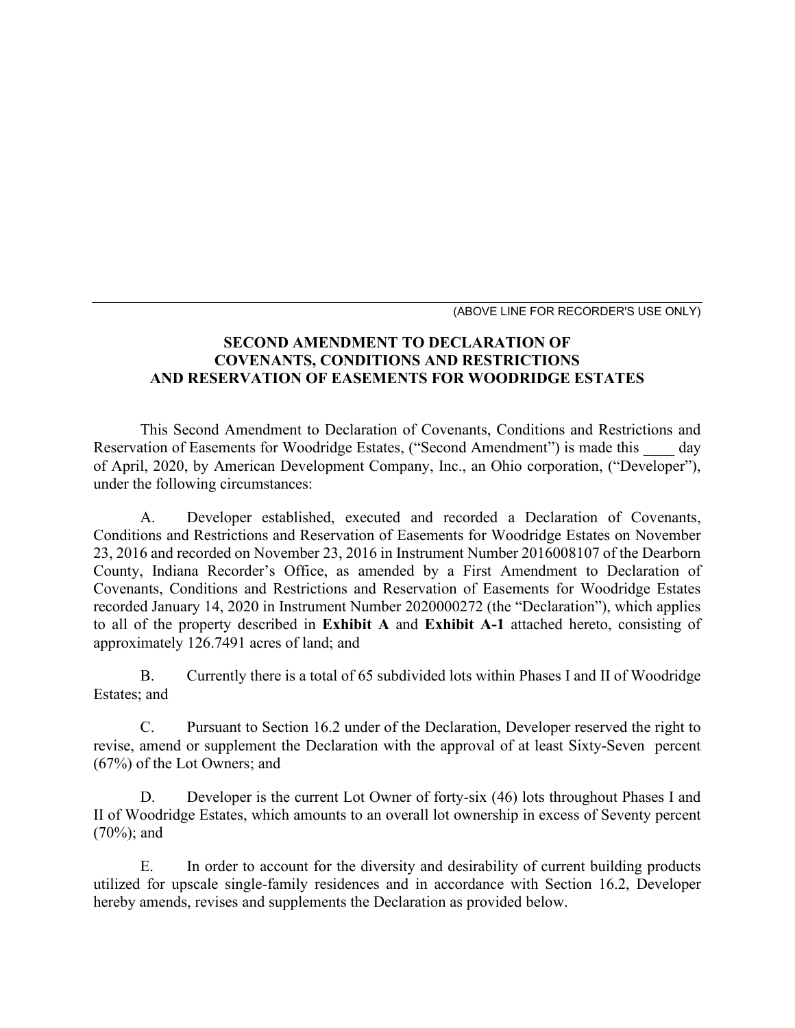(ABOVE LINE FOR RECORDER'S USE ONLY)

**SECOND AMENDMENT TO DECLARATION OF COVENANTS, CONDITIONS AND RESTRICTIONS AND RESERVATION OF EASEMENTS FOR WOODRIDGE ESTATES**

This Second Amendment to Declaration of Covenants, Conditions and Restrictions and Reservation of Easements for Woodridge Estates, ("Second Amendment") is made this ____ day of April, 2020, by American Development Company, Inc., an Ohio corporation, ("Developer"), under the following circumstances:

A. Developer established, executed and recorded a Declaration of Covenants, Conditions and Restrictions and Reservation of Easements for Woodridge Estates on November 23, 2016 and recorded on November 23, 2016 in Instrument Number 2016008107 of the Dearborn County, Indiana Recorder's Office, as amended by a First Amendment to Declaration of Covenants, Conditions and Restrictions and Reservation of Easements for Woodridge Estates recorded January 14, 2020 in Instrument Number 2020000272 (the "Declaration"), which applies to all of the property described in **Exhibit A** and **Exhibit A-1** attached hereto, consisting of approximately 126.7491 acres of land; and

B. Currently there is a total of 65 subdivided lots within Phases I and II of Woodridge Estates; and

C. Pursuant to Section 16.2 under of the Declaration, Developer reserved the right to revise, amend or supplement the Declaration with the approval of at least Sixty-Seven percent (67%) of the Lot Owners; and

D. Developer is the current Lot Owner of forty-six (46) lots throughout Phases I and II of Woodridge Estates, which amounts to an overall lot ownership in excess of Seventy percent (70%); and

E. In order to account for the diversity and desirability of current building products utilized for upscale single-family residences and in accordance with Section 16.2, Developer hereby amends, revises and supplements the Declaration as provided below.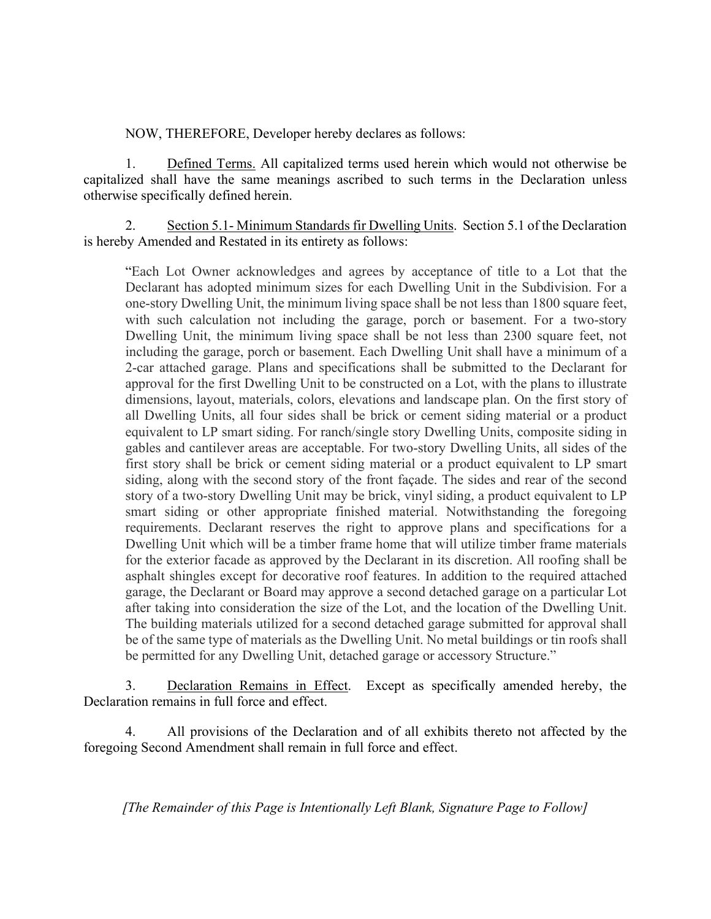NOW, THEREFORE, Developer hereby declares as follows:

1. <u>Defined Terms.</u> All capitalized terms used herein which would not otherwise be capitalized shall have the same meanings ascribed to such terms in the Declaration unless otherwise specifically defined herein.

2. <u>Section 5.1- Minimum Standards fir Dwelling Units</u>. Section 5.1 of the Declaration is hereby Amended and Restated in its entirety as follows:

> "Each Lot Owner acknowledges and agrees by acceptance of title to a Lot that the Declarant has adopted minimum sizes for each Dwelling Unit in the Subdivision. For a one-story Dwelling Unit, the minimum living space shall be not less than 1800 square feet, with such calculation not including the garage, porch or basement. For a two-story Dwelling Unit, the minimum living space shall be not less than 2300 square feet, not including the garage, porch or basement. Each Dwelling Unit shall have a minimum of a 2-car attached garage. Plans and specifications shall be submitted to the Declarant for approval for the first Dwelling Unit to be constructed on a Lot, with the plans to illustrate dimensions, layout, materials, colors, elevations and landscape plan. On the first story of all Dwelling Units, all four sides shall be brick or cement siding material or a product equivalent to LP smart siding. For ranch/single story Dwelling Units, composite siding in gables and cantilever areas are acceptable. For two-story Dwelling Units, all sides of the first story shall be brick or cement siding material or a product equivalent to LP smart siding, along with the second story of the front façade. The sides and rear of the second story of a two-story Dwelling Unit may be brick, vinyl siding, a product equivalent to LP smart siding or other appropriate finished material. Notwithstanding the foregoing requirements. Declarant reserves the right to approve plans and specifications for a Dwelling Unit which will be a timber frame home that will utilize timber frame materials for the exterior facade as approved by the Declarant in its discretion. All roofing shall be asphalt shingles except for decorative roof features. In addition to the required attached garage, the Declarant or Board may approve a second detached garage on a particular Lot after taking into consideration the size of the Lot, and the location of the Dwelling Unit. The building materials utilized for a second detached garage submitted for approval shall be of the same type of materials as the Dwelling Unit. No metal buildings or tin roofs shall be permitted for any Dwelling Unit, detached garage or accessory Structure."

3. <u>Declaration Remains in Effect</u>. Except as specifically amended hereby, the Declaration remains in full force and effect.

4. All provisions of the Declaration and of all exhibits thereto not affected by the foregoing Second Amendment shall remain in full force and effect.

*[The Remainder of this Page is Intentionally Left Blank, Signature Page to Follow]*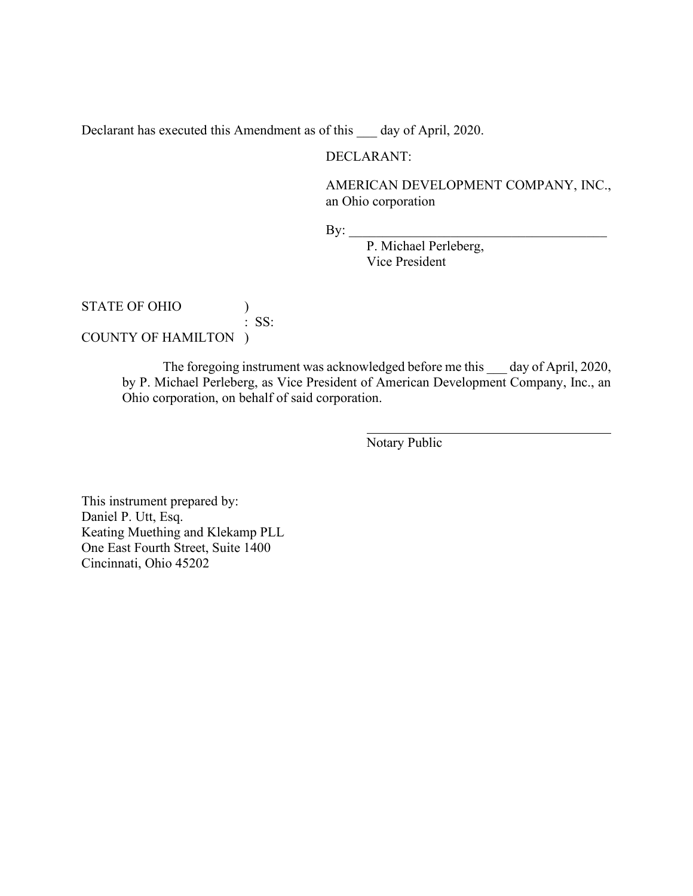Declarant has executed this Amendment as of this ___ day of April, 2020.

DECLARANT:

AMERICAN DEVELOPMENT COMPANY, INC., an Ohio corporation

By: ______________________________________
P. Michael Perleberg,
Vice President

STATE OF OHIO )
: SS:
COUNTY OF HAMILTON )

The foregoing instrument was acknowledged before me this ___ day of April, 2020, by P. Michael Perleberg, as Vice President of American Development Company, Inc., an Ohio corporation, on behalf of said corporation.

______________________________________
Notary Public

This instrument prepared by:
Daniel P. Utt, Esq.
Keating Muething and Klekamp PLL
One East Fourth Street, Suite 1400
Cincinnati, Ohio 45202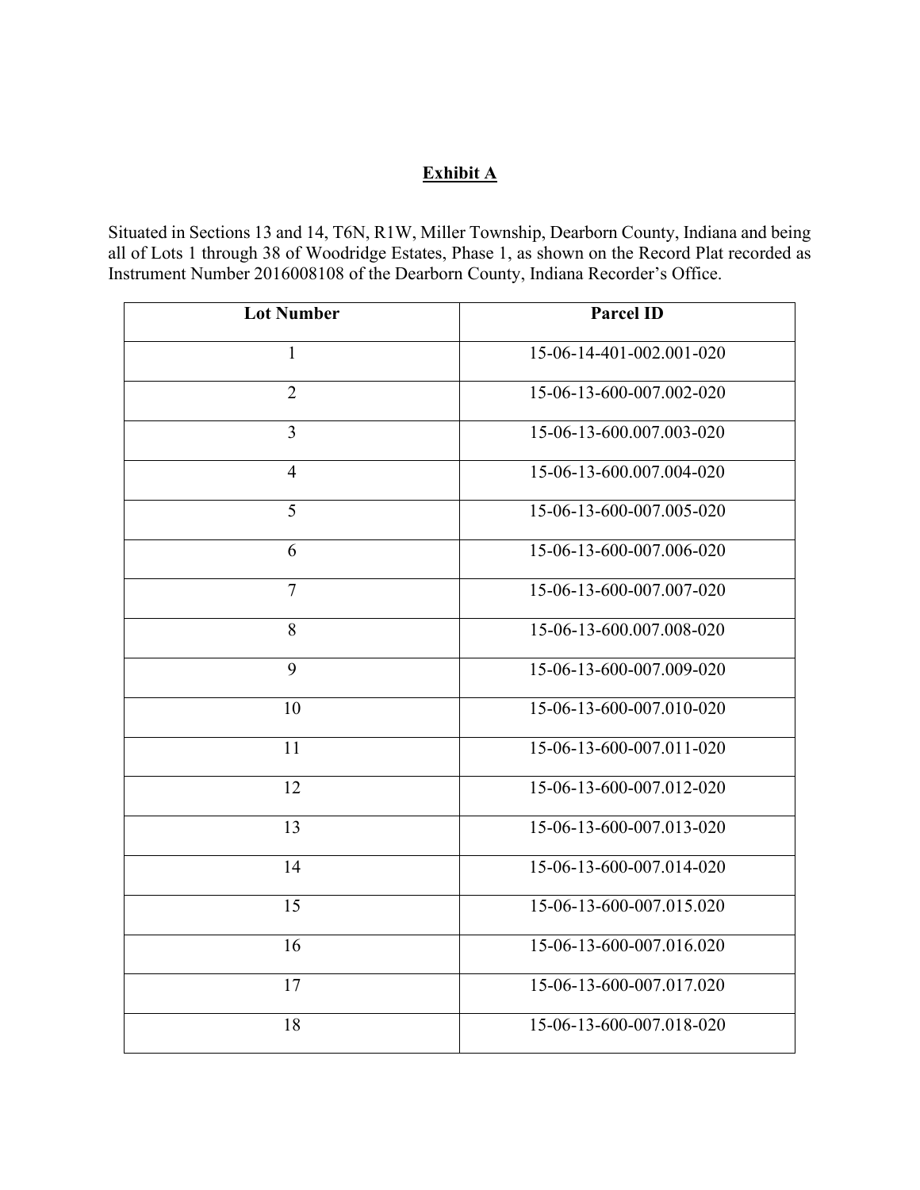## Exhibit A

Situated in Sections 13 and 14, T6N, R1W, Miller Township, Dearborn County, Indiana and being all of Lots 1 through 38 of Woodridge Estates, Phase 1, as shown on the Record Plat recorded as Instrument Number 2016008108 of the Dearborn County, Indiana Recorder's Office.

| Lot Number | Parcel ID |
|---|---|
| 1 | 15-06-14-401-002.001-020 |
| 2 | 15-06-13-600-007.002-020 |
| 3 | 15-06-13-600.007.003-020 |
| 4 | 15-06-13-600.007.004-020 |
| 5 | 15-06-13-600-007.005-020 |
| 6 | 15-06-13-600-007.006-020 |
| 7 | 15-06-13-600-007.007-020 |
| 8 | 15-06-13-600.007.008-020 |
| 9 | 15-06-13-600-007.009-020 |
| 10 | 15-06-13-600-007.010-020 |
| 11 | 15-06-13-600-007.011-020 |
| 12 | 15-06-13-600-007.012-020 |
| 13 | 15-06-13-600-007.013-020 |
| 14 | 15-06-13-600-007.014-020 |
| 15 | 15-06-13-600-007.015.020 |
| 16 | 15-06-13-600-007.016.020 |
| 17 | 15-06-13-600-007.017.020 |
| 18 | 15-06-13-600-007.018-020 |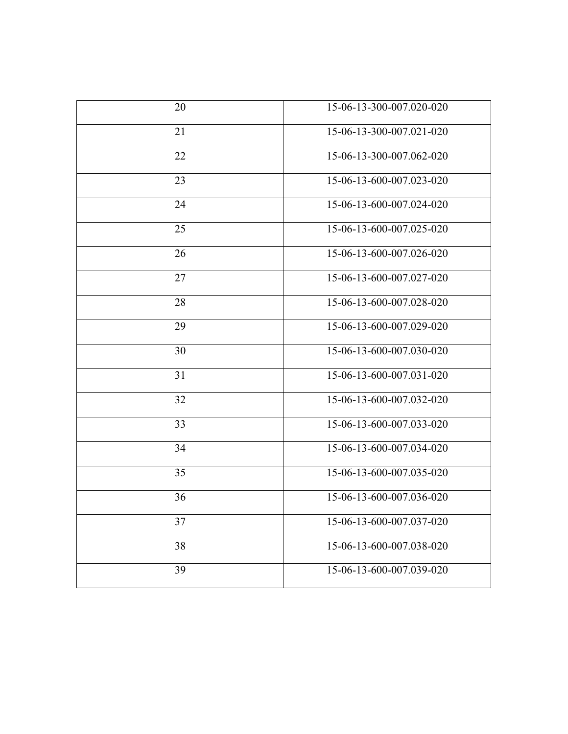| 20 | 15-06-13-300-007.020-020 |
|---|---|
| 21 | 15-06-13-300-007.021-020 |
| 22 | 15-06-13-300-007.062-020 |
| 23 | 15-06-13-600-007.023-020 |
| 24 | 15-06-13-600-007.024-020 |
| 25 | 15-06-13-600-007.025-020 |
| 26 | 15-06-13-600-007.026-020 |
| 27 | 15-06-13-600-007.027-020 |
| 28 | 15-06-13-600-007.028-020 |
| 29 | 15-06-13-600-007.029-020 |
| 30 | 15-06-13-600-007.030-020 |
| 31 | 15-06-13-600-007.031-020 |
| 32 | 15-06-13-600-007.032-020 |
| 33 | 15-06-13-600-007.033-020 |
| 34 | 15-06-13-600-007.034-020 |
| 35 | 15-06-13-600-007.035-020 |
| 36 | 15-06-13-600-007.036-020 |
| 37 | 15-06-13-600-007.037-020 |
| 38 | 15-06-13-600-007.038-020 |
| 39 | 15-06-13-600-007.039-020 |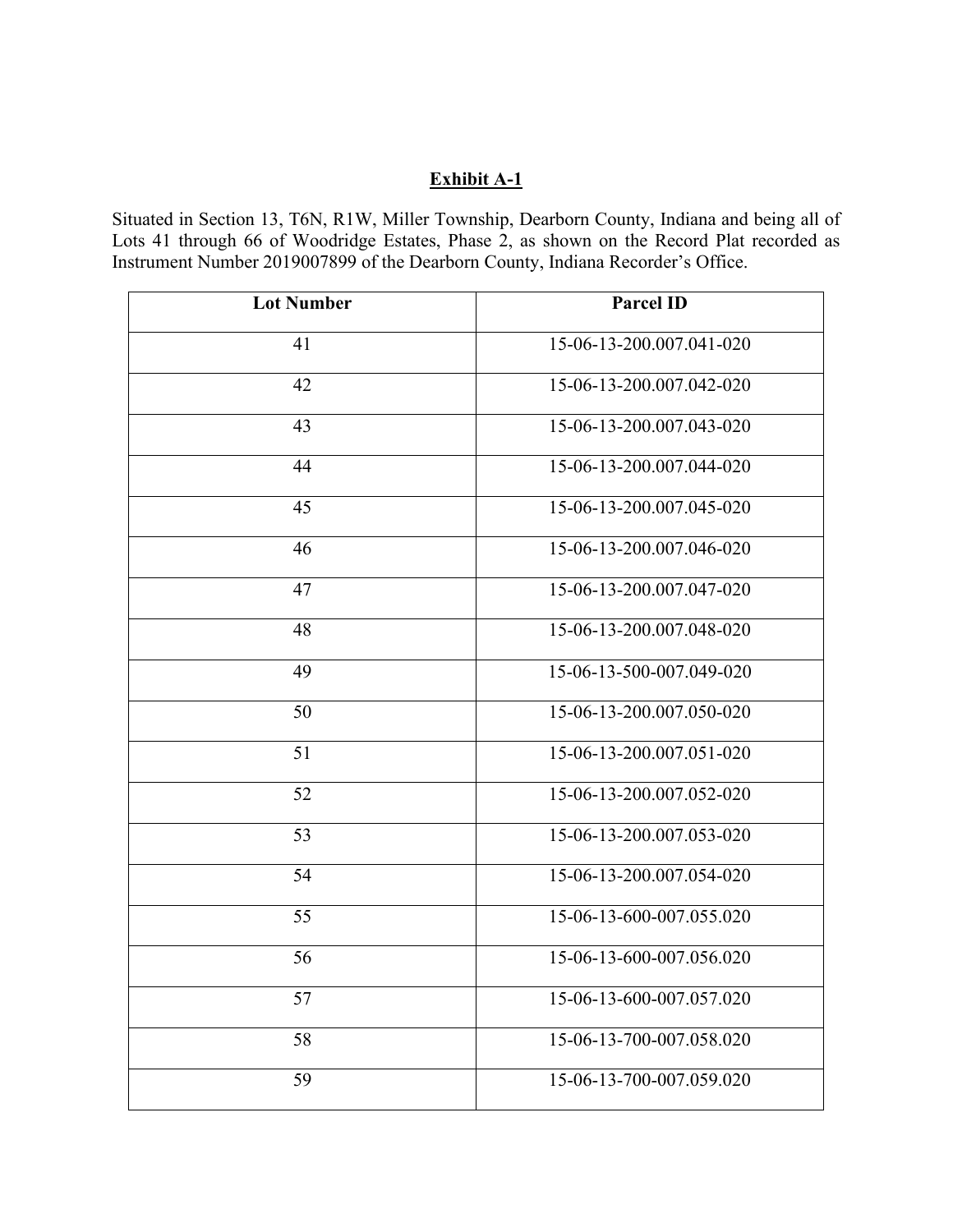**Exhibit A-1**

Situated in Section 13, T6N, R1W, Miller Township, Dearborn County, Indiana and being all of Lots 41 through 66 of Woodridge Estates, Phase 2, as shown on the Record Plat recorded as Instrument Number 2019007899 of the Dearborn County, Indiana Recorder's Office.

| Lot Number | Parcel ID |
|---|---|
| 41 | 15-06-13-200.007.041-020 |
| 42 | 15-06-13-200.007.042-020 |
| 43 | 15-06-13-200.007.043-020 |
| 44 | 15-06-13-200.007.044-020 |
| 45 | 15-06-13-200.007.045-020 |
| 46 | 15-06-13-200.007.046-020 |
| 47 | 15-06-13-200.007.047-020 |
| 48 | 15-06-13-200.007.048-020 |
| 49 | 15-06-13-500-007.049-020 |
| 50 | 15-06-13-200.007.050-020 |
| 51 | 15-06-13-200.007.051-020 |
| 52 | 15-06-13-200.007.052-020 |
| 53 | 15-06-13-200.007.053-020 |
| 54 | 15-06-13-200.007.054-020 |
| 55 | 15-06-13-600-007.055.020 |
| 56 | 15-06-13-600-007.056.020 |
| 57 | 15-06-13-600-007.057.020 |
| 58 | 15-06-13-700-007.058.020 |
| 59 | 15-06-13-700-007.059.020 |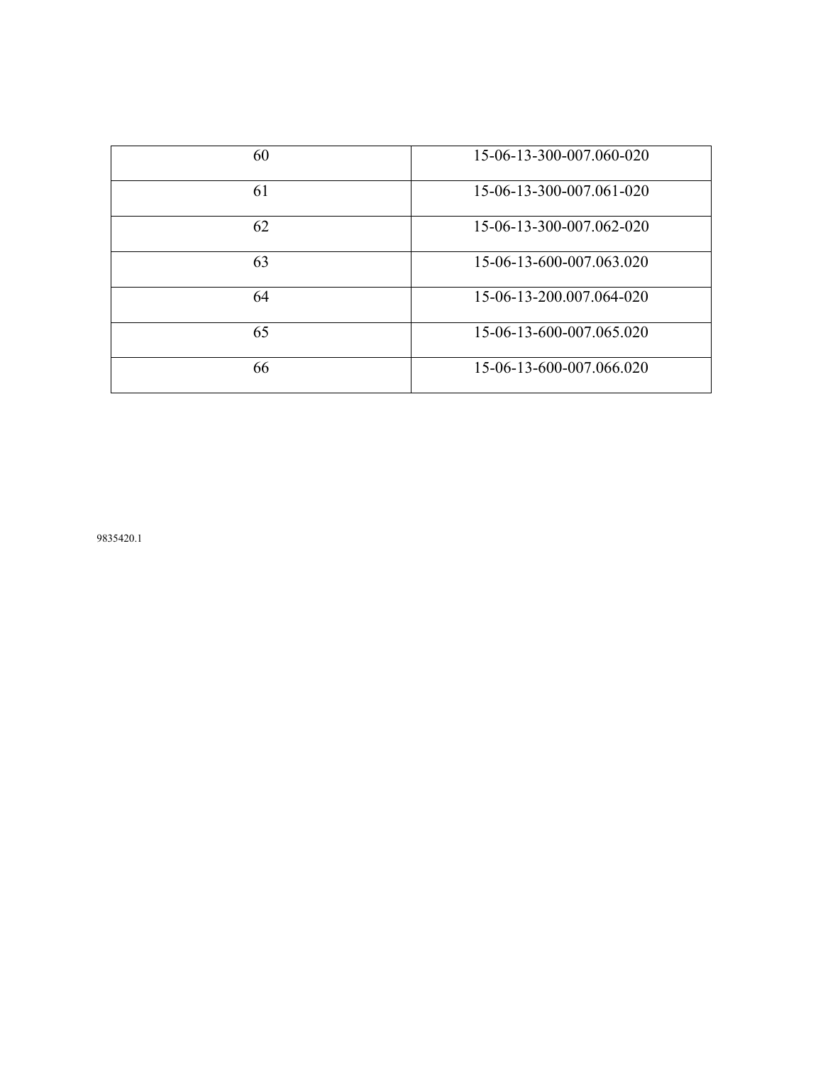| | |
|---|---|
| 60 | 15-06-13-300-007.060-020 |
| 61 | 15-06-13-300-007.061-020 |
| 62 | 15-06-13-300-007.062-020 |
| 63 | 15-06-13-600-007.063.020 |
| 64 | 15-06-13-200.007.064-020 |
| 65 | 15-06-13-600-007.065.020 |
| 66 | 15-06-13-600-007.066.020 |

9835420.1